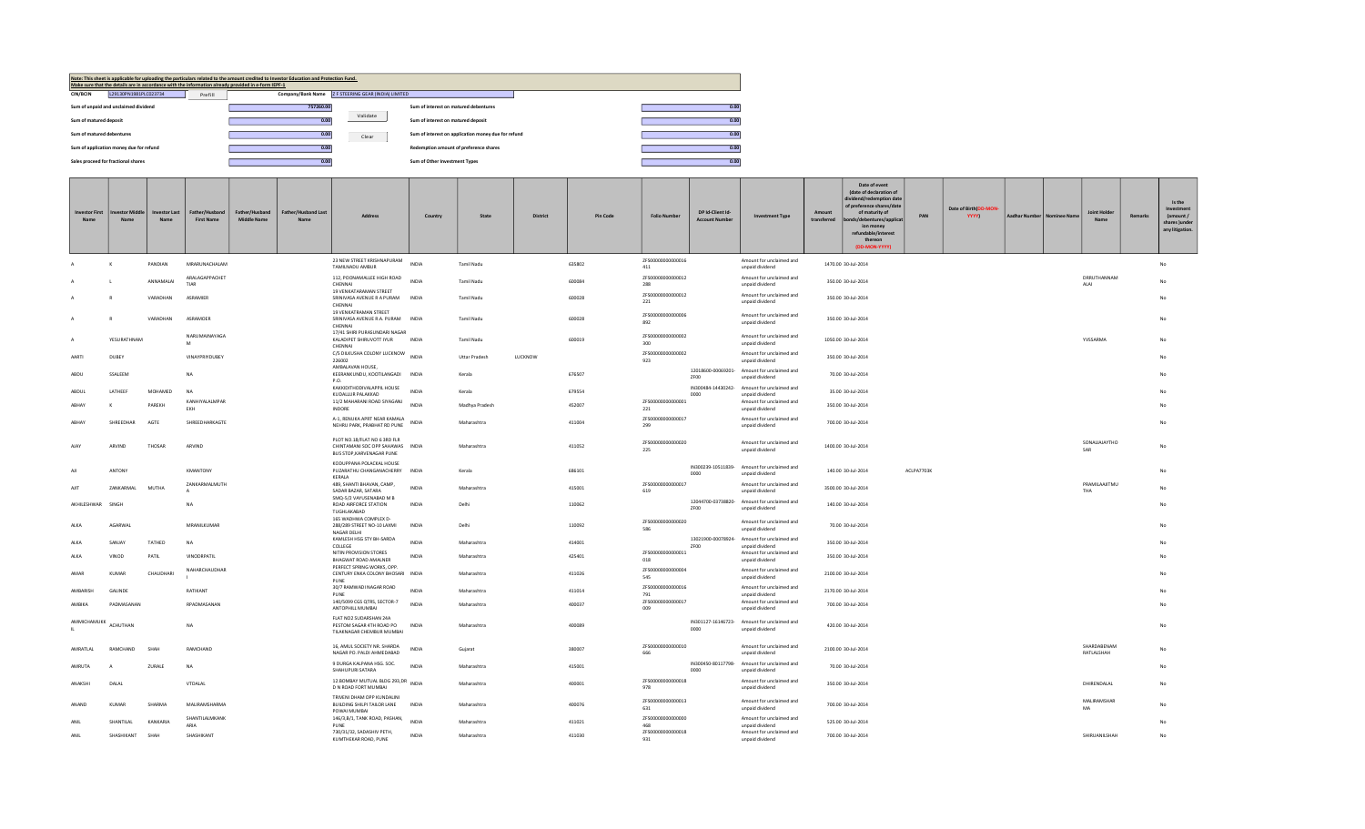Note: This sheet is applicable for uploading the particulars related to the amount credited to Investor Education and Protection Fund.
Make sure that the details are in accordance with the information already provided in e-form IEPF-1

| CIN/BCIN | L29130PN1981PLC023734 | Prefill | Company/Bank Name | Z F STEERING GEAR (INDIA) LIMITED |
|---|---|---|---|---|

| | | | | |
|---|---|---|---|---|
| Sum of unpaid and unclaimed dividend | 757260.00 | | Sum of interest on matured debentures | 0.00 |
| Sum of matured deposit | 0.00 | Validate | Sum of interest on matured deposit | 0.00 |
| Sum of matured debentures | 0.00 | Clear | Sum of interest on application money due for refund | 0.00 |
| Sum of application money due for refund | 0.00 | | Redemption amount of preference shares | 0.00 |
| Sales proceed for fractional shares | 0.00 | | Sum of Other Investment Types | 0.00 |

| Investor First Name | Investor Middle Name | Investor Last Name | Father/Husband First Name | Father/Husband Middle Name | Father/Husband Last Name | Address | Country | State | District | Pin Code | Folio Number | DP Id-Client Id-Account Number | Investment Type | Amount transferred | Date of event (date of declaration of dividend/redemption date of preference shares/date of maturity of bonds/debentures/application money refundable/interest thereon (DD-MON-YYYY) | PAN | Date of Birth(DD-MON-YYYY) | Aadhar Number | Nominee Name | Joint Holder Name | Remarks | Is the Investment (amount / shares )under any litigation. |
|---|---|---|---|---|---|---|---|---|---|---|---|---|---|---|---|---|---|---|---|---|---|---|
| A | K | PANDIAN | MRARUNACHALAM | | | 23 NEW STREET KRISHNAPURAM TAMILNADU AMBUR | INDIA | Tamil Nadu | | 635802 | ZF5000000000000016411 | | Amount for unclaimed and unpaid dividend | 1470.00 | 30-Jul-2014 | | | | | | | No |
| A | L | ANNAMALAI | ARALAGAPPACHETTIAR | | | 112, POONAMALLEE HIGH ROAD CHENNAI | INDIA | Tamil Nadu | | 600084 | ZF5000000000000012288 | | Amount for unclaimed and unpaid dividend | 350.00 | 30-Jul-2014 | | | | | DRRUTHANNAMALAI | | No |
| A | R | VARADHAN | ASRAMIER | | | 19 VENKATARAMAN STREET SRINIVASA AVENUE R A PURAM CHENNAI | INDIA | Tamil Nadu | | 600028 | ZF5000000000000012221 | | Amount for unclaimed and unpaid dividend | 350.00 | 30-Jul-2014 | | | | | | | No |
| A | R | VARADHAN | ASRAMIDER | | | 19 VENKATRAMAN STREET SRINIVASA AVENUE R.A. PURAM CHENNAI | INDIA | Tamil Nadu | | 600028 | ZF5000000000000006892 | | Amount for unclaimed and unpaid dividend | 350.00 | 30-Jul-2014 | | | | | | | No |
| A | YESURATHNAM | | NARUMAINAYAGAM | | | 17/41 SHRI PURASUNDARI NAGAR KALADIPET SHIRUVOTT IYUR CHENNAI | INDIA | Tamil Nadu | | 600019 | ZF5000000000000002300 | | Amount for unclaimed and unpaid dividend | 1050.00 | 30-Jul-2014 | | | | | YVSSARMA | | No |
| AARTI | DUBEY | | VINAYPRIYDUBEY | | | C/5 DAKUSHA COLONY LUCKNOW 226002 | INDIA | Uttar Pradesh | LUCKNOW | | ZF5000000000000002923 | | Amount for unclaimed and unpaid dividend | 350.00 | 30-Jul-2014 | | | | | | | No |
| ABDU | SSALEEM | | NA | | | AMBALAVAN HOUSE, KEERANKUNDU, KOOTILANGADI P.O. | INDIA | Kerala | | 676507 | | 12018600-00065001-ZF00 | Amount for unclaimed and unpaid dividend | 70.00 | 30-Jul-2014 | | | | | | | No |
| ABDUL | LATHEEF | MOHAMED | NA | | | KAKKIDITHODIVALAPPIL HOUSE KUDALLUR PALAKKAD | INDIA | Kerala | | 679554 | | IN300484-14430242-0000 | Amount for unclaimed and unpaid dividend | 35.00 | 30-Jul-2014 | | | | | | | No |
| ABHAY | K | PAREKH | KANHIYALALMPAREKH | | | 11/2 MAHARANI ROAD SIYAGANJ INDORE | INDIA | Madhya Pradesh | | 452007 | ZF5000000000000001221 | | Amount for unclaimed and unpaid dividend | 350.00 | 30-Jul-2014 | | | | | | | No |
| ABHAY | SHREEDHAR | AGTE | SHREEDHARKAGTE | | | A-1, RENUKA APRT NEAR KAMALA NEHRU PARK, PRABHAT RD PUNE | INDIA | Maharashtra | | 411004 | ZF5000000000000017299 | | Amount for unclaimed and unpaid dividend | 700.00 | 30-Jul-2014 | | | | | | | No |
| AJAY | ARVIND | THOSAR | ARVIND | | | PLOT NO.18/FLAT NO 6 3RD FLR CHINTAMANI SOC OPP SAHAWAS BUS STOP,KARVENAGAR PUNE | INDIA | Maharashtra | | 411052 | ZF5000000000000020225 | | Amount for unclaimed and unpaid dividend | 1400.00 | 30-Jul-2014 | | | | | SONALIAJAYTHOSAR | | No |
| AJI | ANTONY | | KMANTONY | | | KODUPPANA POLACKAL HOUSE PUZHAVATHU CHANGANACHERRY KERALA | INDIA | Kerala | | 686101 | | IN300239-10511839-0000 | Amount for unclaimed and unpaid dividend | 140.00 | 30-Jul-2014 | ACLPA7703K | | | | | | No |
| AJIT | ZANKARMAL | MUTHA | ZANKARMALMUTHA | | | 489, SHANTI BHAVAN, CAMP, SADAR BAZAR, SATARA | INDIA | Maharashtra | | 415001 | ZF5000000000000017619 | | Amount for unclaimed and unpaid dividend | 3500.00 | 30-Jul-2014 | | | | | PRAMILAAJITMUTHA | | No |
| AKHILESHWAR | SINGH | | NA | | | SMQ-5/2 VAYUSENABAD M B ROAD AIRFORCE STATION TUGHLAKABAD | INDIA | Delhi | | 110062 | | 12044700-03738820-ZF00 | Amount for unclaimed and unpaid dividend | 140.00 | 30-Jul-2014 | | | | | | | No |
| ALKA | AGARWAL | | MRANILKUMAR | | | 165 WADHWA COMPLEX D-288/289 STREET NO-10 LAXMI NAGAR DELHI | INDIA | Delhi | | 110092 | ZF5000000000000020586 | | Amount for unclaimed and unpaid dividend | 70.00 | 30-Jul-2014 | | | | | | | No |
| ALKA | SANJAY | TATHED | NA | | | KAMLESH HSG STY BH-SARDA COLLEGE | INDIA | Maharashtra | | 414001 | | 13021900-00078924-ZF00 | Amount for unclaimed and unpaid dividend | 350.00 | 30-Jul-2014 | | | | | | | No |
| ALKA | VINOD | PATIL | VINODRPATIL | | | NITIN PROVISION STORES BHAGWAT ROAD AMALNER | INDIA | Maharashtra | | 425401 | ZF5000000000000011018 | | Amount for unclaimed and unpaid dividend | 350.00 | 30-Jul-2014 | | | | | | | No |
| AMAR | KUMAR | CHAUDHARI | NAHARCHAUDHARI | | | PERFECT SPRING WORKS, OPP. CENTURY ENKA COLONY BHOSARI PUNE | INDIA | Maharashtra | | 411026 | ZF5000000000000004545 | | Amount for unclaimed and unpaid dividend | 2100.00 | 30-Jul-2014 | | | | | | | No |
| AMBARISH | GALINDE | | RATIKANT | | | 30/7 RAMWADI NAGAR ROAD PUNE | INDIA | Maharashtra | | 411014 | ZF5000000000000016791 | | Amount for unclaimed and unpaid dividend | 2170.00 | 30-Jul-2014 | | | | | | | No |
| AMBIKA | PADMASANAN | | RPADMASANAN | | | 140/5099 CGS QTRS, SECTOR-7 ANTOPHILL MUMBAI | INDIA | Maharashtra | | 400037 | ZF5000000000000017009 | | Amount for unclaimed and unpaid dividend | 700.00 | 30-Jul-2014 | | | | | | | No |
| AMMICHAMUKKIL | ACHUTHAN | | NA | | | FLAT NO2 SUDARSHAN 24A PESTOM SAGAR 4TH ROAD PO TILAKNAGAR CHEMBUR MUMBAI | INDIA | Maharashtra | | 400089 | | IN301127-16146723-0000 | Amount for unclaimed and unpaid dividend | 420.00 | 30-Jul-2014 | | | | | | | No |
| AMRATLAL | RAMCHAND | SHAH | RAMCHAND | | | 16, AMUL SOCIETY NR. SHARDA NAGAR PO. PALDI AHMEDABAD | INDIA | Gujarat | | 380007 | ZF5000000000000010666 | | Amount for unclaimed and unpaid dividend | 2100.00 | 30-Jul-2014 | | | | | SHARDABENAMRATLALSHAH | | No |
| AMRUTA | A | ZURALE | NA | | | 9 DURGA KALPANA HSG. SOC. SHAHUPURI SATARA | INDIA | Maharashtra | | 415001 | | IN300450-80117798-0000 | Amount for unclaimed and unpaid dividend | 70.00 | 30-Jul-2014 | | | | | | | No |
| ANAKSHI | DALAL | | VTDALAL | | | 12 BOMBAY MUTUAL BLDG 293,DR D N ROAD FORT MUMBAI | INDIA | Maharashtra | | 400001 | ZF5000000000000018978 | | Amount for unclaimed and unpaid dividend | 350.00 | 30-Jul-2014 | | | | | DHIRENDALAL | | No |
| ANAND | KUMAR | SHARMA | MALIRAMSHARMA | | | TRIVENI DHAM OPP KUNDALINI BUILDING SHILPI TAILOR LANE POWAI MUMBAI | INDIA | Maharashtra | | 400076 | ZF5000000000000013631 | | Amount for unclaimed and unpaid dividend | 700.00 | 30-Jul-2014 | | | | | MALIRAMSHARMA | | No |
| ANIL | SHANTILAL | KANKARIA | SHANTILALMKANKARIA | | | 146/1,B/1, TANK ROAD, PASHAN, PUNE | INDIA | Maharashtra | | 411021 | ZF5000000000000000468 | | Amount for unclaimed and unpaid dividend | 525.00 | 30-Jul-2014 | | | | | | | No |
| ANIL | SHASHIKANT | SHAH | SHASHIKANT | | | 730/31/32, SADASHIV PETH, KUMTHEKAR ROAD, PUNE | INDIA | Maharashtra | | 411030 | ZF5000000000000018931 | | Amount for unclaimed and unpaid dividend | 700.00 | 30-Jul-2014 | | | | | SHIRUANILSHAH | | No |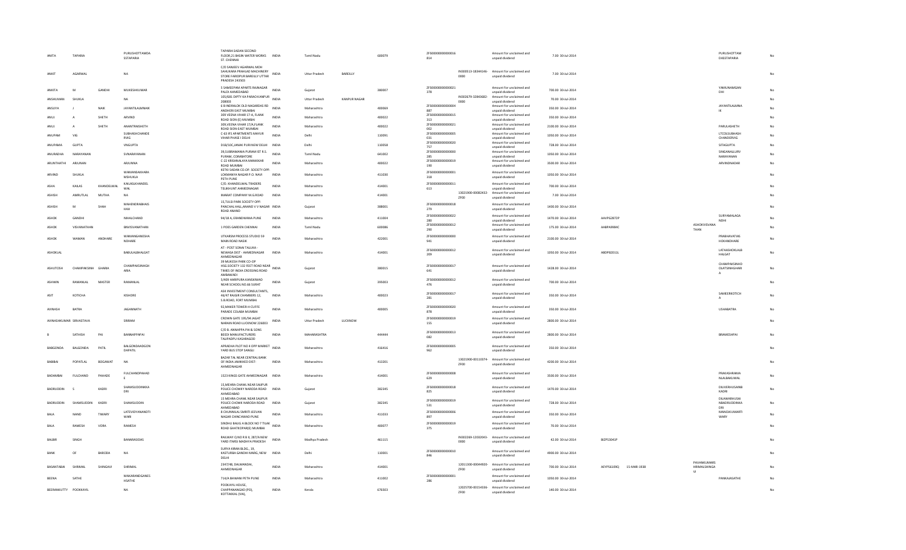| | | | | | | | | | | | | | | | | | | |
|---|---|---|---|---|---|---|---|---|---|---|---|---|---|---|---|---|---|---|
| ANITA | TAPARIA | | PURUSHOTTAMDASSTAPARIA | TAPARIA SADAN SECOND FLOOR,21 BASIN WATER WORKS ST. CHENNAI | INDIA | Tamil Nadu | | 600079 | ZF5000000000000016 814 | | Amount for unclaimed and unpaid dividend | 7.00 | 30-Jul-2014 | | | | PURUSHOTTAMDASSTAPARIA | No |
| ANKIT | AGARWAL | | NA | C/O SANJEEV AGARWAL MOH SAHUKARA PRAHLAD MACHINERY STORE FARIDPUR BAREILLY UTTAR PRADESH 243503 | INDIA | Uttar Pradesh | BAREILLY | | | IN300513-18344146-0000 | Amount for unclaimed and unpaid dividend | 7.00 | 30-Jul-2014 | | | | | No |
| ANKITA | M | GANDHI | MUKESHKUMAR | 5 SAMEEPAM APARTS RAJNAGAR PALDI AHMEDABAD | INDIA | Gujarat | | 380007 | ZF5000000000000021 378 | | Amount for unclaimed and unpaid dividend | 700.00 | 30-Jul-2014 | | | | YAMUNAMGANDHI | No |
| ANSHUMAN | SHUKLA | | NA | 105/681 DIPTY KA PARAO KANPUR 208003 | INDIA | Uttar Pradesh | KANPUR NAGAR | | | IN302679-32843682-0000 | Amount for unclaimed and unpaid dividend | 70.00 | 30-Jul-2014 | | | | | No |
| ANSUYA | J | NAIK | JAYANTILALMNAIK | 6 B INDRALOK OLD NAGARDAS RD ANDHERI EAST MUMBAI | INDIA | Maharashtra | | 400069 | ZF5000000000000004 887 | | Amount for unclaimed and unpaid dividend | 350.00 | 30-Jul-2014 | | | | JAYANTILALMNAIK | No |
| ANUJ | A | SHETH | ARVIND | 309 VEENA VIHAR 17-A, FLANK ROAD SION (E) MUMBAI | INDIA | Maharashtra | | 400022 | ZF5000000000000015 313 | | Amount for unclaimed and unpaid dividend | 350.00 | 30-Jul-2014 | | | | | No |
| ANUJ | A | SHETH | ANANTRAISHETH | 309,VEENA VIHAR 17/A,FLANK ROAD SION-EAST MUMBAI | INDIA | Maharashtra | | 400022 | ZF5000000000000021 002 | | Amount for unclaimed and unpaid dividend | 2100.00 | 30-Jul-2014 | | | | PARULASHETH | No |
| ANUPAM | VIG | | SUBHASHCHANDERVIG | C-63 IFS APARTMENTS MAYUR VIHAR PHASE I DELHI | INDIA | Delhi | | 110091 | ZF5000000000000005 031 | | Amount for unclaimed and unpaid dividend | 1050.00 | 30-Jul-2014 | | | | LTCOLSUBHASHCHANDERVIG | No |
| ANUPAMA | GUPTA | | VNGUPTA | D18/10C,JANAK PURI NEW DELHI | INDIA | Delhi | | 110058 | ZF5000000000000020 757 | | Amount for unclaimed and unpaid dividend | 728.00 | 30-Jul-2014 | | | | SITAGUPTA | No |
| ANURADHA | NARAYANAN | | SVNARAYANAN | 39,SUBRAMANIA PURAM IST R.S. PURAM, COIMBATORE | INDIA | Tamil Nadu | | 641002 | ZF5000000000000000 285 | | Amount for unclaimed and unpaid dividend | 1050.00 | 30-Jul-2014 | | | | SINGANALLURVNARAYANAN | No |
| ARUNTHATHI | ARJUNAN | | ARJUNNA | C-22 KRISHNALAYA MANIKKAR ROAD MUMBAI | INDIA | Maharashtra | | 400022 | ZF5000000000000019 190 | | Amount for unclaimed and unpaid dividend | 3500.00 | 30-Jul-2014 | | | | ARVINDNADAR | No |
| ARVIND | SHUKLA | | WAMANSAKHARAMSHUKLA | KETKI SADAN CO.OP. SOCIETY OPP. LOKMANYA NAGAR P.O. NAVI PETH PUNE | INDIA | Maharashtra | | 411030 | ZF5000000000000001 318 | | Amount for unclaimed and unpaid dividend | 1050.00 | 30-Jul-2014 | | | | | No |
| ASHA | KAILAS | KHANDELWAL | KAILASJKHANDELWAL | C/O. KHANDELWAL TRADERS TELIKHUNT AHMEDNAGAR | INDIA | Maharashtra | | 414001 | ZF5000000000000011 613 | | Amount for unclaimed and unpaid dividend | 700.00 | 30-Jul-2014 | | | | | No |
| ASHISH | AMRUTLAL | MUTHA | NA | IMARAT COMPANY M.G.ROAD | INDIA | Maharashtra | | 414001 | | 13021900-00082422-ZF00 | Amount for unclaimed and unpaid dividend | 7.00 | 30-Jul-2014 | | | | | No |
| ASHISH | M | SHAH | MAHENDRABHAISHAH | 15,TULSI PARK SOCIETY OPP. PANCHAL HALL,ANAND V V NAGAR ROAD ANAND | INDIA | Gujarat | | 388001 | ZF5000000000000018 279 | | Amount for unclaimed and unpaid dividend | 1400.00 | 30-Jul-2014 | | | | | No |
| ASHOK | GANDHI | | NIHALCHAND | 94/18 A, ERANDWANA PUNE | INDIA | Maharashtra | | 411004 | ZF5000000000000022 280 | | Amount for unclaimed and unpaid dividend | 1470.00 | 30-Jul-2014 | AAVPG2872P | | | SURYAMALAGANDHI | No |
| ASHOK | VISVANATHAN | | BNVISVANATHAN | 1 POES GARDEN CHENNAI | INDIA | Tamil Nadu | | 600086 | ZF5000000000000012 290 | | Amount for unclaimed and unpaid dividend | 175.00 | 30-Jul-2014 | AABPA9984C | | ASHOKVISVANATHAN | | No |
| ASHOK | WAMAN | ANDHARE | WAMANGANESHANDHARE | UTKARSH PROCESS STUDIO 59 MAIN ROAD NASIK | INDIA | Maharashtra | | 422001 | ZF5000000000000000 941 | | Amount for unclaimed and unpaid dividend | 2100.00 | 30-Jul-2014 | | | | PRABHAVATIASHOKANDHARE | No |
| ASHOKLAL | | | BABULALBHALGAT | AT - POST SONAI TALUKA - NEWASA DIST - AHMEDNAGAR AHMEDNAGAR | INDIA | Maharashtra | | 414001 | ZF5000000000000012 209 | | Amount for unclaimed and unpaid dividend | 1050.00 | 30-Jul-2014 | ABDPB2011L | | | LATAASHOKLALBHALGAT | No |
| ASHUTOSH | CHAMPAKSINH | GHARIA | CHAMPAKSINGHARIA | 39 MUKESH PARK CO-OP HSG SOCIETY 132 FEET ROAD NEAR TIMES OF INDIA CROSSING ROAD AMBAWADI | INDIA | Gujarat | | 380015 | ZF5000000000000017 641 | | Amount for unclaimed and unpaid dividend | 1428.00 | 30-Jul-2014 | | | | CHAMPAKSINHDOLATSINHGHARIA | No |
| ASHWIN | RAMANLAL | MASTER | RAMANLAL | 5/409 HARIPURA KANSKIWAD NEAR SCHOOL NO.66 SURAT | INDIA | Gujarat | | 395003 | ZF5000000000000012 476 | | Amount for unclaimed and unpaid dividend | 700.00 | 30-Jul-2014 | | | | | No |
| ASIT | KOTICHA | | KISHORE | ASK INVESTMENT CONSULTANTS, 46/47 RAJGIR CHAMBERS 12, S.B.ROAD, FORT MUMBAI | INDIA | Maharashtra | | 400023 | ZF5000000000000017 281 | | Amount for unclaimed and unpaid dividend | 350.00 | 30-Jul-2014 | | | | SAMEERKOTICHA | No |
| AVINASH | BATRA | | JAGANNATH | 92,MAKER TOWER H CUFFE PARADE COLABA MUMBAI | INDIA | Maharashtra | | 400005 | ZF5000000000000020 878 | | Amount for unclaimed and unpaid dividend | 350.00 | 30-Jul-2014 | | | | USHABATRA | No |
| AVINASHKUMAR | SRIVASTAVA | | SRIRAM | CROWN GATE 195/94 JAGAT NARAIN ROAD LUCKNOW 226003 | INDIA | Uttar Pradesh | LUCKNOW | | ZF5000000000000019 155 | | Amount for unclaimed and unpaid dividend | 2800.00 | 30-Jul-2014 | | | | | No |
| B | SATHISH | PAI | BANNAPPAPAI | C/O B. ANNAPPA PAI & SONS BEEDI MANUFACTURERS TALIPADPU KASARAGOD | INDIA | MAHARASHTRA | | 444444 | ZF5000000000000013 082 | | Amount for unclaimed and unpaid dividend | 2800.00 | 30-Jul-2014 | | | | BRAMESHPAI | No |
| BABGONDA | BALGONDA | PATIL | BALGONDAADGONDAPATIL | APRADHA PLOT NO 4 OPP MARKET YARD BUS STOP SANGLI | INDIA | Maharashtra | | 416416 | ZF5000000000000005 962 | | Amount for unclaimed and unpaid dividend | 350.00 | 30-Jul-2014 | | | | | No |
| BABIBAI | POPATLAL | BOGAWAT | NA | BAZAR TAL NEAR CENTRAL BANK OF INDIA JAMKHED DIST-AHMEDNAGAR | INDIA | Maharashtra | | 413201 | | 13021900-00110374-ZF00 | Amount for unclaimed and unpaid dividend | 4200.00 | 30-Jul-2014 | | | | | No |
| BADAMBAI | FULCHAND | PAHADE | FULCHANDPAHADE | 1523 KINGS GATE AHMEDNAGAR | INDIA | Maharashtra | | 414001 | ZF5000000000000008 629 | | Amount for unclaimed and unpaid dividend | 3500.00 | 30-Jul-2014 | | | | PRAKASHRAMANLALBAKLIWAL | No |
| BADRUDDIN | S | KADRI | SHAMSUDDINKKADRI | 15,MEHRA CHAWL NEAR SAIJPUR POLICE CHOWKY NARODA ROAD AHMEDABAD | INDIA | Gujarat | | 382345 | ZF5000000000000018 825 | | Amount for unclaimed and unpaid dividend | 1470.00 | 30-Jul-2014 | | | | DILAVERHUSAINBKADRI | No |
| BADRUDDIN | SHAMSUDDIN | KADRI | SHAMSUDDIN | 15 MEHRA CHAWL NEAR SAIJPUR POLICE CHOWK NARODA ROAD AHMEDABAD | INDIA | Gujarat | | 382345 | ZF5000000000000019 531 | | Amount for unclaimed and unpaid dividend | 728.00 | 30-Jul-2014 | | | | DILAWARHUSAINBADRUDDINKADRI | No |
| BALA | NAND | TIWARY | LATEVIDYANANDTIWARI | 8 CHUNNILAL SMRITI JEEVAN NAGAR CHINCHWAD PUNE | INDIA | Maharashtra | | 411033 | ZF5000000000000006 897 | | Amount for unclaimed and unpaid dividend | 350.00 | 30-Jul-2014 | | | | MANOJKUMARTIWARY | No |
| BALA | RAMESH | VORA | RAMESH | SINDHU BAUG A BLOCK NO 7 TILAK ROAD GHATKOPAR(E) MUMBAI | INDIA | Maharashtra | | 400077 | ZF5000000000000019 375 | | Amount for unclaimed and unpaid dividend | 70.00 | 30-Jul-2014 | | | | | No |
| BALBIR | SINGH | | BANARASIDAS | RAILWAY Q NO R B II, 287/A NEW YARD ITARSI MADHYA PRADESH | INDIA | Madhya Pradesh | | 461115 | | IN302269-12032043-0000 | Amount for unclaimed and unpaid dividend | 42.00 | 30-Jul-2014 | BEZPS3041F | | | | No |
| BANK | OF | BARODA | NA | SURYA KIRAN BLDG., 19, KASTURBA GANDHI MARG, NEW DELHI | INDIA | Delhi | | 110001 | ZF5000000000000010 846 | | Amount for unclaimed and unpaid dividend | 4900.00 | 30-Jul-2014 | | | | | No |
| BASANTABAI | SHRIMAL | SHINGAVI | SHRIMAL | 2347/4B, DALMANDAI, AHMEDNAGAR | INDIA | Maharashtra | | 414001 | | 12011300-00044920-ZF00 | Amount for unclaimed and unpaid dividend | 700.00 | 30-Jul-2014 | AEYPS6109Q | 15-MAR-1938 | PAVANKUMARSHRIMALSHINGAVI | | No |
| BEENA | SATHE | | MAKARANDGANESHSATHE | 714/A BHWANI PETH PUNE | INDIA | Maharashtra | | 411002 | ZF5000000000000001 286 | | Amount for unclaimed and unpaid dividend | 1050.00 | 30-Jul-2014 | | | | PANKAJASATHE | No |
| BEERANKUTTY | POOKKAYIL | | NA | POOKAYIL HOUSE, CHAPPANANGADI (PO), KOTTAKKAL (VIA), | INDIA | Kerala | | 676503 | | 12025700-00154336-ZF00 | Amount for unclaimed and unpaid dividend | 140.00 | 30-Jul-2014 | | | | | No |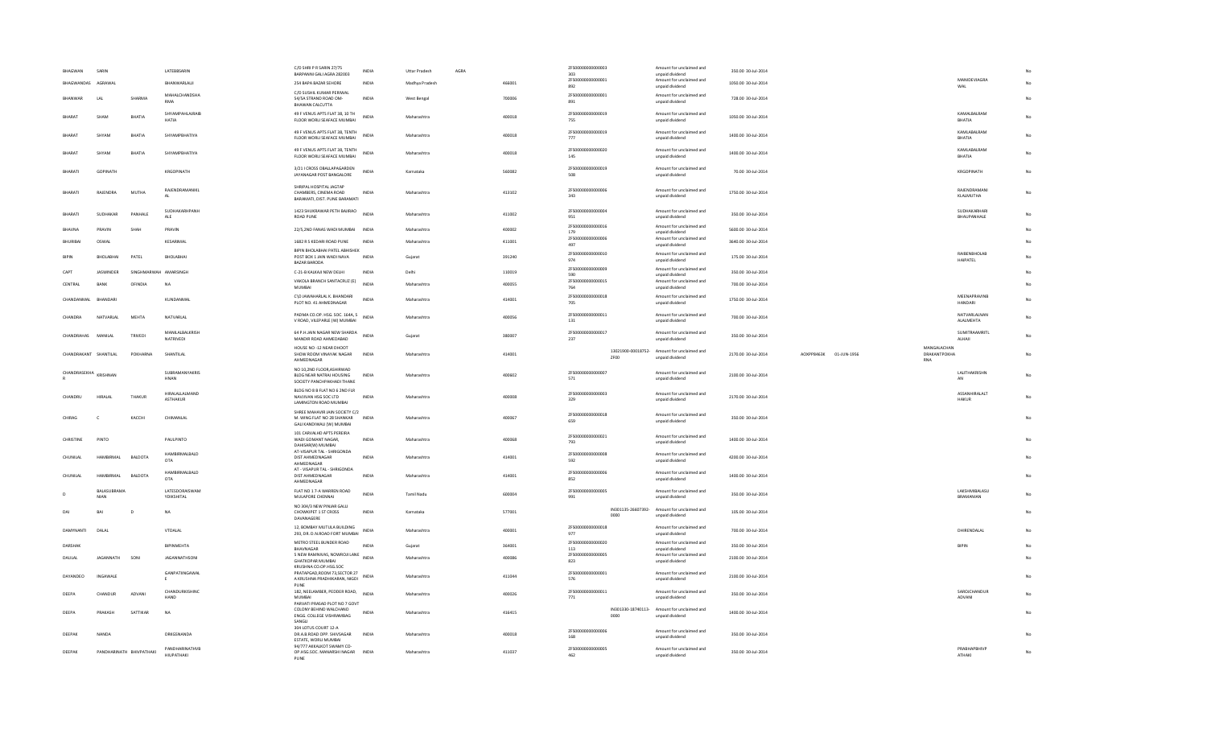| | | | | | | | | | | | | | | | | | | |
|---|---|---|---|---|---|---|---|---|---|---|---|---|---|---|---|---|---|---|
| BHAGWAN | SARIN | | LATEBBSARIN | C/O SHRI P R SARIN 27/75 BARPANNI GALI AGRA 282003 | INDIA | Uttar Pradesh | AGRA | | ZF5000000000000003303 | | Amount for unclaimed and unpaid dividend | 350.00 30-Jul-2014 | | | | | | No |
| BHAGWANDAS | AGRAWAL | | BHANWARLALJI | 254 BAPA BAZAR SEHORE | INDIA | Madhya Pradesh | | 466001 | ZF5000000000000001892 | | Amount for unclaimed and unpaid dividend | 1050.00 30-Jul-2014 | | | | MANIDEVIAGRAWAL | | No |
| BHANWAR | LAL | SHARMA | MAHALCHANDSHARMA | C/O SUSHIL KUMAR PERIWAL 54/5A STRAND ROAD OM-BHAWAN CALCUTTA | INDIA | West Bengal | | 700006 | ZF5000000000000001891 | | Amount for unclaimed and unpaid dividend | 728.00 30-Jul-2014 | | | | | | No |
| BHARAT | SHAM | BHATIA | SHYAMPAHLAJRAIBHATIA | 49 F VENUS APTS FLAT 38, 10 TH FLOOR WORLI SEAFACE MUMBAI | INDIA | Maharashtra | | 400018 | ZF5000000000000019755 | | Amount for unclaimed and unpaid dividend | 1050.00 30-Jul-2014 | | | | KAMALBALRAMBHATIA | | No |
| BHARAT | SHYAM | BHATIA | SHYAMPBHATIYA | 49 F VENUS APTS FLAT 38, TENTH FLOOR WORLI SEAFACE MUMBAI | INDIA | Maharashtra | | 400018 | ZF5000000000000019777 | | Amount for unclaimed and unpaid dividend | 1400.00 30-Jul-2014 | | | | KAMLABALRAMBHATIA | | No |
| BHARAT | SHYAM | BHATIA | SHYAMPBHATIYA | 49 F VENUS APTS FLAT 38, TENTH FLOOR WORLI SEAFACE MUMBAI | INDIA | Maharashtra | | 400018 | ZF5000000000000020145 | | Amount for unclaimed and unpaid dividend | 1400.00 30-Jul-2014 | | | | KAMLABALRAMBHATIA | | No |
| BHARATI | GOPINATH | | KRGOPINATH | 3/21 I CROSS OBALLAPAGARDEN JAYANAGAR POST BANGALORE | INDIA | Karnataka | | 560082 | ZF5000000000000019508 | | Amount for unclaimed and unpaid dividend | 70.00 30-Jul-2014 | | | | KRGOPINATH | | No |
| BHARATI | RAJENDRA | MUTHA | RAJENDRAMANIKLAL | SHRIPAL HOSPITAL JAGTAP CHAMBERS, CINEMA ROAD BARAMATI, DIST. PUNE BARAMATI | INDIA | Maharashtra | | 413102 | ZF5000000000000006343 | | Amount for unclaimed and unpaid dividend | 1750.00 30-Jul-2014 | | | | RAJENDRAMANIKLALMUTHA | | No |
| BHARATI | SUDHAKAR | PANHALE | SUDHAKARHPANHALE | 1423 SHUKRAWAR PETH BAJIRAO ROAD PUNE | INDIA | Maharashtra | | 411002 | ZF5000000000000004951 | | Amount for unclaimed and unpaid dividend | 350.00 30-Jul-2014 | | | | SUDHAKARHARIBHAUPANHALE | | No |
| BHAVNA | PRAVIN | SHAH | PRAVIN | 22/5,2ND FANAS WADI MUMBAI | INDIA | Maharashtra | | 400002 | ZF5000000000000016179 | | Amount for unclaimed and unpaid dividend | 5600.00 30-Jul-2014 | | | | | | No |
| BHURIBAI | OSWAL | | KESARIMAL | 1682 R S KEDARI ROAD PUNE | INDIA | Maharashtra | | 411001 | ZF5000000000000006497 | | Amount for unclaimed and unpaid dividend | 3640.00 30-Jul-2014 | | | | | | No |
| BIPIN | BHOLABHAI | PATEL | BHOLABHAI | BIPIN BHOLABHAI PATEL ABHISHEK POST BOX 1 JAIN WADI NAVA BAZAR BARODA | INDIA | Gujarat | | 391240 | ZF5000000000000010974 | | Amount for unclaimed and unpaid dividend | 175.00 30-Jul-2014 | | | | RAIBENBHOLABHAIPATEL | | No |
| CAPT | JASWINDER | SINGHMARWAH | AMARSINGH | C-21-B KALKAJI NEW DELHI | INDIA | Delhi | | 110019 | ZF5000000000000009590 | | Amount for unclaimed and unpaid dividend | 350.00 30-Jul-2014 | | | | | | No |
| CENTRAL | BANK | OFINDIA | NA | VAKOLA BRANCH SANTACRUZ (E) MUMBAI | INDIA | Maharashtra | | 400055 | ZF5000000000000015764 | | Amount for unclaimed and unpaid dividend | 700.00 30-Jul-2014 | | | | | | No |
| CHANDANMAL | BHANDARI | | KUNDANMAL | C\O JAWAHARLAL K. BHANDARI PLOT NO. 41 AHMEDNAGAR | INDIA | Maharashtra | | 414001 | ZF5000000000000018705 | | Amount for unclaimed and unpaid dividend | 1750.00 30-Jul-2014 | | | | MEENAPRAVINBHANDARI | | No |
| CHANDRA | NATVARLAL | MEHTA | NATVARLAL | PADMA CO.OP. HSG. SOC. 164A, S V ROAD, VILEPARLE (W) MUMBAI | INDIA | Maharashtra | | 400056 | ZF5000000000000011131 | | Amount for unclaimed and unpaid dividend | 700.00 30-Jul-2014 | | | | NATVARLALNANALALMEHTA | | No |
| CHANDRAHAS | MANILAL | TRIVEDI | MANILALBALKRISHNATRIVEDI | 64 P.H.JAIN NAGAR NEW SHARDA MANDIR ROAD AHMEDABAD | INDIA | Gujarat | | 380007 | ZF5000000000000017237 | | Amount for unclaimed and unpaid dividend | 350.00 30-Jul-2014 | | | | SUMITRAAMRITLALHAJI | | No |
| CHANDRAKANT | SHANTILAL | POKHARNA | SHANTILAL | HOUSE NO -12 NEAR DHOOT SHOW ROOM VINAYAK NAGAR AHMEDNAGAR | INDIA | Maharashtra | | 414001 | | 13021900-00018752-ZF00 | Amount for unclaimed and unpaid dividend | 2170.00 30-Jul-2014 | AOXPP8463K | 01-JUN-1956 | MANGALACHANDRAKANTPOKHARNA | | | No |
| CHANDRASEKHAR | KRISHNAN | | SUBRAMANYAKRISHNAN | NO 10,2ND FLOOR,ASHIRWAD BLDG NEAR NATRAJ HOUSING SOCIETY PANCHPAKHADI THANE | INDIA | Maharashtra | | 400602 | ZF5000000000000007571 | | Amount for unclaimed and unpaid dividend | 2100.00 30-Jul-2014 | | | | LALITHAKRISHNAN | | No |
| CHANDRU | HIRALAL | THAKUR | HIRALALLALMANDASTHAKUR | BLDG NO 8 B FLAT NO 6 2ND FLR NAVJIVAN HSG SOC LTD LAMINGTON ROAD MUMBAI | INDIA | Maharashtra | | 400008 | ZF5000000000000003329 | | Amount for unclaimed and unpaid dividend | 2170.00 30-Jul-2014 | | | | ASSANHIRALALTHAKUR | | No |
| CHIRAG | C | KACCHI | CHIMANLAL | SHREE MAHAVIR JAIN SOCIETY C/2 M. WING FLAT NO 28 SHANKAR GALI KANDIWALI (W) MUMBAI | INDIA | Maharashtra | | 400067 | ZF5000000000000018659 | | Amount for unclaimed and unpaid dividend | 350.00 30-Jul-2014 | | | | | | No |
| CHRISTINE | PINTO | | PAULPINTO | 101 CARVALHO APTS PEREIRA WADI GOMANT NAGAR, DAHISAR(W) MUMBAI | INDIA | Maharashtra | | 400068 | ZF5000000000000021793 | | Amount for unclaimed and unpaid dividend | 1400.00 30-Jul-2014 | | | | | | No |
| CHUNILAL | HAMBIRMAL | BALDOTA | HAMBIRMALBALDOTA | AT-VISAPUR TAL - SHRIGONDA DIST AHMEDNAGAR AHMEDNAGAR | INDIA | Maharashtra | | 414001 | ZF5000000000000008592 | | Amount for unclaimed and unpaid dividend | 4200.00 30-Jul-2014 | | | | | | No |
| CHUNILAL | HAMBIRMAL | BALDOTA | HAMBIRMALBALDOTA | AT - VISAPUR TAL - SHRIGONDA DIST AHMEDNAGAR AHMEDNAGAR | INDIA | Maharashtra | | 414001 | ZF5000000000000006852 | | Amount for unclaimed and unpaid dividend | 1400.00 30-Jul-2014 | | | | | | No |
| D | BALASUBRAMANIAN | | LATESDORAISWAMYDIKSHITAL | FLAT NO 1 7-A WARREN ROAD MULAPORE CHENNAI | INDIA | Tamil Nadu | | 600004 | ZF5000000000000005991 | | Amount for unclaimed and unpaid dividend | 350.00 30-Jul-2014 | | | | LAKSHMIBALASUBRAMANIAN | | No |
| DAI | BAI | D | NA | NO 304/3 NEW PINJAR GALLI CHOWKIPET 1 ST CROSS DAVANAGERE | INDIA | Karnataka | | 577001 | | IN301135-26607392-0000 | Amount for unclaimed and unpaid dividend | 105.00 30-Jul-2014 | | | | | | No |
| DAMYANTI | DALAL | | VTDALAL | 12, BOMBAY MUTUAL BUILDING 293, DR. D.N.ROAD FORT MUMBAI | INDIA | Maharashtra | | 400001 | ZF5000000000000018977 | | Amount for unclaimed and unpaid dividend | 700.00 30-Jul-2014 | | | | DHIRENDALAL | | No |
| DARSHAK | | | BIPINMEHTA | METRO STEEL BUNDER ROAD BHAVNAGAR | INDIA | Gujarat | | 364001 | ZF5000000000000020113 | | Amount for unclaimed and unpaid dividend | 350.00 30-Jul-2014 | | | | BIPIN | | No |
| DAULAL | JAGANNATH | SONI | JAGANNATHSONI | 5 NEW RAMNIVAS, NOWROJI LANE GHATKOPAR MUMBAI | INDIA | Maharashtra | | 400086 | ZF5000000000000005823 | | Amount for unclaimed and unpaid dividend | 2100.00 30-Jul-2014 | | | | | | No |
| DAYANDEO | INGAWALE | | GANPATIINGAWALE | KRUSHNA CO.OP HSG.SOC PRATAPGAD,ROOM 73,SECTOR 27 A KRUSHNA PRADHIKARAN, NIGDI PUNE | INDIA | Maharashtra | | 411044 | ZF5000000000000001576 | | Amount for unclaimed and unpaid dividend | 2100.00 30-Jul-2014 | | | | | | No |
| DEEPA | CHANDUR | ADVANI | CHANDURKISHINCHAND | 182, NEELAMBER, PEDDER ROAD, MUMBAI | INDIA | Maharashtra | | 400026 | ZF5000000000000011771 | | Amount for unclaimed and unpaid dividend | 350.00 30-Jul-2014 | | | | SAROJCHANDURADVANI | | No |
| DEEPA | PRAKASH | SATTIKAR | NA | PARVATI PRASAD PLOT NO 7 GOVT COLONY BEHIND WALCHAND ENGG. COLLEGE VISHRAMBAG SANGLI | INDIA | Maharashtra | | 416415 | | IN301330-18740113-0000 | Amount for unclaimed and unpaid dividend | 1400.00 30-Jul-2014 | | | | | | No |
| DEEPAK | NANDA | | DRKGSNANDA | 304 LOTUS COURT 12-A DR A.B.ROAD OPP. SHIVSAGAR ESTATE, WORLI MUMBAI | INDIA | Maharashtra | | 400018 | ZF5000000000000006168 | | Amount for unclaimed and unpaid dividend | 350.00 30-Jul-2014 | | | | | | No |
| DEEPAK | PANDHARINATH | BHIVPATHAKI | PANDHARINATHVBHIVPATHAKI | 94/777 AKKALKOT SWAMY CO-OP.HSG.SOC. MANARSHI NAGAR PUNE | INDIA | Maharashtra | | 411037 | ZF5000000000000005462 | | Amount for unclaimed and unpaid dividend | 350.00 30-Jul-2014 | | | | PRABHAPBHIVPATHAKI | | No |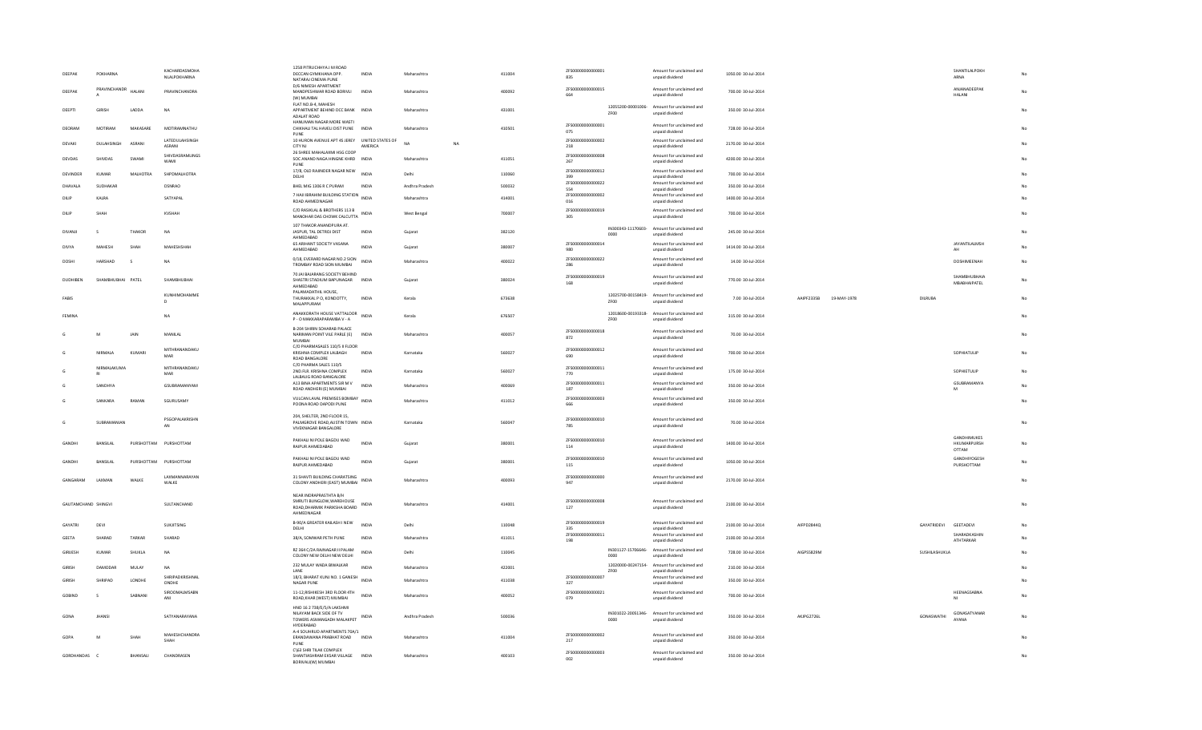| DEEPAK | POKHARNA | | KACHARDASMOHANLALPOKHARNA | 1258 PITRUCHHAYA J M ROAD DECCAN GYMKHANA OPP. NATARAJ CINEMA PUNE | INDIA | Maharashtra | | 411004 | ZF5000000000000001835 | | Amount for unclaimed and unpaid dividend | 1050.00 30-Jul-2014 | | | | SHANTILALPOKHARNA | No |
|---|---|---|---|---|---|---|---|---|---|---|---|---|---|---|---|---|---|
| DEEPAK | PRAVINCHANDRA | HALANI | PRAVINCHANDRA | D/6 NIMESH APARTMENT MANDPESHWAR ROAD BORIVLI (W) MUMBAI | INDIA | Maharashtra | | 400092 | ZF5000000000000015664 | | Amount for unclaimed and unpaid dividend | 700.00 30-Jul-2014 | | | | ANJANADEEPAKHALANI | No |
| DEEPTI | GIRISH | LADDA | NA | FLAT NO.B-4, MAHESH APPARTMENT BEHIND DCC BANK ADALAT ROAD | INDIA | Maharashtra | | 431001 | | 12055200-00001006-ZF00 | Amount for unclaimed and unpaid dividend | 350.00 30-Jul-2014 | | | | | No |
| DEORAM | MOTIRAM | MAKASARE | MOTIRAMNATHU | HANUMAN NAGAR MORE WASTI CHIKHALI TAL HAVELI DIST PUNE PUNE | INDIA | Maharashtra | | 410501 | ZF5000000000000001075 | | Amount for unclaimed and unpaid dividend | 728.00 30-Jul-2014 | | | | | No |
| DEVAKI | DULAHSINGH | ASRANI | LATEDULAHSINGHASRANI | 10 HURON AVENUE APT 4S JERSEY CITY NJ | UNITED STATES OF AMERICA | NA | NA | | ZF5000000000000002218 | | Amount for unclaimed and unpaid dividend | 2170.00 30-Jul-2014 | | | | | No |
| DEVDAS | SHIVDAS | SWAMI | SHIVDASRAMLINGSWAMI | 26 SHREE MAHALAXMI HSG COOP SOC ANAND NAGA HINGNE KHRD PUNE | INDIA | Maharashtra | | 411051 | ZF5000000000000008267 | | Amount for unclaimed and unpaid dividend | 4200.00 30-Jul-2014 | | | | | No |
| DEVINDER | KUMAR | MALHOTRA | SHPOMALHOTRA | 17/8, OLD RAJINDER NAGAR NEW DELHI | INDIA | Delhi | | 110060 | ZF5000000000000012399 | | Amount for unclaimed and unpaid dividend | 700.00 30-Jul-2014 | | | | | No |
| DHAVALA | SUDHAKAR | | DSNRAO | BHEL MIG 1306 R C PURAM | INDIA | Andhra Pradesh | | 500032 | ZF5000000000000022554 | | Amount for unclaimed and unpaid dividend | 350.00 30-Jul-2014 | | | | | No |
| DILIP | KALRA | | SATYAPAL | 7 HAJI IBRAHIM BUILDING STATION ROAD AHMEDNAGAR | INDIA | Maharashtra | | 414001 | ZF5000000000000002016 | | Amount for unclaimed and unpaid dividend | 1400.00 30-Jul-2014 | | | | | No |
| DILIP | SHAH | | KVSHAH | C/O RASIKLAL & BROTHERS 113 B MANOHAR DAS CHOWK CALCUTTA | INDIA | West Bengal | | 700007 | ZF5000000000000019305 | | Amount for unclaimed and unpaid dividend | 700.00 30-Jul-2014 | | | | | No |
| DIVANJI | S | THAKOR | NA | 107 THAKOR-ANANDPURA AT. JASPUR, TAL DETROJ DIST AHMEDABAD | INDIA | Gujarat | | 382120 | | IN300343-11170603-0000 | Amount for unclaimed and unpaid dividend | 245.00 30-Jul-2014 | | | | | No |
| DIVYA | MAHESH | SHAH | MAHESHSHAH | 65 ARIHANT SOCIETY VASANA AHMEDABAD | INDIA | Gujarat | | 380007 | ZF5000000000000014980 | | Amount for unclaimed and unpaid dividend | 1414.00 30-Jul-2014 | | | | JAYANTILALMSHAH | No |
| DOSHI | HARSHAD | S | NA | 0/18, EVERARD NAGAR NO.2 SION TROMBAY ROAD SION MUMBAI | INDIA | Maharashtra | | 400022 | ZF5000000000000022286 | | Amount for unclaimed and unpaid dividend | 14.00 30-Jul-2014 | | | | DOSHIMEENAH | No |
| DUDHIBEN | SHAMBHUBHAI | PATEL | SHAMBHUBHAI | 70 JAI BAJARANG SOCIETY BEHIND SHASTRI STADIUM BAPUNAGAR AHMEDABAD | INDIA | Gujarat | | 380024 | ZF5000000000000019168 | | Amount for unclaimed and unpaid dividend | 770.00 30-Jul-2014 | | | | SHAMBHUBHAIAMBABHAIPATEL | No |
| FABIS | | | KUNHIMOHAMMED | PALAKADATHIL HOUSE, THURAKKAL P O, KONDOTTY, MALAPPURAM | INDIA | Kerala | | 673638 | | 12025700-00158419-ZF00 | Amount for unclaimed and unpaid dividend | 7.00 30-Jul-2014 | AAIPF2335B | 19-MAY-1978 | DILRUBA | | No |
| FEMINA | | | NA | ANAKKORATH HOUSE VATTALOOR P - O MAKKARAPARAMBA V - A | INDIA | Kerala | | 676507 | | 12018600-00193318-ZF00 | Amount for unclaimed and unpaid dividend | 315.00 30-Jul-2014 | | | | | No |
| G | M | JAIN | MANILAL | B-204 SHIRIN SOHARAB PALACE NARIMAN POINT VILE PARLE (E) MUMBAI | INDIA | Maharashtra | | 400057 | ZF5000000000000018872 | | Amount for unclaimed and unpaid dividend | 70.00 30-Jul-2014 | | | | | No |
| G | NIRMALA | KUMARI | MITHRANANDAKUMAR | C/O PHARMASALES 110/5 II FLOOR KRISHNA COMPLEX LALBAGH ROAD BANGALORE | INDIA | Karnataka | | 560027 | ZF5000000000000012690 | | Amount for unclaimed and unpaid dividend | 700.00 30-Jul-2014 | | | | SOPHIATULIP | No |
| G | NIRMALAKUMARI | | MITHRANANDAKUMAR | C/O PHARMA SALES 110/5 2ND.FLR. KRISHNA COMPLEX LALBAUG ROAD BANGALORE | INDIA | Karnataka | | 560027 | ZF5000000000000011770 | | Amount for unclaimed and unpaid dividend | 175.00 30-Jul-2014 | | | | SOPHIETULIP | No |
| G | SANDHYA | | GSUBRAMANYAM | A13 BINA APARTMENTS SIR M V ROAD ANDHERI(E) MUMBAI | INDIA | Maharashtra | | 400069 | ZF5000000000000011187 | | Amount for unclaimed and unpaid dividend | 350.00 30-Jul-2014 | | | | GSUBRAMANYAM | No |
| G | SANKARA | RAMAN | SGURUSAMY | VULCAN LAVAL PREMISES BOMBAY POONA ROAD DAPODI PUNE | INDIA | Maharashtra | | 411012 | ZF5000000000000003666 | | Amount for unclaimed and unpaid dividend | 350.00 30-Jul-2014 | | | | | No |
| G | SUBRAMANIAN | | PSGOPALAKRISHNAN | 204, SHELTER, 2ND FLOOR 15, PALMGROVE ROAD,AUSTIN TOWN VIVEKNAGAR BANGALORE | INDIA | Karnataka | | 560047 | ZF5000000000000010785 | | Amount for unclaimed and unpaid dividend | 70.00 30-Jul-2014 | | | | | No |
| GANDHI | BANSILAL | PURSHOTTAM | PURSHOTTAM | PAKHALI NI POLE BAGDU WAD RAIPUR AHMEDABAD | INDIA | Gujarat | | 380001 | ZF5000000000000010114 | | Amount for unclaimed and unpaid dividend | 1400.00 30-Jul-2014 | | | | GANDHIMUKESHKUMARPURSHOTTAM | No |
| GANDHI | BANSILAL | PURSHOTTAM | PURSHOTTAM | PAKHALI NI POLE BAGDU WAD RAIPUR AHMEDABAD | INDIA | Gujarat | | 380001 | ZF5000000000000010115 | | Amount for unclaimed and unpaid dividend | 1050.00 30-Jul-2014 | | | | GANDHIYOGESHPURSHOTTAM | No |
| GANGARAM | LAXMAN | WALKE | LAXMANNARAYANWALKE | 31 SHAVTI BUILDING CHARATSING COLONY ANDHERI (EAST) MUMBAI | INDIA | Maharashtra | | 400093 | ZF5000000000000000947 | | Amount for unclaimed and unpaid dividend | 2170.00 30-Jul-2014 | | | | | No |
| GAUTAMCHAND | SHINGVI | | SULTANCHAND | NEAR INDRAPRASTHTA B/H SMRUTI BUNGLOW,WAREHOUSE ROAD,DHARMIK PARIKSHA BOARD AHMEDNAGAR | INDIA | Maharashtra | | 414001 | ZF5000000000000008127 | | Amount for unclaimed and unpaid dividend | 2100.00 30-Jul-2014 | | | | | No |
| GAYATRI | DEVI | | SUKJITSING | B-90/A GREATER KAILASH I NEW DELHI | INDIA | Delhi | | 110048 | ZF5000000000000019335 | | Amount for unclaimed and unpaid dividend | 2100.00 30-Jul-2014 | AIFPD2844Q | | GAYATRIDEVI | GEETADEVI | No |
| GEETA | SHARAD | TARKAR | SHARAD | 38/A, SOMWAR PETH PUNE | INDIA | Maharashtra | | 411011 | ZF5000000000000011198 | | Amount for unclaimed and unpaid dividend | 2100.00 30-Jul-2014 | | | | SHARADKASHINATHTARKAR | No |
| GIRIJESH | KUMAR | SHUKLA | NA | RZ 364 C/2A RAJNAGAR II PALAM COLONY NEW DELHI NEW DELHI | INDIA | Delhi | | 110045 | | IN301127-15786646-0000 | Amount for unclaimed and unpaid dividend | 728.00 30-Jul-2014 | AKIPS5829M | | SUSHILASHUKLA | | No |
| GIRISH | DAMODAR | MULAY | NA | 232 MULAY WADA BHAULKAR LANE | INDIA | Maharashtra | | 422001 | | 12020000-00247154-ZF00 | Amount for unclaimed and unpaid dividend | 210.00 30-Jul-2014 | | | | | No |
| GIRISH | SHRIPAD | LONDHE | SHRIPADKRISHNALONDHE | 18/3, BHARAT KUNJ NO. 1 GANESH NAGAR PUNE | INDIA | Maharashtra | | 411038 | ZF5000000000000007327 | | Amount for unclaimed and unpaid dividend | 350.00 30-Jul-2014 | | | | | No |
| GOBIND | S | SABNANI | SIROOMALMSABNANI | 11-12,RISHIKESH 3RD FLOOR 4TH ROAD,KHAR (WEST) MUMBAI | INDIA | Maharashtra | | 400052 | ZF5000000000000021079 | | Amount for unclaimed and unpaid dividend | 700.00 30-Jul-2014 | | | | HEENAGSABNANI | No |
| GONA | JHANSI | | SATYANARAYANA | HNO 16 2 738/E/5/A LAKSHMI NILAYAM BACK SIDE OF TV TOWERS ASMANGADH MALAKPET HYDERABAD | INDIA | Andhra Pradesh | | 500036 | | IN301022-20051346-0000 | Amount for unclaimed and unpaid dividend | 350.00 30-Jul-2014 | AKIPG2726L | | GONASWATHI | GONASATYANARAYANA | No |
| GOPA | M | SHAH | MAHESHCHANDRASHAH | A-4 SOUHRUD APARTMENTS 70A/1 ERANDAWANA PRABHAT ROAD PUNE | INDIA | Maharashtra | | 411004 | ZF5000000000000002217 | | Amount for unclaimed and unpaid dividend | 350.00 30-Jul-2014 | | | | | No |
| GORDHANDAS | C | BHANSALI | CHANDRASEN | C\63 SHRI TILAK COMPLEX SHANTIASHRAM EKSAR VILLAGE BORIVALI(W) MUMBAI | INDIA | Maharashtra | | 400103 | ZF5000000000000003002 | | Amount for unclaimed and unpaid dividend | 350.00 30-Jul-2014 | | | | | No |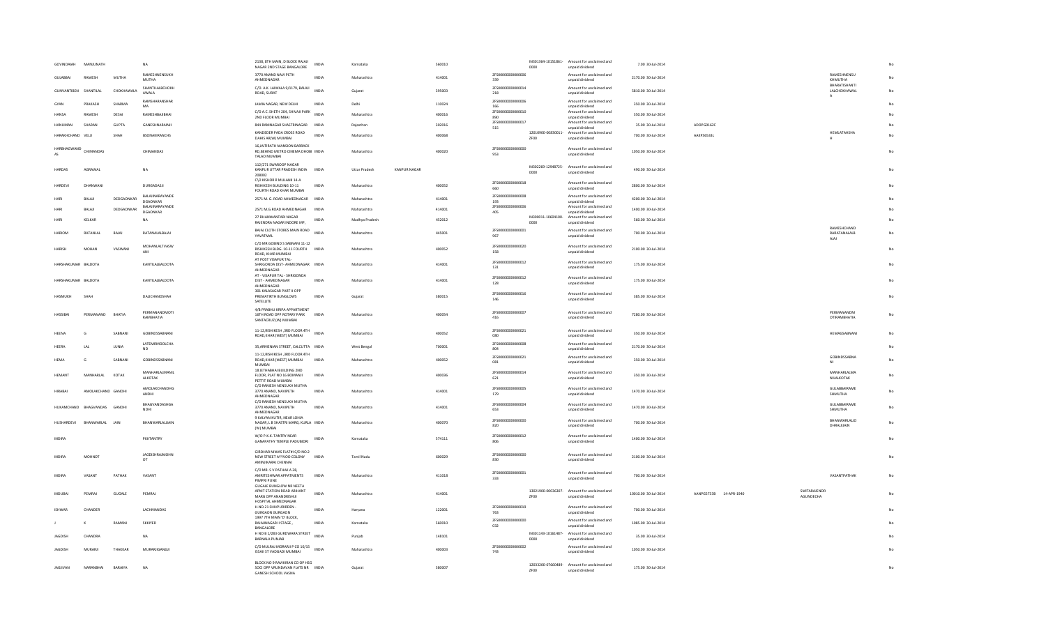| GOVINDAIAH | MANJUNATH | | NA | 2138, 8TH MAIN, D BLOCK RAJAJI NAGAR 2ND STAGE BANGALORE | INDIA | Karnataka | | 560010 | IN301364-10151861-0000 | Amount for unclaimed and unpaid dividend | 7.00 | 30-Jul-2014 | | | | No |
|---|---|---|---|---|---|---|---|---|---|---|---|---|---|---|---|---|
| GULABBAI | RAMESH | MUTHA | RAMESHNENSUKHMUTHA | 3770 ANAND NAVI PETH AHMEDNAGAR | INDIA | Maharashtra | | 414001 | ZFS000000000000006339 | Amount for unclaimed and unpaid dividend | 2170.00 | 30-Jul-2014 | | | RAMESHNENSUKHMUTHA | No |
| GUNVANTIBEN | SHANTILAL | CHOKHAWALA | SHANTILALBCHOKHAWALA | C/O. A.K. JAIWALA 9/1179, BALAJI ROAD, SURAT | INDIA | Gujarat | | 395003 | ZFS000000000000014218 | Amount for unclaimed and unpaid dividend | 5810.00 | 30-Jul-2014 | | | BHARATISHANTILALCHOKHAWALA | No |
| GYAN | PRAKASH | SHARMA | RAMSHARANSHARMA | JAMIA NAGAR, NEW DELHI | INDIA | Delhi | | 110024 | ZFS000000000000006166 | Amount for unclaimed and unpaid dividend | 350.00 | 30-Jul-2014 | | | | No |
| HANSA | RAMESH | DESAI | RAMESHBAIBHAI | C/O A.C. SHETH 204, SHIVAJI PARK 2ND FLOOR MUMBAI | INDIA | Maharashtra | | 400016 | ZFS000000000000010890 | Amount for unclaimed and unpaid dividend | 350.00 | 30-Jul-2014 | | | | No |
| HANUMAN | SHARAN | GUPTA | GANESHNARAINJI | 844 RAMNAGAR SHASTRINAGAR | INDIA | Rajasthan | | 302016 | ZFS000000000000017515 | Amount for unclaimed and unpaid dividend | 35.00 | 30-Jul-2014 | ADOPG9162C | | | No |
| HARAKHCHAND | VELJI | SHAH | BSONAKIRANCHS | KANDEDER PADA CROSS ROAD DAHIS AR(W) MUMBAI | INDIA | Maharashtra | | 400068 | 12010900-00830011-ZF00 | Amount for unclaimed and unpaid dividend | 700.00 | 30-Jul-2014 | AAKPS6533L | | HEMLATAHSHAH | No |
| HARBHAGWANDAS | CHIMANDAS | | CHIMANDAS | 16,JAITIRATH MANSION BARRACK RD,BEHIND METRO CINEMA DHOBI TALAO MUMBAI | INDIA | Maharashtra | | 400020 | ZFS000000000000000953 | Amount for unclaimed and unpaid dividend | 1050.00 | 30-Jul-2014 | | | | No |
| HARDAS | AGRAWAL | | NA | 112/271 SWAROOP NAGAR KANPUR UTTAR PRADESH INDIA 208002 | INDIA | Uttar Pradesh | KANPUR NAGAR | | IN302269-12948725-0000 | Amount for unclaimed and unpaid dividend | 490.00 | 30-Jul-2014 | | | | No |
| HARDEVI | DHANWANI | | DURGADASJI | C\O KISHOR R MULANI 14-A RISHIKESH BUILDING 10-11 FOURTH ROAD KHAR MUMBAI | INDIA | Maharashtra | | 400052 | ZFS000000000000018660 | Amount for unclaimed and unpaid dividend | 2800.00 | 30-Jul-2014 | | | | No |
| HARI | BALAJI | DEOGAONKAR | BALAJINARAYANDEOGAONKAR | 2571 M. G. ROAD AHMEDNAGAR | INDIA | Maharashtra | | 414001 | ZFS000000000000008193 | Amount for unclaimed and unpaid dividend | 4200.00 | 30-Jul-2014 | | | | No |
| HARI | BALAJI | DEOGAONKAR | BALAJINARAYANDEOGAONKAR | 2571 M.G.ROAD AHMEDNAGAR | INDIA | Maharashtra | | 414001 | ZFS000000000000006405 | Amount for unclaimed and unpaid dividend | 1400.00 | 30-Jul-2014 | | | | No |
| HARI | KELKAR | | NA | 27 DHANWANTARI NAGAR RAJENDRA NAGAR INDORE MP, | INDIA | Madhya Pradesh | | 452012 | IN300011-10604100-0000 | Amount for unclaimed and unpaid dividend | 560.00 | 30-Jul-2014 | | | | No |
| HARIOM | RATANLAL | BAJAJ | RATANALALBAJAJ | BAJAJ CLOTH STORES MAIN ROAD YAVATMAL | INDIA | Maharashtra | | 445001 | ZFS000000000000001967 | Amount for unclaimed and unpaid dividend | 700.00 | 30-Jul-2014 | | | RAMESHCHANDRARATANALALBAJAJ | No |
| HARISH | MOHAN | VASWANI | MOHANLALTVASWANI | C/O MR GOBIND S SABNANI 11-12 RISHIKESH BLDG. 10-11 FOURTH ROAD, KHAR MUMBAI | INDIA | Maharashtra | | 400052 | ZFS000000000000020158 | Amount for unclaimed and unpaid dividend | 2100.00 | 30-Jul-2014 | | | | No |
| HARSHAKUMAR | BALDOTA | | KANTILALBALDOTA | AT POST VISAPUR TAL-SHRIGONDA DIST - AHMEDNAGAR AHMEDNAGAR | INDIA | Maharashtra | | 414001 | ZFS000000000000012131 | Amount for unclaimed and unpaid dividend | 175.00 | 30-Jul-2014 | | | | No |
| HARSHAKUMAR | BALDOTA | | KANTILALBALDOTA | AT - VISAPUR TAL - SHRIGONDA DIST - AHMEDNAGAR AHMEDNAGAR | INDIA | Maharashtra | | 414001 | ZFS000000000000012128 | Amount for unclaimed and unpaid dividend | 175.00 | 30-Jul-2014 | | | | No |
| HASMUKH | SHAH | | DALICHANDSHAH | 301 KALASAGAR PART II OPP PREMATIRTH BUNGLOWS SATELLITE | INDIA | Gujarat | | 380015 | ZFS000000000000016146 | Amount for unclaimed and unpaid dividend | 385.00 | 30-Jul-2014 | | | | No |
| HASSIBAI | PERMANAND | BHATIA | PERMANANDMOTIRAMBHATIA | 4/B PRABHU KRIPA APPARTMENT 16TH ROAD OPP ROTARY PARK SANTACRUZ(W) MUMBAI | INDIA | Maharashtra | | 400054 | ZFS000000000000007416 | Amount for unclaimed and unpaid dividend | 7280.00 | 30-Jul-2014 | | | PERMANANDMOTIRAMBHATIA | No |
| HEENA | G | SABNANI | GOBINDSSABNANI | 11-12,RISHIKESH ,3RD FLOOR 4TH ROAD,KHAR (WEST) MUMBAI | INDIA | Maharashtra | | 400052 | ZFS000000000000021080 | Amount for unclaimed and unpaid dividend | 350.00 | 30-Jul-2014 | | | HEMAGSABNANI | No |
| HEERA | LAL | LUNIA | LATEMRMOOLCHAND | 35,ARMENIAN STREET, CALCUTTA | INDIA | West Bengal | | 700001 | ZFS000000000000008804 | Amount for unclaimed and unpaid dividend | 2170.00 | 30-Jul-2014 | | | | No |
| HEMA | G | SABNANI | GOBINDSSABNANI | 11-12,RISHIKESH ,3RD FLOOR 4TH ROAD,KHAR (WEST) MUMBAI MUMBAI | INDIA | Maharashtra | | 400052 | ZFS000000000000021081 | Amount for unclaimed and unpaid dividend | 350.00 | 30-Jul-2014 | | | GOBINDSSABNANI | No |
| HEMANT | MANHARLAL | KOTAK | MANHARLALMANILALKOTAK | 18 JETHABHAI BUILDING 2ND FLOOR, PLAT NO 16 BOMANJI PETTIT ROAD MUMBAI | INDIA | Maharashtra | | 400036 | ZFS000000000000014621 | Amount for unclaimed and unpaid dividend | 350.00 | 30-Jul-2014 | | | MANHARLALMANILALKOTAK | No |
| HIRABAI | AMOLAKCHAND | GANDHI | AMOLAKCHANDHGANDHI | C/O RAMESH NENSUKH MUTHA 3770 ANAND, NAVIPETH AHMEDNAGAR | INDIA | Maharashtra | | 414001 | ZFS000000000000005179 | Amount for unclaimed and unpaid dividend | 1470.00 | 30-Jul-2014 | | | GULABBAIRAMESHMUTHA | No |
| HUKAMCHAND | BHAGVANDAS | GANDHI | BHAGVANDASHGANDHI | C/O RAMESH NENSUKH MUTHA 3770 ANAND, NAVIPETH AHMEDNAGAR | INDIA | Maharashtra | | 414001 | ZFS000000000000004653 | Amount for unclaimed and unpaid dividend | 1470.00 | 30-Jul-2014 | | | GULABBAIRAMESHMUTHA | No |
| HUSHARDEVI | BHANWARLAL | JAIN | BHANWARLALJAIN | 9 KALYAN KUTIR, NEAR LOHIA NAGAR, L B SHASTRI MARG, KURLA (W) MUMBAI | INDIA | Maharashtra | | 400070 | ZFS000000000000000820 | Amount for unclaimed and unpaid dividend | 700.00 | 30-Jul-2014 | | | BHANWARLALJODHRAJJIJAIN | No |
| INDIRA | | | PKKTANTRY | W/O P.K.K. TANTRY NEAR GANAPATHY TEMPLE PADUBIDRI | INDIA | Karnataka | | 574111 | ZFS000000000000012806 | Amount for unclaimed and unpaid dividend | 1400.00 | 30-Jul-2014 | | | | No |
| INDIRA | MOHNOT | | JAGDISHRAJMOHNOT | GIRDHAR NIWAS FLAT# C/O NO.2 NEW STREET AYYVOO COLONY AMINJIKARAI CHENNAI | INDIA | Tamil Nadu | | 600029 | ZFS000000000000000830 | Amount for unclaimed and unpaid dividend | 2100.00 | 30-Jul-2014 | | | | No |
| INDIRA | VASANT | PATHAK | VASANT | C/O MR. S V PATHAK A 28, AMRITESHWAR APPATMENTS PIMPRI PUNE | INDIA | Maharashtra | | 411018 | ZFS000000000000001333 | Amount for unclaimed and unpaid dividend | 700.00 | 30-Jul-2014 | | | VASANTPATHAK | No |
| INDUBAI | PEMRAJ | GUGALE | PEMRAJ | GUGALE BUNGLOW NR NEETA APMT STATION ROAD ARIHANT MARG OPP ANANDRISHIJI HOSPITAL AHMEDNAGAR | INDIA | Maharashtra | | 414001 | 13021900-00036307-ZF00 | Amount for unclaimed and unpaid dividend | 10010.00 | 30-Jul-2014 | AANPG5733B | 14-APR-1940 | SMITARAJENDRAGUNDECHA | No |
| ISHWAR | CHANDER | | LACHMANDAS | H.NO.21 SHIVPURIRDEN - GURGAON GURGAON | INDIA | Haryana | | 122001 | ZFS000000000000019763 | Amount for unclaimed and unpaid dividend | 700.00 | 30-Jul-2014 | | | | No |
| J | K | RAMANI | SKIIYER | 1997 7TH MAIN 'D' BLOCK, RAJAJINAGAR II STAGE , BANGALORE | INDIA | Karnataka | | 560010 | ZFS000000000000000032 | Amount for unclaimed and unpaid dividend | 1085.00 | 30-Jul-2014 | | | | No |
| JAGDISH | CHANDRA | | NA | H NO B 1/283 GURDWARA STREET BARNALA PUNJAB | INDIA | Punjab | | 148101 | IN301143-10161487-0000 | Amount for unclaimed and unpaid dividend | 35.00 | 30-Jul-2014 | | | | No |
| JAGDISH | MURARJI | THAKKAR | MURARJIGANGJI | C/O MULRAJ MORARJI P CO 10/15 ISSAJI ST VADGADI MUMBAI | INDIA | Maharashtra | | 400003 | ZFS000000000000002743 | Amount for unclaimed and unpaid dividend | 1050.00 | 30-Jul-2014 | | | | No |
| JAGJIVAN | NARANBHAI | BARAIYA | NA | BLOCK NO 9 RAVIKIRAN CO OP HSG SOCI OPP VRUNDAVAN FLATS NR GANESH SCHOOL VASNA | INDIA | Gujarat | | 380007 | 12033200-07660489-ZF00 | Amount for unclaimed and unpaid dividend | 175.00 | 30-Jul-2014 | | | | No |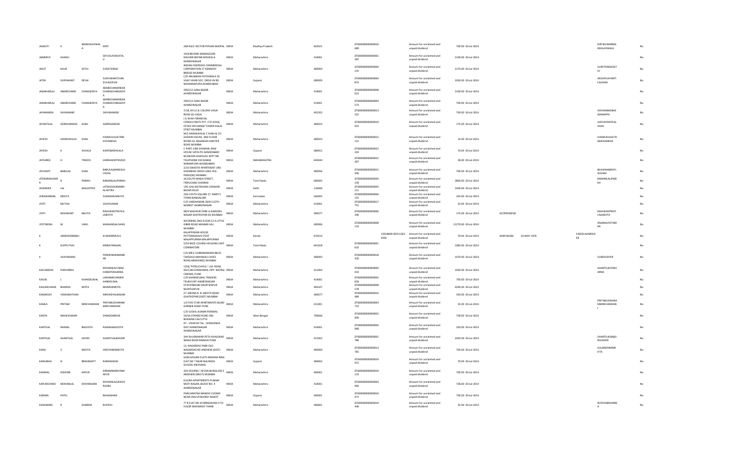| JAGRUTI | K | MANDALAYWALA | KIRTI | 268-N3/C-SECTOR PIPLANI BHOPAL | INDIA | Madhya Pradesh | 462021 | ZFS000000000000016689 | Amount for unclaimed and unpaid dividend | 700.00 | 30-Jul-2014 | | | | KIRTIKUMARMANDALAYWALA | No |
|---|---|---|---|---|---|---|---|---|---|---|---|---|---|---|---|---|
| JANIMIYA | SHAIKH | | SKYUSUFSKKATALU | 1918 BEHIND MAMALEDAR KACHERI BEPARI MOHOLLA AHMEDNAGAR | INDIA | Maharashtra | 414001 | ZFS000000000000001287 | Amount for unclaimed and unpaid dividend | 2100.00 | 30-Jul-2014 | | | | | No |
| JASJIT | KAUR | SETHI | SURJITSINGH | INDIAN OVERSEAS COMMERCIAL CORPORATION 27 KENNEDY BRIDGE MUMBAI | INDIA | Maharashtra | 400004 | ZFS000000000000000141 | Amount for unclaimed and unpaid dividend | 2170.00 | 30-Jul-2014 | | | | SURJITSINGHSETHI | No |
| JATIN | SURYAKANT | DESAI | SURYAKANTCHANDULALDESAI | C/O ARUNBHAI POTHIWALA 20 VIJAY VIHAR SOC. DRIVE-IN RD NAVRANGPURA AHMEDABAD | INDIA | Gujarat | 380009 | ZFS000000000000009874 | Amount for unclaimed and unpaid dividend | 1050.00 | 30-Jul-2014 | | | | AKSHAYJAYANTILALSHAH | No |
| JAWAHARLAL | AMARCHAND | CHANGEDIYA | AMARCHANDNEMICHANDCHANGEDIYA | 2902/12 GANJ BAZAR AHMEDNAGAR | INDIA | Maharashtra | 414001 | ZFS000000000000008013 | Amount for unclaimed and unpaid dividend | 2100.00 | 30-Jul-2014 | | | | | No |
| JAWAHARLAL | AMARCHAND | CHANGEDIYA | AMARCHANDNEMICHANDCHANGEDIYA | 2902/12 GANJ BAZAR AHMEDNAGAR | INDIA | Maharashtra | 414001 | ZFS000000000000004573 | Amount for unclaimed and unpaid dividend | 700.00 | 30-Jul-2014 | | | | | No |
| JAYANANDA | SHIVANAND | | SHIVANANDB | 7/18, M.S.E.B. COLONY VASAI ROAD (E) VASAI | INDIA | Maharashtra | 401202 | ZFS000000000000013252 | Amount for unclaimed and unpaid dividend | 700.00 | 30-Jul-2014 | | | | SHIVANANDBASWANAPPA | No |
| JAYANTILAL | GORDHANDAS | SHAH | GORDHANDAS | J G SHAH FINANCIAL CONSULTANTS PVT. LTD 4/418, STOCK EXCHANGE TOWER DALAL STRET MUMBAI | INDIA | Maharashtra | 400023 | ZFS000000000000010922 | Amount for unclaimed and unpaid dividend | 175.00 | 30-Jul-2014 | | | | AJAYJAYANTILALSHAH | No |
| JAYESH | HASMUKHLAL | SHAH | HASMUKHLALTRIBHOVANDAS | M/S HASMUKHLAL T.SHAH & CO JHAVERI HOUSE, 2ND FLOOR ROOM 10, NAGINDAS MASTER ROAD MUMBAI | INDIA | Maharashtra | 400023 | ZFS000000000000015121 | Amount for unclaimed and unpaid dividend | 14.00 | 30-Jul-2014 | | | | HASMUKHLALTRIBHOVANDAS | No |
| JAYESH | K | SHUKLA | KANTIBAISHUKLA | C-PART 1/84 SHYAMAL RAW HOUSE SATELITE AHMEDABAD | INDIA | Gujarat | 380015 | ZFS000000000000022103 | Amount for unclaimed and unpaid dividend | 70.00 | 30-Jul-2014 | | | | | No |
| JAYSHREE | H | TRIVEDI | HARSHADDTRIVEDI | M/38/449 ASAPALAV APPT NR TELEPHONE EXCHANGE NARANPURA AHMEDABAD | INDIA | MAHARASHTRA | 444444 | ZFS000000000000022307 | Amount for unclaimed and unpaid dividend | 28.00 | 30-Jul-2014 | | | | | No |
| JAYVANTI | BABULAL | SHAH | BABULALMANEKLALSHAH | 2/10 SWASTIK APARTMENT 3RD DADABHAI CROSS LANE VILE-PARLE(W) MUMBAI | INDIA | Maharashtra | 400056 | ZFS000000000000015506 | Amount for unclaimed and unpaid dividend | 700.00 | 30-Jul-2014 | | | | BHAVNAMRATLALSHAH | No |
| JITENDRAKUMAR | R | PARIKH | RAMANLALPARIKH | 26,SOUTH MADA STREET, TRIPLICANE CHENNAI | INDIA | Tamil Nadu | 600005 | ZFS000000000000020150 | Amount for unclaimed and unpaid dividend | 2800.00 | 30-Jul-2014 | | | | RAMANLALPARIKH | No |
| JOGINDER | LAL | MALHOTRA | LATEKESHORAMMALHOTRA | 150, GALI BATASHAN CHAWARI BAZAR DELHI | INDIA | Delhi | 110006 | ZFS000000000000005211 | Amount for unclaimed and unpaid dividend | 1400.00 | 30-Jul-2014 | | | | | No |
| JORAWARMAL | MEHTA | | SURAJMALMEHTA | 20A COSTA SQUARE ST. MARY'S TOWN BANGALORE | INDIA | Karnataka | 560005 | ZFS000000000000006155 | Amount for unclaimed and unpaid dividend | 350.00 | 30-Jul-2014 | | | | | No |
| JYOTI | MUTHA | | VIJAYKUMAR | C/O VARDHAMAN 2630 CLOTH MARKET AHMEDNAGAR | INDIA | Maharashtra | 414001 | ZFS000000000000017751 | Amount for unclaimed and unpaid dividend | 35.00 | 30-Jul-2014 | | | | | No |
| JYOTI | RASHIKANT | MEHTA | RASHIKANTRATILALMEHTA | 98/4 MAHAVIR PARK A GARODIA NAGAR GHATKOPAR (E) MUMBAI | INDIA | Maharashtra | 400077 | ZFS000000000000006296 | Amount for unclaimed and unpaid dividend | 175.00 | 30-Jul-2014 | ACOPM3001B | | | RASHIKANTRATILALMEHTA | No |
| JYOTINDRA | M | VAKIL | MANHARLALVAKIL | WYOMING 2ND FLOOR 12-A LITTLE GIBBS ROAD MALBAR HILL MUMBAI | INDIA | Maharashtra | 400006 | ZFS000000000000008119 | Amount for unclaimed and unpaid dividend | 11270.00 | 30-Jul-2014 | | | | ANJANAJYOTINDRA | No |
| K | JAMSHEERBABU | | KUNHIMMUDU | KALAPPADAN HOUSE PATTERKADAVU POST MALAPPURAM MALAPPURAM | INDIA | Kerala | 676519 | 12018600-00311263-ZF00 | Amount for unclaimed and unpaid dividend | 70.00 | 30-Jul-2014 | AHKPJ6428J | 10-MAY-1976 | FASEELAJAMSHEER | | No |
| K | KUPPUTHAI | | MRNATARAJAN | 5/54 RACE COURSE HOUSING UNIT COIMBATORE | INDIA | Tamil Nadu | 641018 | ZFS000000000000001632 | Amount for unclaimed and unpaid dividend | 1085.00 | 30-Jul-2014 | | | | | No |
| K | VIJAYANAND | | PKRISHNANNAMBIAR | C/O MR E SUBRAMANIAM 98/22 TAKSHILA MAHAKALI CAVES ROAD,ANDHERI(E) MUMBAI | INDIA | Maharashtra | 400093 | ZFS000000000000018420 | Amount for unclaimed and unpaid dividend | 1470.00 | 30-Jul-2014 | | | | SURESHSIYER | No |
| KACHARDAS | POKHARNA | | MOHANLALTARACHANDPOKHARNA | 1258,"PITRUCHHYA " J.M. ROAD, DECCAN GYMKHANA, OPP. NATRAJ CINEMA, PUNE | INDIA | Maharashtra | 411004 | ZFS000000000000000010 | Amount for unclaimed and unpaid dividend | 1050.00 | 30-Jul-2014 | | | | SHANTILALPOKHARNA | No |
| KAILAS | L | KHANDELWAL | LAKHAMICHANDKHANDELWAL | C/O KHANDELWAL TRADERS TELIKHUNT AHMEDNAGAR | INDIA | Maharashtra | 414001 | ZFS000000000000005656 | Amount for unclaimed and unpaid dividend | 700.00 | 30-Jul-2014 | | | | | No |
| KAILASKUMAR | BHIMSHI | MOTA | BHIMSHIMOTA | STATIONROAD MURTIZAPUR MURTIZAPUR | INDIA | Maharashtra | 444107 | ZFS000000000000008578 | Amount for unclaimed and unpaid dividend | 4200.00 | 30-Jul-2014 | | | | | No |
| KAMAKSHI | VISWANATHAN | | MRVAIDYALINGAM | 27, MEENA R. B. MEHTA ROAD GHATKOPAR (EAST) MUMBAI | INDIA | Maharashtra | 400077 | ZFS000000000000010484 | Amount for unclaimed and unpaid dividend | 350.00 | 30-Jul-2014 | | | | | No |
| KAMLA | PRITAM | MIRCHANDANI | PRITAMUDHARAMMIRCHANDANI | 1/3 FIVE STAR APARTMENTS BEIND GARDEN ROAD PUNE | INDIA | Maharashtra | 411001 | ZFS000000000000004714 | Amount for unclaimed and unpaid dividend | 35.00 | 30-Jul-2014 | | | | PRITAMUDHARAMMIRCHANDANI | No |
| KANTA | MAHESHWARI | | DAMODARDAS | C/O SUSHIL KUMAR PERIWAL 54/5A STRAND ROAD OM-BHAWAN CALCUTTA | INDIA | West Bengal | 700006 | ZFS000000000000002900 | Amount for unclaimed and unpaid dividend | 728.00 | 30-Jul-2014 | | | | | No |
| KANTILAL | RAJMAL | BALDOTA | RAJMALBALDOTA | AT - VISAPUR TAL - SHRIGONDA DIST AHMEDNAGAR AHMEDNAGAR | INDIA | Maharashtra | 414001 | ZFS000000000000006968 | Amount for unclaimed and unpaid dividend | 350.00 | 30-Jul-2014 | | | | | No |
| KANTILAL | SHANTILAL | JAVERI | SHANTILALBJAVERI | 344 SHUKRAWAR PETH KHALDKAR WADA NEAR MANDAI PUNE | INDIA | Maharashtra | 411002 | ZFS000000000000001786 | Amount for unclaimed and unpaid dividend | 1050.00 | 30-Jul-2014 | | | | SHANTILALBABUROJAVERI | No |
| KANU | V | MEHTA | VIRCHANDMEHTA | 13, NAGARDAS PARK OLD NAGARDAS RD ANDHERI (EAST) MUMBAI | INDIA | Maharashtra | 400069 | ZFS000000000000013781 | Amount for unclaimed and unpaid dividend | 700.00 | 30-Jul-2014 | | | | GULBADANKMEHTA | No |
| KANUBHAI | N | BRAHBHATT | NARSINHDAS | GOKULDHAM FLATS KRISHNA RING FLAT NO 7 NEAR NALANDA SCHOOL MEHSANA | INDIA | Gujarat | 384002 | ZFS000000000000019472 | Amount for unclaimed and unpaid dividend | 70.00 | 30-Jul-2014 | | | | | No |
| KANWAL | KISHORE | KAPUR | DBRAMNARAYANKAPUR | 204 OCEANIC I SEVEN BUNGLOW S AMDHERI (WEST) MUMBAI | INDIA | Maharashtra | 400061 | ZFS000000000000019123 | Amount for unclaimed and unpaid dividend | 700.00 | 30-Jul-2014 | | | | | No |
| KAPURCHAND | MOHANLAL | KHIVANSARA | MOHANLALSKHIVANSARA | ELLORA APARTMENTS PUNAM MOTI NAGAR, BLOCK NO. 4 AHMEDNAGAR | INDIA | Maharashtra | 414001 | ZFS000000000000004494 | Amount for unclaimed and unpaid dividend | 728.00 | 30-Jul-2014 | | | | | No |
| KARSAN | PATEL | | BHAGWANJI | PANCHRATNA MANDVI CHOWK NEAR JAIN UPASHRAY RAJKOT | INDIA | Gujarat | 360001 | ZFS000000000000010471 | Amount for unclaimed and unpaid dividend | 700.00 | 30-Jul-2014 | | | | | No |
| KASHMARA | R | SHARMA | RUPESH | 77 B FLAT NO 43 BRINDAWAN 4 TH FLOOR MAJIWADE THANE | INDIA | Maharashtra | 400601 | ZFS000000000000019446 | Amount for unclaimed and unpaid dividend | 35.00 | 30-Jul-2014 | | | | RUPESHBSHARMA | No |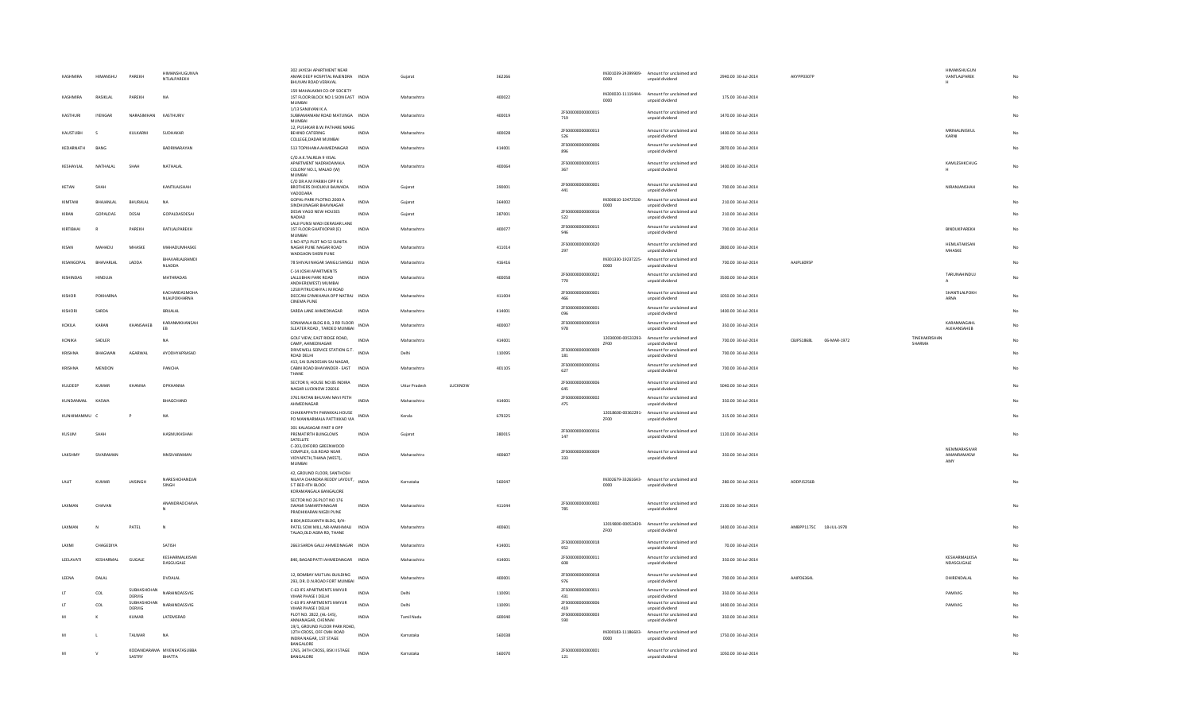| | | | | | | | | | | | | | | | | | | |
|---|---|---|---|---|---|---|---|---|---|---|---|---|---|---|---|---|---|---|
| KASHMIRA | HIMANSHU | PAREKH | HIMANSHUGUNVANTLALPAREKH | 302 JAYESH APARTMENT NEAR AMAR DEEP HOSPITAL RAJENDRA BHUVAN ROAD VERAVAL | INDIA | Gujarat | | 362266 | | IN301039-24399909-0000 | Amount for unclaimed and unpaid dividend | 2940.00 | 30-Jul-2014 | AKYPP0307P | | | HIMANSHUGUNVANTLALPAREKH | No |
| KASHMIRA | RASIKLAL | PAREKH | NA | 159 MAHALAXMI CO-OP SOCIETY 1ST FLOOR BLOCK NO 1 SION EAST MUMBAI | INDIA | Maharashtra | | 400022 | | IN300020-11119444-0000 | Amount for unclaimed and unpaid dividend | 175.00 | 30-Jul-2014 | | | | | No |
| KASTHURI | IYENGAR | NARASIMHAN | KASTHURIV | 1/13 SANJIVANI K.A. SUBRAMANIAM ROAD MATUNGA MUMBAI | INDIA | Maharashtra | | 400019 | ZF500000000000015719 | | Amount for unclaimed and unpaid dividend | 1470.00 | 30-Jul-2014 | | | | | No |
| KAUSTUBH | S | KULKARNI | SUDHAKAR | 12, PUSHKAR B.W.PATHARE MARG BEHIND CATERING COLLEGE,DADAR MUMBAI | INDIA | Maharashtra | | 400028 | ZF500000000000013526 | | Amount for unclaimed and unpaid dividend | 1400.00 | 30-Jul-2014 | | | | MRINALINISKULKARNI | No |
| KEDARNATH | BANG | | BADRINARAYAN | 513 TOPKHANA AHMEDNAGAR | INDIA | Maharashtra | | 414001 | ZF500000000000006896 | | Amount for unclaimed and unpaid dividend | 2870.00 | 30-Jul-2014 | | | | | No |
| KESHAVLAL | NATHALAL | SHAH | NATHALAL | C/O A.K.TALREJA 9 VISAL APARTMENT NADIADAWALA COLONY NO.1, MALAD (W) MUMBAI | INDIA | Maharashtra | | 400064 | ZF500000000000015367 | | Amount for unclaimed and unpaid dividend | 1400.00 | 30-Jul-2014 | | | | KAMLESHKCHUGH | No |
| KETAN | SHAH | | KANTILALSHAH | C/O DR A M PARIKH OPP K K BROTHERS DHOLIKUI BAJWADA VADODARA | INDIA | Gujarat | | 390001 | ZF500000000000001441 | | Amount for unclaimed and unpaid dividend | 700.00 | 30-Jul-2014 | | | | NIRANJANSHAH | No |
| KIMTANI | BHAJANLAL | BHURALAL | NA | GOPAL-PARK PLOTNO.2000 A SINDHUNAGAR BHAVNAGAR | INDIA | Gujarat | | 364002 | | IN300610-10472526-0000 | Amount for unclaimed and unpaid dividend | 210.00 | 30-Jul-2014 | | | | | No |
| KIRAN | GOPALDAS | DESAI | GOPALDASDESAI | DESAI VAGO NEW HOUSES NADIAD | INDIA | Gujarat | | 387001 | ZF500000000000016522 | | Amount for unclaimed and unpaid dividend | 210.00 | 30-Jul-2014 | | | | | No |
| KIRTIBHAI | R | PAREKH | RATILALPAREKH | LALJI PUNSI WADI DERASAR LANE 1ST FLOOR GHATKOPAR (E) MUMBAI | INDIA | Maharashtra | | 400077 | ZF500000000000015946 | | Amount for unclaimed and unpaid dividend | 700.00 | 30-Jul-2014 | | | | BINDUKPAREKH | No |
| KISAN | MAHADU | MHASKE | MAHADUMHASKE | S NO 47\3 PLOT NO 52 SUNITA NAGAR PUNE NAGAR ROAD WADGAON SHERI PUNE | INDIA | Maharashtra | | 411014 | ZF500000000000020297 | | Amount for unclaimed and unpaid dividend | 2800.00 | 30-Jul-2014 | | | | HEMLATAKISANMHASKE | No |
| KISANGOPAL | BHAVARLAL | LADDA | BHAVARLALRAMDINLADDA | 78 SHIVAJI NAGAR SANGLI SANGLI | INDIA | Maharashtra | | 416416 | | IN301330-19237225-0000 | Amount for unclaimed and unpaid dividend | 700.00 | 30-Jul-2014 | AAJPL6095P | | | | No |
| KISHINDAS | HINDUJA | | MATHRADAS | C-14 JOSHI APARTMENTS LALLUBHAI PARK ROAD ANDHERI(WEST) MUMBAI | INDIA | Maharashtra | | 400058 | ZF500000000000021770 | | Amount for unclaimed and unpaid dividend | 3500.00 | 30-Jul-2014 | | | | TARUNAHINDUJA | No |
| KISHOR | POKHARNA | | KACHARDASMOHANLALPOKHARNA | 1258 PITRUCHHYA J M ROAD DECCAN GYMKHANA OPP NATRAJ CINEMA PUNE | INDIA | Maharashtra | | 411004 | ZF500000000000001466 | | Amount for unclaimed and unpaid dividend | 1050.00 | 30-Jul-2014 | | | | SHANTILALPOKHARNA | No |
| KISHORI | SARDA | | BRIJALAL | SARDA LANE AHMEDNAGAR | INDIA | Maharashtra | | 414001 | ZF500000000000001096 | | Amount for unclaimed and unpaid dividend | 1400.00 | 30-Jul-2014 | | | | | No |
| KOKILA | KARAN | KHANSAHEB | KARANMKHANSAHEB | SONAWALA BLDG 8 B, 3 RD FLOOR SLEATER ROAD , TARDEO MUMBAI | INDIA | Maharashtra | | 400007 | ZF500000000000019978 | | Amount for unclaimed and unpaid dividend | 350.00 | 30-Jul-2014 | | | | KARANMAGANLALKHANSAHEB | No |
| KONIKA | SADLER | | NA | GOLF VIEW, EAST RIDGE ROAD, CAMP, AHMEDNAGAR | INDIA | Maharashtra | | 414001 | | 12030000-00533293-ZF00 | Amount for unclaimed and unpaid dividend | 700.00 | 30-Jul-2014 | CBJPS1868L | 06-MAR-1972 | TINEKAKRISHAN SHARMA | | No |
| KRISHNA | BHAGWAN | AGARWAL | AYODHYAPRASAD | DRIVEWELL SERVICE STATION G.T. ROAD DELHI | INDIA | Delhi | | 110095 | ZF500000000000009181 | | Amount for unclaimed and unpaid dividend | 700.00 | 30-Jul-2014 | | | | | No |
| KRISHNA | MENDON | | PANCHA | 413, SAI SUNDESAN SAI NAGAR, CABIN ROAD BHAYANDER - EAST THANE | INDIA | Maharashtra | | 401105 | ZF500000000000016627 | | Amount for unclaimed and unpaid dividend | 700.00 | 30-Jul-2014 | | | | | No |
| KULDEEP | KUMAR | KHANNA | OPKHANNA | SECTOR 9, HOUSE NO 85 INDIRA NAGAR LUCKNOW 226016 | INDIA | Uttar Pradesh | LUCKNOW | | ZF500000000000006645 | | Amount for unclaimed and unpaid dividend | 5040.00 | 30-Jul-2014 | | | | | No |
| KUNDANMAL | KASWA | | BHAGCHAND | 3761 RATAN BHUVAN NAVI PETH AHMEDNAGAR | INDIA | Maharashtra | | 414001 | ZF500000000000002475 | | Amount for unclaimed and unpaid dividend | 350.00 | 30-Jul-2014 | | | | | No |
| KUNHIMAMMU | C | P | NA | CHAKKAPPATH PARAKKAL HOUSE PO MANNARMALA PATTIKKAD VIA | INDIA | Kerala | | 679325 | | 12018600-00362291-ZF00 | Amount for unclaimed and unpaid dividend | 315.00 | 30-Jul-2014 | | | | | No |
| KUSUM | SHAH | | HASMUKHSHAH | 301 KALASAGAR PART II OPP PREMATIRTH BUNGLOWS SATELLITE | INDIA | Gujarat | | 380015 | ZF500000000000016147 | | Amount for unclaimed and unpaid dividend | 1120.00 | 30-Jul-2014 | | | | | No |
| LAKSHMY | SIVARAMAN | | NNSIVARAMAN | C-203,OXFORD GREENWOOD COMPLEX, G.B.ROAD NEAR VIDYAPETH,THANA (WEST), MUMBAI | INDIA | Maharashtra | | 400607 | ZF500000000000009333 | | Amount for unclaimed and unpaid dividend | 350.00 | 30-Jul-2014 | | | | NEMMARASWARAMANRAMASWAMY | No |
| LALIT | KUMAR | JAISINGH | NARESHCHANDJAISINGH | 42, GROUND FLOOR, SANTHOSH NILAYA CHANDRA REDDY LAYOUT, S T BED 4TH BLOCK KORAMANGALA BANGALORE | INDIA | Karnataka | | 560047 | | IN302679-33261643-0000 | Amount for unclaimed and unpaid dividend | 280.00 | 30-Jul-2014 | ADDPJ5256B | | | | No |
| LAXMAN | CHAVAN | | ANANDRAOCHAVAN | SECTOR NO 26 PLOT NO 176 SWAMI SAMARTH NAGAR PRADHIKARAN NIGDI PUNE | INDIA | Maharashtra | | 411044 | ZF500000000000002785 | | Amount for unclaimed and unpaid dividend | 2100.00 | 30-Jul-2014 | | | | | No |
| LAXMAN | N | PATEL | N | B 804,NEELKANTH BLDG, B/H-PATEL SOW MILL, NR-MAKHMALI TALAO,OLD AGRA RD, THANE | INDIA | Maharashtra | | 400601 | | 12019800-00053439-ZF00 | Amount for unclaimed and unpaid dividend | 1400.00 | 30-Jul-2014 | AMBPP1175C | 18-JUL-1978 | | | No |
| LAXMI | CHAGEDIYA | | SATISH | 2663 SARDA GALLI AHMEDNAGAR | INDIA | Maharashtra | | 414001 | ZF500000000000018952 | | Amount for unclaimed and unpaid dividend | 70.00 | 30-Jul-2014 | | | | | No |
| LEELAVATI | KESHARMAL | GUGALE | KESHARMALKISANDASGUGALE | 840, BAGADPATTI AHMEDNAGAR | INDIA | Maharashtra | | 414001 | ZF500000000000011608 | | Amount for unclaimed and unpaid dividend | 350.00 | 30-Jul-2014 | | | | KESHARMALKISANDASGUGALE | No |
| LEENA | DALAL | | DVDALAL | 12, BOMBAY MUTUAL BUILDING 293, DR. D.N.ROAD FORT MUMBAI | INDIA | Maharashtra | | 400001 | ZF500000000000018976 | | Amount for unclaimed and unpaid dividend | 700.00 | 30-Jul-2014 | AAIPD6364L | | | DHIRENDALAL | No |
| LT | COL | SUBHASHCHANDERVIG | NARAINDASSVIG | C-63 IFS APARTMENTS MAYUR VIHAR PHASE I DELHI | INDIA | Delhi | | 110091 | ZF500000000000011431 | | Amount for unclaimed and unpaid dividend | 350.00 | 30-Jul-2014 | | | | PAMVIG | No |
| LT | COL | SUBHASHCHANDERVIG | NARAINDASSVIG | C-63 IFS APARTMENTS MAYUR VIHAR PHASE I DELHI | INDIA | Delhi | | 110091 | ZF500000000000006419 | | Amount for unclaimed and unpaid dividend | 1400.00 | 30-Jul-2014 | | | | PAMVIG | No |
| M | K | KUMAR | LATEMSRAO | PLOT NO. 2822, (AL-145), ANNANAGAR, CHENNAI | INDIA | Tamil Nadu | | 600040 | ZF500000000000003590 | | Amount for unclaimed and unpaid dividend | 350.00 | 30-Jul-2014 | | | | | No |
| M | L | TALWAR | NA | 19/1, GROUND FLOOR PARK ROAD, 12TH CROSS, OFF CMH ROAD INDIRA NAGAR, 1ST STAGE BANGALORE | INDIA | Karnataka | | 560038 | | IN300183-11186603-0000 | Amount for unclaimed and unpaid dividend | 1750.00 | 30-Jul-2014 | | | | | No |
| M | V | KODANDARAMASASTRY | MVENKATASUBBABHATTA | 1765, 34TH CROSS, BSK II STAGE BANGALORE | INDIA | Karnataka | | 560070 | ZF500000000000001121 | | Amount for unclaimed and unpaid dividend | 1050.00 | 30-Jul-2014 | | | | | No |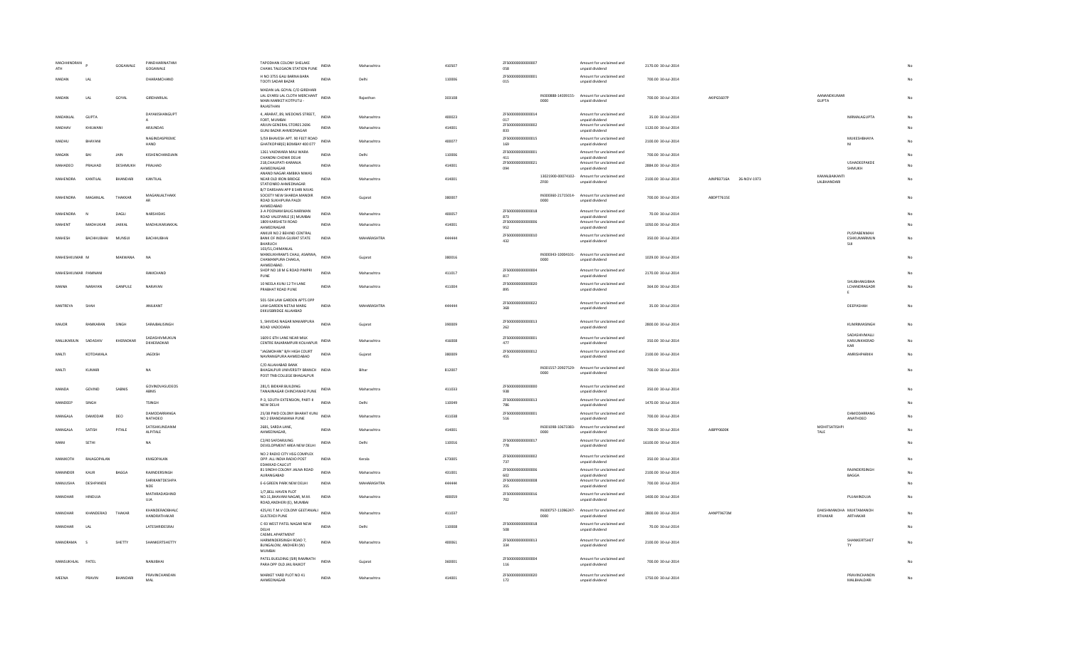| | | | | | | | | | | | | | | | | | |
|---|---|---|---|---|---|---|---|---|---|---|---|---|---|---|---|---|---|
| MACHHINDRAN ATH | P | GOGAWALE | PANDHARINATHM GOGAWALE | TAPODHAN COLONY SHELAKE CHAWL TALEGAON STATION PUNE | INDIA | Maharashtra | 410507 | ZF5000000000000007 058 | | Amount for unclaimed and unpaid dividend | 2170.00 30-Jul-2014 | | | | | | No |
| MADAN | LAL | | DHARAMCHAND | H NO 3755 GALI BARNA BARA TOOTI SADAR BAZAR | INDIA | Delhi | 110006 | ZF5000000000000001 015 | | Amount for unclaimed and unpaid dividend | 700.00 30-Jul-2014 | | | | | | No |
| MADAN | LAL | GOYAL | GIRDHARILAL | MADAN LAL GOYAL C/O GIRDHARI LAL GYARSI LAL CLOTH MERCHANT MAIN MARKET KOTPUTLI - RAJASTHAN | INDIA | Rajasthan | 303108 | | IN300888-14039155-0000 | Amount for unclaimed and unpaid dividend | 700.00 30-Jul-2014 | AKIPG5607P | | AANANDKUMAR GUPTA | | | No |
| MADANLAL | GUPTA | | DAYAKISHANGUPT A | 4, ARARAT, 89, MEDOWS STREET, FORT, MUMBAI | INDIA | Maharashtra | 400023 | ZF5000000000000014 017 | | Amount for unclaimed and unpaid dividend | 35.00 30-Jul-2014 | | | | NIRMALAGUPTA | | No |
| MADHAV | KHILWANI | | ARJUNDAS | ARJUN GENERAL STORES 2696 GUNJ BAZAR AHMEDNAGAR | INDIA | Maharashtra | 414001 | ZF5000000000000002 833 | | Amount for unclaimed and unpaid dividend | 1120.00 30-Jul-2014 | | | | | | No |
| MADHU | BHAYANI | | NAGINDASPREMC HAND | 5/59 BHAVESH APT. 90 FEET ROAD GHATKOPAR(E) BOMBAY 400 077 | INDIA | Maharashtra | 400077 | ZF5000000000000015 169 | | Amount for unclaimed and unpaid dividend | 2100.00 30-Jul-2014 | | | | MUKESHBHAYA NI | | No |
| MAGAN | BAI | JAIN | KISHENCHANDJAIN | 1261 VAIDWARA MALI WARA CHANDNI CHOWK DELHI | INDIA | Delhi | 110006 | ZF5000000000000001 411 | | Amount for unclaimed and unpaid dividend | 700.00 30-Jul-2014 | | | | | | No |
| MAHADEO | PRALHAD | DESHMUKH | PRALHAD | 218,CHAUPATI-KARANJA AHMEDNAGAR | INDIA | Maharashtra | 414001 | ZF5000000000000021 094 | | Amount for unclaimed and unpaid dividend | 2884.00 30-Jul-2014 | | | | USHADEEPAKDE SHMUKH | | No |
| MAHENDRA | KANTILAL | BHANDARI | KANTILAL | ANAND NAGAR AMBIKA NIWAS NEAR OLD IRON BRIDGE STATIONRD AHMEDNAGAR | INDIA | Maharashtra | 414001 | | 13021900-00074102-ZF00 | Amount for unclaimed and unpaid dividend | 2100.00 30-Jul-2014 | AINPB3716A | 26-NOV-1973 | KAMALBAIKANTI LALBHANDARI | | | No |
| MAHENDRA | MAGANLAL | THAKKAR | MAGANLALTHAKK AR | B/7 DARSHAN APP B SHRI NIVAS SOCIETY NEW SHARDA MANDIR ROAD SUKHIPURA PALDI AHMEDABAD | INDIA | Gujarat | 380007 | | IN300360-21715014-0000 | Amount for unclaimed and unpaid dividend | 700.00 30-Jul-2014 | ABDPT7615E | | | | | No |
| MAHENDRA | N | DAGLI | NARSHIDAS | 3-A POONAM BAUG NARIMAN ROAD VALEPARLE (E) MUMBAI | INDIA | Maharashtra | 400057 | ZF5000000000000018 873 | | Amount for unclaimed and unpaid dividend | 70.00 30-Jul-2014 | | | | | | No |
| MAHENT | MADHUKAR | JAKKAL | MADHUKARJAKKAL | 1809 KARSHETJI ROAD AHMEDNAGAR | INDIA | Maharashtra | 414001 | ZF5000000000000006 952 | | Amount for unclaimed and unpaid dividend | 1050.00 30-Jul-2014 | | | | | | No |
| MAHESH | BACHHUBHAI | MUNSIJI | BACHHUBHAI | ANKUR NO 2 BEHIND CENTRAL BANK OF INDIA GUJRAT STATE BHARUCH | INDIA | MAHARASHTRA | 444444 | ZF5000000000000010 432 | | Amount for unclaimed and unpaid dividend | 350.00 30-Jul-2014 | | | | PUSPABENMAH ESHKUMARMUN SIJI | | No |
| MAHESHKUMAR | M | MAKWANA | NA | 103/51,CHIMANLAL MANSUKHRAM'S CHALI, ASARWA, CHAMANPURA CHAKLA, AHMEDABAD. | INDIA | Gujarat | 380016 | | IN300343-10004101-0000 | Amount for unclaimed and unpaid dividend | 1029.00 30-Jul-2014 | | | | | | No |
| MAHESHKUMAR | PAMNANI | | RAMCHAND | SHOP NO 18 M G ROAD PIMPRI PUNE | INDIA | Maharashtra | 411017 | ZF5000000000000004 817 | | Amount for unclaimed and unpaid dividend | 2170.00 30-Jul-2014 | | | | | | No |
| MAINA | NARAYAN | GANPULE | NARAYAN | 10 NEELA KUNJ 12 TH LANE PRABHAT ROAD PUNE | INDIA | Maharashtra | 411004 | ZF5000000000000020 895 | | Amount for unclaimed and unpaid dividend | 364.00 30-Jul-2014 | | | | SHUBHANGIBHA LCHANDRAGADR E | | No |
| MAITREYA | SHAH | | ANILKANT | 501-504 LAW GARDEN APTS OPP LAW GARDEN NETAJI MARG EKKUSBRIDGE ALLAHBAD | INDIA | MAHARASHTRA | 444444 | ZF5000000000000022 368 | | Amount for unclaimed and unpaid dividend | 35.00 30-Jul-2014 | | | | DEEPASHAH | | No |
| MAJOR | RAMKARAN | SINGH | SARAJBALSINGH | 5, SHIVDAS NAGAR MAKARPURA ROAD VADODARA | INDIA | Gujarat | 390009 | ZF5000000000000013 262 | | Amount for unclaimed and unpaid dividend | 2800.00 30-Jul-2014 | | | | KUMRIMASINGH | | No |
| MALLIKARJUN | SADASHIV | KHERADKAR | SADASHIVMUKUN DKHERADKAR | 1609 E 6TH LANE NEAR MILK CENTRE RAJARAMPURI KOLHAPUR | INDIA | Maharashtra | 416008 | ZF5000000000000001 477 | | Amount for unclaimed and unpaid dividend | 350.00 30-Jul-2014 | | | | SADASHIVMALLI KARJUNKHERAD KAR | | No |
| MALTI | KOTDAWALA | | JAGDISH | "JAGMOHAN" 8/H HIGH COURT NAVRANGPURA AHMEDABAD | INDIA | Gujarat | 380009 | ZF5000000000000012 455 | | Amount for unclaimed and unpaid dividend | 2100.00 30-Jul-2014 | | | | AMRISHPARIKH | | No |
| MALTI | KUMARI | | NA | C/O ALLAHABAD BANK BHAGALPUR UNIVERSITY BRANCH POST TNB COLLEGE BHAGALPUR | INDIA | Bihar | 812007 | | IN301557-20927529-0000 | Amount for unclaimed and unpaid dividend | 700.00 30-Jul-2014 | | | | | | No |
| MANDA | GOVIND | SABNIS | GOVINDVASUDEOS ABNIS | 281/1 BIDKAR BUILDING TANAJINAGAR CHINCHWAD PUNE | INDIA | Maharashtra | 411033 | ZF5000000000000000 938 | | Amount for unclaimed and unpaid dividend | 350.00 30-Jul-2014 | | | | | | No |
| MANDEEP | SINGH | | TSINGH | P-3, SOUTH EXTENSION, PART-II NEW DELHI | INDIA | Delhi | 110049 | ZF5000000000000013 786 | | Amount for unclaimed and unpaid dividend | 1470.00 30-Jul-2014 | | | | | | No |
| MANGALA | DAMODAR | DEO | DAMODARRANGA NATHDEO | 25/38 PWD COLONY BHARAT KUNJ NO 2 ERANDAWANA PUNE | INDIA | Maharashtra | 411038 | ZF5000000000000001 516 | | Amount for unclaimed and unpaid dividend | 700.00 30-Jul-2014 | | | | DAMODARRANG ANATHDEO | | No |
| MANGALA | SATISH | PITALE | SATISHKUNDANM ALPITALE | 2681, SARDA LANE, AHMEDNAGAR, | INDIA | Maharashtra | 414001 | | IN301098-10673383-0000 | Amount for unclaimed and unpaid dividend | 700.00 30-Jul-2014 | ABPPP0600K | | MOHITSATISHPI TALE | | | No |
| MANI | SETHI | | NA | C2/40 SAFDARJUNG DEVELOPMENT AREA NEW DELHI | INDIA | Delhi | 110016 | ZF5000000000000017 778 | | Amount for unclaimed and unpaid dividend | 16100.00 30-Jul-2014 | | | | | | No |
| MANIKOTH | RAJAGOPALAN | | KMGOPALAN | NO 2 RADIO CITY HSG COMPLEX OPP. ALL INDIA RADIO POST EDAKKAD CALICUT | INDIA | Kerala | 673005 | ZF5000000000000002 737 | | Amount for unclaimed and unpaid dividend | 350.00 30-Jul-2014 | | | | | | No |
| MANINDER | KAUR | BAGGA | RAJINDERSINGH | 81 SINDHI COLONY JALNA ROAD AURANGABAD | INDIA | Maharashtra | 431001 | ZF5000000000000006 602 | | Amount for unclaimed and unpaid dividend | 2100.00 30-Jul-2014 | | | | RAJINDERSINGH BAGGA | | No |
| MANJUSHA | DESHPANDE | | SHRIKANTDESHPA NDE | E-6 GREEN PARK NEW DELHI | INDIA | MAHARASHTRA | 444444 | ZF5000000000000008 355 | | Amount for unclaimed and unpaid dividend | 700.00 30-Jul-2014 | | | | | | No |
| MANOHAR | HINDUJA | | MATHRADASHIND UJA | 1/7,BELL HAVEN PLOT NO.11,BHAVANI NAGAR, M.M. ROAD,ANDHERI (E), MUMBAI | INDIA | Maharashtra | 400059 | ZF5000000000000016 702 | | Amount for unclaimed and unpaid dividend | 1400.00 30-Jul-2014 | | | | PUJAHINDUJA | | No |
| MANOHAR | KHANDERAO | THAKAR | KHANDERAOBHALC HANDRATHAKAR | 425/45 T M V COLONY GEETANJALI GULTEKDI PUNE | INDIA | Maharashtra | 411037 | | IN300757-11096247-0000 | Amount for unclaimed and unpaid dividend | 2800.00 30-Jul-2014 | AANPT9673M | | DAKSHMANOHA RTHAKAR | MUKTAMANOH ARTHAKAR | | No |
| MANOHAR | LAL | | LATESHRIDESRAJ | C-93 WEST PATEL NAGAR NEW DELHI | INDIA | Delhi | 110008 | ZF5000000000000018 508 | | Amount for unclaimed and unpaid dividend | 70.00 30-Jul-2014 | | | | | | No |
| MANORAMA | S | SHETTY | SHANKERTSHETTY | CASMIL APARTMENT HARMINDERSINGH ROAD 7, BUNGALOW, ANDHERI (W) MUMBAI | INDIA | Maharashtra | 400061 | ZF5000000000000013 334 | | Amount for unclaimed and unpaid dividend | 2100.00 30-Jul-2014 | | | | SHANKERTSHET TY | | No |
| MANSUKHLAL | PATEL | | NANJIBHAI | PATEL BUILDING (SIR) RAMNATH PARA OPP OLD JAIL RAJKOT | INDIA | Gujarat | 360001 | ZF5000000000000004 116 | | Amount for unclaimed and unpaid dividend | 700.00 30-Jul-2014 | | | | | | No |
| MEENA | PRAVIN | BHANDARI | PRAVINCHANDAN MAL | MARKET YARD PLOT NO 41 AHMEDNAGAR | INDIA | Maharashtra | 414001 | ZF5000000000000020 172 | | Amount for unclaimed and unpaid dividend | 1750.00 30-Jul-2014 | | | | PRAVINCHANDN MALBHALDARI | | No |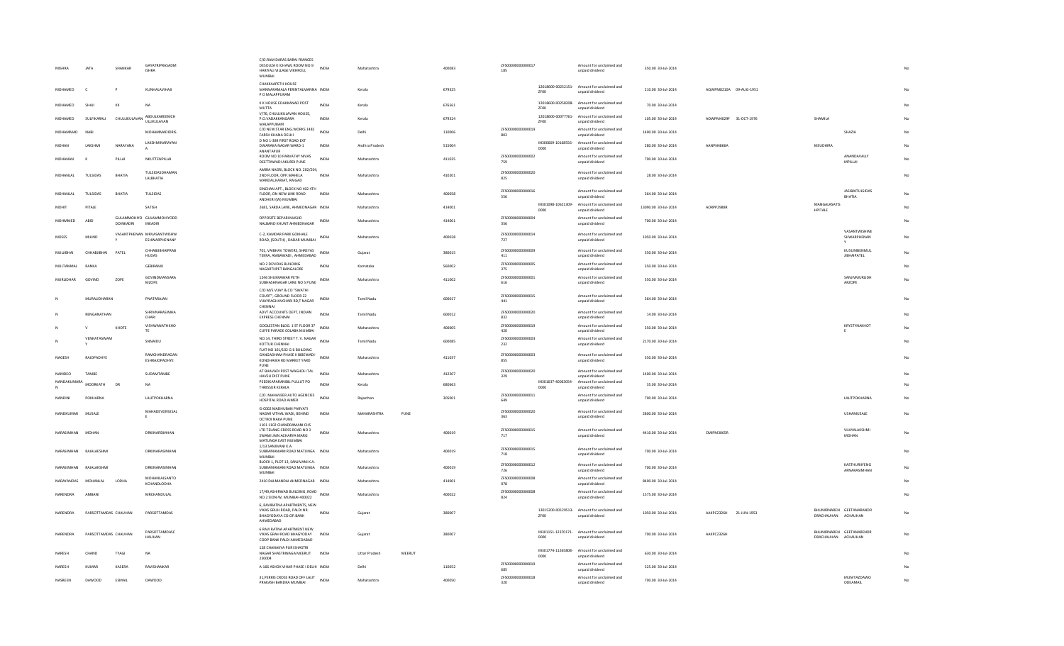| MISHRA | JATA | SHANKAR | GAYATRIPRASADM ISHRA | C/O.RAM DARAS BABAI FRANCES DESOUZA KI CHAWL ROOM NO.9 HARIYALI VILLAGE VIKHROLI, MUMBAI | INDIA | Maharashtra | | 400083 | ZF000000000000017 185 | | Amount for unclaimed and unpaid dividend | 350.00 30-Jul-2014 | | | | | No |
|---|---|---|---|---|---|---|---|---|---|---|---|---|---|---|---|---|---|
| MOHAMED | C | P | KUNHALAVIHAJI | CHAKKAAPETH HOUSE MANNARAMALA PERINTALMANNA P O MALAPPURAM | INDIA | Kerala | | 679325 | | 12018600-00252151-ZF00 | Amount for unclaimed and unpaid dividend | 210.00 30-Jul-2014 | AQWPM8210A | 09-AUG-1951 | | | No |
| MOHAMED | SHAJI | KK | NA | K K HOUSE EDAKKANAD POST MUTTA | INDIA | Kerala | | 676561 | | 12018600-00258208-ZF00 | Amount for unclaimed and unpaid dividend | 70.00 30-Jul-2014 | | | | | No |
| MOHAMED | SULFIKARALI | CHULLIKULAVAN | ABDULKAREEMCH ULLIKULAVAN | V/76, CHULLIKULAVAN HOUSE, P.O.VADAKKANGARA MALAPPURAM | INDIA | Kerala | | 679324 | | 12018600-00077761-ZF00 | Amount for unclaimed and unpaid dividend | 105.00 30-Jul-2014 | AOWPM4029F | 31-OCT-1976 | SHAMILA | | No |
| MOHAMMAD | NABI | | MOHAMMADIDRIS | C/O NEW STAR ENG WORKS 1482 FARSH KHANA DELHI | INDIA | Delhi | | 110006 | ZF000000000000019 803 | | Amount for unclaimed and unpaid dividend | 1400.00 30-Jul-2014 | | | | SHAZIA | No |
| MOHAN | LAKSHMI | NARAYANA | LAKSHMINARAYAN A | D NO 1-389 FIRST ROAD EXT DWARAKA NAGAR WARD-1 ANANTAPUR | INDIA | Andhra Pradesh | | 515004 | | IN300669-10168556-0000 | Amount for unclaimed and unpaid dividend | 280.00 30-Jul-2014 | AANPM4866A | | MSUDHIRA | | No |
| MOHANAN | K | PILLAI | NKUTTENPILLAI | ROOM NO 10 PARVATHY NIVAS DEETTAWADI AKURDI PUNE | INDIA | Maharashtra | | 411035 | ZF000000000000002 759 | | Amount for unclaimed and unpaid dividend | 700.00 30-Jul-2014 | | | | ANANDAVALLY MPILLAI | No |
| MOHANLAL | TULSIDAS | BHATIA | TULSIDASDHAMAN LALBHATIA | AMBA NAGRI, BLOCK NO. 202/204, 2ND FLOOR, OPP. MAHILA MANDAL,KARJAT, RAIGAD | INDIA | Maharashtra | | 410201 | ZF000000000000020 825 | | Amount for unclaimed and unpaid dividend | 28.00 30-Jul-2014 | | | | | No |
| MOHANLAL | TULSIDAS | BHATIA | TULSIDAS | SINCHAN APT., BLOCK NO 402 4TH FLOOR, ON NEW LINK ROAD ANDHERI (W) MUMBAI | INDIA | Maharashtra | | 400058 | ZF000000000000016 556 | | Amount for unclaimed and unpaid dividend | 364.00 30-Jul-2014 | | | | JASMATIJUSIDAS BHATIA | No |
| MOHIT | PITALE | | SATISH | 2681, SARDA LANE, AHMEDNAGAR | INDIA | Maharashtra | | 414001 | | IN301098-10621309-0000 | Amount for unclaimed and unpaid dividend | 13090.00 30-Jul-2014 | AORPP2988B | | MANGALASATIS HPITALE | | No |
| MOHMMED | ABID | GULAMMOHIYD DDINKADRI | GULAMMOHIYODD INKADRI | OPPOSITE BEPARI MASJID NALBAND KHUNT AHMEDNAGAR | INDIA | Maharashtra | | 414001 | ZF000000000000004 356 | | Amount for unclaimed and unpaid dividend | 700.00 30-Jul-2014 | | | | | No |
| MOSES | MILIND | VASANTPHENAN Y | MRVASANTWISHW ESHWARPHENANY | C-2, KAMDAR PARK GOKHALE ROAD, (SOUTH), DADAR MUMBAI | INDIA | Maharashtra | | 400028 | ZF000000000000014 727 | | Amount for unclaimed and unpaid dividend | 1050.00 30-Jul-2014 | | | | VASANTWISHWE SHWARPHENAN Y | No |
| MULJIBHAI | CHHABILBHAI | PATEL | CHHABILBHAIPRAB HUDAS | 701, VAIBHAV TOWERS, SHREYAS TEKRA, AMBAWADI, AHMEDABAD | INDIA | Gujarat | | 380015 | ZF000000000000009 411 | | Amount for unclaimed and unpaid dividend | 350.00 30-Jul-2014 | | | | KUSUMBENMUL JIBHAIPATEL | No |
| MULTANMAL | RANKA | | GEBIRAMJI | NO.2 DEVIDAS BUILDING NAGARTHPET BANGALORE | INDIA | Karnataka | | 560002 | ZF000000000000005 375 | | Amount for unclaimed and unpaid dividend | 350.00 30-Jul-2014 | | | | | No |
| MURLIDHAR | GOVIND | ZOPE | GOVINDMANSARA MZOPE | 1246 SHUKRAWAR PETH SUBHASHNAGAR LANE NO 5 PUNE | INDIA | Maharashtra | | 411002 | ZF000000000000001 616 | | Amount for unclaimed and unpaid dividend | 350.00 30-Jul-2014 | | | | SANJIMMURLIDH ARZOPE | No |
| N | MURALIDHARAN | | PNATARAJAN | C/O M/S VIJAY & CO "SWATHI COURT", GROUND FLOOR 22 VIJAYRAGHAVCHARI RD,T NAGAR CHENNAI | INDIA | Tamil Nadu | | 600017 | ZF000000000000015 441 | | Amount for unclaimed and unpaid dividend | 364.00 30-Jul-2014 | | | | | No |
| N | RENGANATHAN | | SHRIVNARASIMHA CHARI | ADVT ACCOUNTS DEPT, INDIAN EXPRESS CHENNAI | INDIA | Tamil Nadu | | 600012 | ZF000000000000020 832 | | Amount for unclaimed and unpaid dividend | 14.00 30-Jul-2014 | | | | | No |
| N | V | KHOTE | VISHWANATHKHO TE | GOOLESTAN BLDG. 1 ST FLOOR 37 CUFFE PARADE COLABA MUMBAI | INDIA | Maharashtra | | 400005 | ZF000000000000019 420 | | Amount for unclaimed and unpaid dividend | 350.00 30-Jul-2014 | | | | KRYSTYNAKHOT E | No |
| N | VENKATASWAMI Y | | SNNAIDU | NO.14, THIRD STREET T. V. NAGAR KOTTUR CHENNAI | INDIA | Tamil Nadu | | 600085 | ZF000000000000003 232 | | Amount for unclaimed and unpaid dividend | 2170.00 30-Jul-2014 | | | | | No |
| NAGESH | RAJOPADHYE | | RAMCHANDRAGAN ESHRAJOPADHYE | FLAT NO 101/102 G-6 BUILDING GANGADHAM PHASE II BIBEWADI-KONDHAWA RD MARKET YARD PUNE | INDIA | Maharashtra | | 411037 | ZF000000000000003 855 | | Amount for unclaimed and unpaid dividend | 350.00 30-Jul-2014 | | | | | No |
| NAMDEO | TAMBE | | SUDAMTAMBE | AT BHAVADI POST WAGHOLI TAL HAVELI DIST PUNE | INDIA | Maharashtra | | 412207 | ZF000000000000020 329 | | Amount for unclaimed and unpaid dividend | 1400.00 30-Jul-2014 | | | | | No |
| NANDAKUMARA N | MOORKATH | DR | NA | PEEDIKAPARAMBIL PULLUT PO THRISSUR KERALA | INDIA | Kerala | | 680663 | | IN301637-40063054-0000 | Amount for unclaimed and unpaid dividend | 35.00 30-Jul-2014 | | | | | No |
| NANDINI | POKHARNA | | LALITPOKHARNA | C/O. MAHAVEER AUTO AGENCIES HOSPITAL ROAD AJMER | INDIA | Rajasthan | | 305001 | ZF000000000000011 649 | | Amount for unclaimed and unpaid dividend | 700.00 30-Jul-2014 | | | | LALITPOKHARNA | No |
| NANDKUMAR | MUSALE | | MAHADEVDMUSAL E | G-C002 MADHUBAN PARVATI NAGAR VITHAL WADI, BEHIND OCTROI NAKA PUNE | INDIA | MAHARASHTRA | PUNE | | ZF000000000000020 363 | | Amount for unclaimed and unpaid dividend | 2800.00 30-Jul-2014 | | | | USHAMUSALE | No |
| NARASIMHAN | MOHAN | | DRKNARASIMHAN | 1301 1302 CHANDRAMANI CHS LTD TELANG CROSS ROAD NO 3 SWAMI JAIN ACHARYA MARG MATUNGA EAST MUMBAI | INDIA | Maharashtra | | 400019 | ZF000000000000015 717 | | Amount for unclaimed and unpaid dividend | 4410.00 30-Jul-2014 | CWIPM3065R | | | VIJAYALAKSHMI MOHAN | No |
| NARASIMHAN | RAJALAKSHMI | | DRKNARASIMHAN | 1/13 SANJIVANI K.A. SUBRAMANIAM ROAD MATUNGA MUMBAI | INDIA | Maharashtra | | 400019 | ZF000000000000015 718 | | Amount for unclaimed and unpaid dividend | 700.00 30-Jul-2014 | | | | | No |
| NARASIMHAN | RAJALAKSHMI | | DRKNARASIMHAN | BLOCK 1, PLOT 13, SANJIVANI K.A. SUBRAMANIAM ROAD MATUNGA MUMBAI | INDIA | Maharashtra | | 400019 | ZF000000000000012 726 | | Amount for unclaimed and unpaid dividend | 700.00 30-Jul-2014 | | | | KASTHURIYENG ARNARASIMHAN | No |
| NARAYANDAS | MOHANLAL | LODHA | MOHANLALSANTO KCHANDLODHA | 2410 DALMANDAI AHMEDNAGAR | INDIA | Maharashtra | | 414001 | ZF000000000000008 078 | | Amount for unclaimed and unpaid dividend | 8400.00 30-Jul-2014 | | | | | No |
| NARENDRA | AMBANI | | MRCHANDULAL | 17/49,ASHIRWAD BUILDING, ROAD NO.2 SION-W, MUMBAI-400022 | INDIA | Maharashtra | | 400022 | ZF000000000000008 824 | | Amount for unclaimed and unpaid dividend | 1575.00 30-Jul-2014 | | | | | No |
| NARENDRA | PARSOTTAMDAS | CHAUHAN | PARSOTTAMDAS | 6, RAVIRATNA APARTMENTS, NEW VIKAS GRUH ROAD, PALDI NR. BHAGYODAYA CO.OP.BANK AHMEDABAD | INDIA | Gujarat | | 380007 | | 13015200-00129513-ZF00 | Amount for unclaimed and unpaid dividend | 1050.00 30-Jul-2014 | AAKPC2326H | 21-JUN-1953 | BHUMIRNAREN DRACHAUHAN | GEETANARANDR ACHAUHAN | No |
| NARENDRA | PARSOTTAMDAS | CHAUHAN | PARSOTTAMDASC HAUHAN | 6 RAVI RATNA APARTMENT NEW VIKAS GRAH ROAD BHAGYODAY COOP BANK PALDI AHMEDABAD | INDIA | Gujarat | | 380007 | | IN301151-12370171-0000 | Amount for unclaimed and unpaid dividend | 700.00 30-Jul-2014 | AAKPC2326H | | BHUMIRNAREN DRACHAUHAN | GEETANARENDR ACHAUHAN | No |
| NARESH | CHAND | TYAGI | NA | 128 CHANAKYA PURI SHASTRI NAGAR SHASTRINAGA MEERUT 250004 | INDIA | Uttar Pradesh | MEERUT | | | IN301774-11265808-0000 | Amount for unclaimed and unpaid dividend | 630.00 30-Jul-2014 | | | | | No |
| NARESH | KUMAR | KASERA | RAVISHANKAR | A-166 ASHOK VIHAR PHASE I DELHI | INDIA | Delhi | | 110052 | ZF000000000000019 685 | | Amount for unclaimed and unpaid dividend | 525.00 30-Jul-2014 | | | | | No |
| NASREEN | DAWOOD | ESMAIL | DAWOOD | 31,PERRIS CROSS ROAD OFF LALIT PRAKASH BANDRA MUMBAI | INDIA | Maharashtra | | 400050 | ZF000000000000018 320 | | Amount for unclaimed and unpaid dividend | 700.00 30-Jul-2014 | | | | MUMTAZDAWO ODESMAIL | No |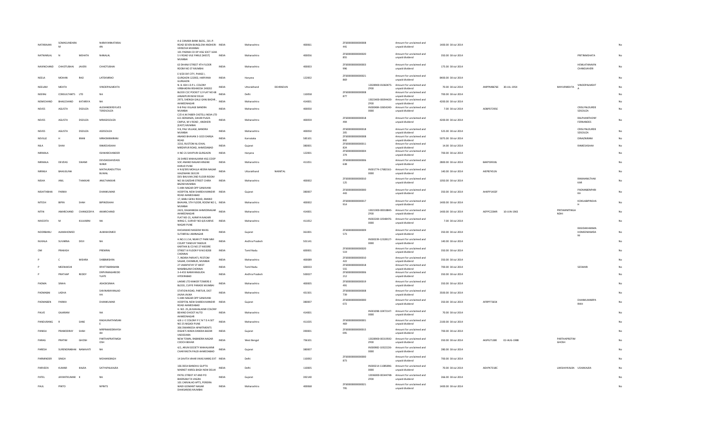| NATARAJAN | SOMASUNDARAM | | NARAYANNATARAJAN | A-6 CANARA BANK BLDG., 58 J.P. ROAD SEVEN BUNGLOW ANDHERI VERSOVA MUMBAI | INDIA | Maharashtra | | 400061 | ZFS00000000000008441 | | Amount for unclaimed and unpaid dividend | 1400.00 | 30-Jul-2014 | | | | | No |
|---|---|---|---|---|---|---|---|---|---|---|---|---|---|---|---|---|---|---|
| NATWARLAL | N | MEHATA | NANALAL | 101 PADMA CO OP HSG SOCT 164A S V ROAD VILE PARLE [WEST] MUMBAI | INDIA | Maharashtra | | 400056 | ZFS00000000000020855 | | Amount for unclaimed and unpaid dividend | 350.00 | 30-Jul-2014 | | | | PRITINMEHATA | No |
| NAVINCHAND | CHHOTUBHAI | JAVERI | CHHOTUBHAI | 63 DHANJI STREET 4TH FLOOR ROOM NO 37 MUMBAI | INDIA | Maharashtra | | 400003 | ZFS00000000000003996 | | Amount for unclaimed and unpaid dividend | 175.00 | 30-Jul-2014 | | | | HEMLATANAVIN CHANDJAVERI | No |
| NEELA | MOHAN | RAO | LATEKMRAO | E 9/20 DIF CITY, PHASE I, GURGAON 122002, HARYANA GURGAON | INDIA | Haryana | | 122002 | ZFS00000000000021869 | | Amount for unclaimed and unpaid dividend | 8400.00 | 30-Jul-2014 | | | | | No |
| NEELAM | MEHTA | | VINODPALMEHTA | N. B. 834 I.D.P.L. COLONY VIRBHADRA RISHIKESH 249202 | INDIA | Uttarakhand | DEHRADUN | | | 12028900-01060475-ZF00 | Amount for unclaimed and unpaid dividend | 70.00 | 30-Jul-2014 | ANPPM8676E | 30-JUL-1954 | MAYURMEHTA | VINODPALMEHTA | No |
| NEERAJ | CONSULTANTS | LTD | NA | BLOCK C2C POCKET 12 FLAT NO 68 JANAKPURI NEW DELHI | INDIA | Delhi | | 110058 | ZFS00000000000008877 | | Amount for unclaimed and unpaid dividend | 700.00 | 30-Jul-2014 | | | | | No |
| NEMICHAND | BHAGCHAND | KATARIYA | NA | 2973, SHENGA GALLI GANJ BAZAR, AHMEDNAGAR | INDIA | Maharashtra | | 414001 | | 13023400-00094420-ZF00 | Amount for unclaimed and unpaid dividend | 4200.00 | 30-Jul-2014 | | | | | No |
| NEVES | AGUSTA | DSOUZA | ALEXANDERSYLVESTERDSOUZA | 9-B PALI VILLAGE BANDRA MUMBAI | INDIA | Maharashtra | | 400050 | | IN300484-10654240-0000 | Amount for unclaimed and unpaid dividend | 7.00 | 30-Jul-2014 | ADBPD7295E | | | CRISLYNLOURDESDSOUZA | No |
| NEVES | AGUSTA | DSOUZA | MRASDSOUZA | C/O A W FABER-CASTELL INDIA LTD 611 BONANZA, SAHAR PLAZA CMPLX, M V ROAD , ANDHERI (EAST) MUMBAI | INDIA | Maharashtra | | 400059 | ZFS00000000000018494 | | Amount for unclaimed and unpaid dividend | 4200.00 | 30-Jul-2014 | | | | RALPHANTHONY FERNANDES | No |
| NEVES | AGUSTA | DSOUZA | ASDSOUZA | 9 B, PALI VILLAGE, BANDRA MUMBAI | INDIA | Maharashtra | | 400050 | ZFS00000000000018205 | | Amount for unclaimed and unpaid dividend | 525.00 | 30-Jul-2014 | | | | CRISLYNLOURDESDSOUZA | No |
| NEVILLE | H | IRANI | MRNOMIMIRANI | ANAND BHAVAN 3-1023 DARGA ROAD | INDIA | Karnataka | | 585101 | ZFS00000000000008892 | | Amount for unclaimed and unpaid dividend | 5075.00 | 30-Jul-2014 | | | | DINAZNIRANI | No |
| NILA | SHAH | | RAMESHSHAH | 3210, RUSTOM ALI DHAL MIRZAPUR ROAD, AHMEDABAD | INDIA | Gujarat | | 380001 | ZFS00000000000011824 | | Amount for unclaimed and unpaid dividend | 14.00 | 30-Jul-2014 | | | | RAMESHSHAH | No |
| NIRMALA | | | ISHWARCHANDER | H NO 21 SHIVPURI GURGAON | INDIA | Haryana | | 122001 | ZFS00000000000004374 | | Amount for unclaimed and unpaid dividend | 700.00 | 30-Jul-2014 | | | | | No |
| NIRMALA | DEVDAS | SWAMI | DEVDASSHIVDASSWAMI | 26 SHREE MAHALAXMI HSG COOP SOC ANAND NAGAR HINGNE KHRUD PUNE | INDIA | Maharashtra | | 411051 | ZFS00000000000006638 | | Amount for unclaimed and unpaid dividend | 2800.00 | 30-Jul-2014 | BAKPS9918L | | | | No |
| NIRMLA | BAHUGUNA | | MATHURADUTTKABUWAL | H N 8/395 MOHLLA HEERA NAGAR HALDWANI 263139 | INDIA | Uttarakhand | NAINITAL | | | IN301774-17682161-0000 | Amount for unclaimed and unpaid dividend | 140.00 | 30-Jul-2014 | AIEPB7451N | | | | No |
| NISHA | ANIL | THAKKAR | ANILTHAKKAR | DEV BHUVAN 2ND FLOOR ROOM NO 36 GAZDAR STREET CHIRA BAZAR MUMBAI | INDIA | Maharashtra | | 400002 | ZFS00000000000010125 | | Amount for unclaimed and unpaid dividend | 1050.00 | 30-Jul-2014 | | | | RAMAANILTHAKKAR | No |
| NISHITHBHAI | PARIKH | | DHANKUMAR | 5 JAIN NAGAR OPP SANJIVANI HOSPITAL NEW SHARDA MANDIR ROAD AHMEDABAD | INDIA | Gujarat | | 380007 | ZFS00000000000000443 | | Amount for unclaimed and unpaid dividend | 350.00 | 30-Jul-2014 | AHXPP1402F | | | PADMABENPARIKH | No |
| NITESH | BIPIN | SHAH | BIPINDSHAH | 17, BABU GENU ROAD, ANAND BHAVAN, 5TH FLOOR, ROOM NO 1, MUMBAI | INDIA | Maharashtra | | 400002 | ZFS00000000000017914 | | Amount for unclaimed and unpaid dividend | 1400.00 | 30-Jul-2014 | | | | KOKILABIPINSHAH | No |
| NITIN | AMARCHAND | CHANGEDIYA | AMARCHAND | 2423, DALMANDAI AHMEDNAGAR AHMEDNAGAR | INDIA | Maharashtra | | 414001 | | 13021900-00018845-ZF00 | Amount for unclaimed and unpaid dividend | 1400.00 | 30-Jul-2014 | AEPPC2284R | 10-JUN-1965 | PRITAMNITINGANDHI | | No |
| NIVEDITA | M | KULKARNI | NA | FLAT NO-21, AJINKYA NAGARI WING-C, SURVEY NO-6/6 KARVE NAGAR PUNE | INDIA | Maharashtra | | 411052 | | IN302269-10548476-0000 | Amount for unclaimed and unpaid dividend | 7.00 | 30-Jul-2014 | | | | | No |
| NOORBANU | ALIMAHOMED | | ALIMAHOMED | KHOJAWAD NASEEM NIVAS SUTARFALI JAMNAGAR | INDIA | Gujarat | | 361001 | ZFS00000000000009573 | | Amount for unclaimed and unpaid dividend | 350.00 | 30-Jul-2014 | | | | RASIDAKHANMAHOMEDMAMDANI | No |
| NUKALA | SUVARNA | DEVI | NA | H.NO.3.1.54, NEAR CT PARK MM COURT TANDUR TANDUR | INDIA | Andhra Pradesh | | 501141 | | IN300239-12328127-0000 | Amount for unclaimed and unpaid dividend | 140.00 | 30-Jul-2014 | | | | | No |
| OM | PRAKASH | | PREMRAJ | KARTHIK & CO NO 27 MOORE STREET III FLOOR P B NO 8208 CHENNAI | INDIA | Tamil Nadu | | 600001 | ZFS00000000000020519 | | Amount for unclaimed and unpaid dividend | 350.00 | 30-Jul-2014 | | | | | No |
| P | C | MISHRA | SHBBMISHRA | 7, INDIRA PARVATI, PESTOM SAGAR, CHEMBUR, MUMBAI | INDIA | Maharashtra | | 400089 | ZFS00000000000010422 | | Amount for unclaimed and unpaid dividend | 350.00 | 30-Jul-2014 | | | | | No |
| P | MEENAKSHI | | RPATTABIRAMAN | 27 UMAPATHY ST WEST MAMBALAM CHENNAI | INDIA | Tamil Nadu | | 600033 | ZFS00000000000018555 | | Amount for unclaimed and unpaid dividend | 700.00 | 30-Jul-2014 | | | | SESWARI | No |
| P | PRATHAP | REDDY | DRPVRANGAREDDYLATE | 3-4-455 NARAYANGUDA HYDERABAD | INDIA | Andhra Pradesh | | 500027 | ZFS00000000000006212 | | Amount for unclaimed and unpaid dividend | 350.00 | 30-Jul-2014 | | | | | No |
| PADMA | SINHA | | ASHOKSINHA | LAKME LTD MAKER TOWERS E BLOCK, CUFFE PARADE MUMBAI | INDIA | Maharashtra | | 400005 | ZFS00000000000019491 | | Amount for unclaimed and unpaid dividend | 350.00 | 30-Jul-2014 | | | | | No |
| PADMABAI | LADHA | | SHIVNARAYANLADHA | STATION ROAD, PARTUR, DIST JALNA JALNA | INDIA | Maharashtra | | 431501 | ZFS00000000000008739 | | Amount for unclaimed and unpaid dividend | 3500.00 | 30-Jul-2014 | | | | | No |
| PADMABEN | PARIKH | | DHANKUMAR | 5 JAIN NAGAR OPP SANJIVANI HOSPITAL NEW SHARDA MANDIR ROAD AHMEDABAD | INDIA | Gujarat | | 380007 | ZFS00000000000000072 | | Amount for unclaimed and unpaid dividend | 350.00 | 30-Jul-2014 | AFRPP7365K | | | DHANKUMARPARIKH | No |
| PALVE | GAJARAM | | NA | H. NO. 25,26 MAHALAXMI COLONY BEHIND GHOOT AUTO AHMEDNAGAR | INDIA | Maharashtra | | 414001 | | IN301098-10472147-0000 | Amount for unclaimed and unpaid dividend | 70.00 | 30-Jul-2014 | | | | | No |
| PANDURANG | R | SANE | RAGHUNATHMSANE | 4/6 I I C COLONY P C N T D A SET NO 25 NIGADI PUNE | INDIA | Maharashtra | | 411035 | ZFS00000000000001469 | | Amount for unclaimed and unpaid dividend | 2100.00 | 30-Jul-2014 | | | | | No |
| PANKAJ | PRAMODRAY | SHAH | MRPRAMODRAYSHAH | 306 DWARKESH APARTMENTS DIGHE'S WADA DANDIA BAZAR VADODARA | INDIA | Gujarat | | 390001 | ZFS00000000000015095 | | Amount for unclaimed and unpaid dividend | 700.00 | 30-Jul-2014 | | | | | No |
| PARAG | PRATIM | GHOSH | PARTHAPRATIMGHOSH | NEW TOWN, RABINDRA NAGAR COOCH BEHAR | INDIA | West Bengal | | 736101 | | 12028900-00319592-ZF00 | Amount for unclaimed and unpaid dividend | 350.00 | 30-Jul-2014 | AKIPG7138E | 02-AUG-1988 | PARTHAPROTIMGHOSH | | No |
| PARESH | SURENDRABHAI | NANAVATI | NA | 4/1, ARUN SOCIETY MAHALAXMI CHAR RASTA PALDI AHMEDABAD | INDIA | Gujarat | | 380007 | | IN300982-10322226-0000 | Amount for unclaimed and unpaid dividend | 280.00 | 30-Jul-2014 | | | | | No |
| PARMINDER | SINGH | | MOHANSINGH | 14 SAVITA VIHAR VIKAS MARG EXT | INDIA | Delhi | | 110092 | ZFS00000000000000873 | | Amount for unclaimed and unpaid dividend | 700.00 | 30-Jul-2014 | | | | | No |
| PARVEEN | KUMAR | KALRA | SATYAPALKALRA | 106 DESH BANDHU GUPTA MARKET KAROL BAGH NEW DELHI | INDIA | Delhi | | 110005 | | IN300214-11085896-0000 | Amount for unclaimed and unpaid dividend | 70.00 | 30-Jul-2014 | AEHPK7318C | | LAKSHAYKALRA | USHAKALRA | No |
| PATEL | JAYANTKUMAR | E | NA | PATEL STREET AT AND PO BHERSAM TA VAGRA | INDIA | Gujarat | | 392140 | | 12036000-00344748-ZF00 | Amount for unclaimed and unpaid dividend | 266.00 | 30-Jul-2014 | | | | | No |
| PAUL | PINTO | | NPINTS | 101 CARVALHO APTS, PEREIRA WADI GOMANT NAGAR DAHISAR(W) MUMBAI | INDIA | Maharashtra | | 400068 | ZFS00000000000021795 | | Amount for unclaimed and unpaid dividend | 1400.00 | 30-Jul-2014 | | | | | No |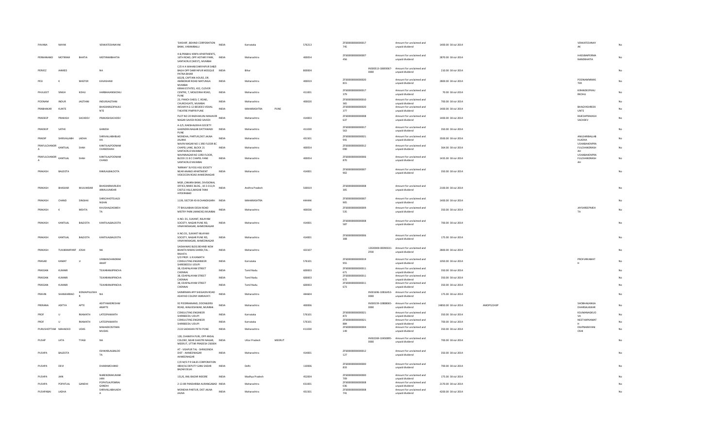| | | | | | | | | | | | | | | | | | |
|---|---|---|---|---|---|---|---|---|---|---|---|---|---|---|---|---|---|
| PAVANA | NAYAK | | VENKATESHNAYAK | 'SHISHIR', BEHIND CORPORATION BANK, VARAMBALLI | INDIA | Karnataka | | 576213 | ZF500000000000017745 | | Amount for unclaimed and unpaid dividend | 1400.00 | 30-Jul-2014 | | | VENKATESHNAYAK | No |
| PERMANAND | MOTIRAM | BHATIA | MOTIRAMBHATIA | 4-B,PRABHU KRIPA APARTMENTS, 16TH ROAD, OPP. HOTARY PARK, SANTACRUZ (WEST), MUMBAI | INDIA | Maharashtra | | 400054 | ZF500000000000007456 | | Amount for unclaimed and unpaid dividend | 2870.00 | 30-Jul-2014 | | | HASSIBAIPERMANANDBHATIA | No |
| PERVEZ | AHMED | | NA | C/O H A WAHAB DARIYAPUR SABZI BAGH OPP DARIYAPUR MOSQUE PATNA BIHAR | INDIA | Bihar | | 800004 | | IN300513-18693067-0000 | Amount for unclaimed and unpaid dividend | 210.00 | 30-Jul-2014 | | | | No |
| PESI | K | MASTER | KAVASHAW | 602/B, CAPTAIN HOUSE, DR. AMBEDKAR ROAD MATUNGA MUMBAI | INDIA | Maharashtra | | 400019 | ZF500000000000020815 | | Amount for unclaimed and unpaid dividend | 2800.00 | 30-Jul-2014 | | | POONAMMMASTER | No |
| PHULJEET | SINGH | KOHLI | HARBHAJANSKOHLI | KIRAN ESTATES, 432, CLOVER CENTRE, 7, MOLEDINA ROAD, PUNE | INDIA | Maharashtra | | 411001 | ZF500000000000017379 | | Amount for unclaimed and unpaid dividend | 70.00 | 30-Jul-2014 | | | KIRANDEEPKAURKOHLI | No |
| POONAM | INDUR | JAGTIANI | INDURJAGTIANI | 23, PANCH SHEEL C ROAD, CHURCHGATE, MUMBAI | INDIA | Maharashtra | | 400020 | ZF500000000000010365 | | Amount for unclaimed and unpaid dividend | 700.00 | 30-Jul-2014 | | | | No |
| PRABHAKAR | KUNTE | | BHASKARGOPALKUNTE | AKSHAYA G-12 BESIDES VISHAL THEATRE PIMPRI PUNE | INDIA | MAHARASHTRA | PUNE | | ZF500000000000020377 | | Amount for unclaimed and unpaid dividend | 1400.00 | 30-Jul-2014 | | | BHAGYASHREEKUNTE | No |
| PRADEEP | PRAKASH | SACHDEV | PRAKASHSACHDEV | PLOT NO 20 RADHAKUNJ MAHAVIR NAGAR SAVEDI ROAD SAVEDI | INDIA | Maharashtra | | 414003 | ZF500000000000008637 | | Amount for unclaimed and unpaid dividend | 1400.00 | 30-Jul-2014 | | | RAJESHPRAKASHSACHDEV | No |
| PRADEEP | SATHE | | GANESH | A-3/5, RAKSHALEKHA SOCIETY GAJENDRA NAGAR DATTAWADI PUNE | INDIA | Maharashtra | | 411030 | ZF500000000000017563 | | Amount for unclaimed and unpaid dividend | 350.00 | 30-Jul-2014 | | | | No |
| PRADIP | SHRIVALLABH | LADHA | SHRIVALLABHLADHA | MONDHA, PARTUR,DIST.JALNA JALANA | INDIA | Maharashtra | | 431501 | ZF500000000000021941 | | Amount for unclaimed and unpaid dividend | 3500.00 | 30-Jul-2014 | | | ANILSHRIBALLABHLADHA | No |
| PRAFULCHANDRA | KANTILAL | SHAH | KANTILALPOONAMCHANDSHAH | NAVIN NAGAR NO 1 3RD FLOOR 8C CHAPEL LANE, BLOCK 21 SANTACRUZ MUMBAI | INDIA | Maharashtra | | 400054 | ZF500000000000012090 | | Amount for unclaimed and unpaid dividend | 364.00 | 30-Jul-2014 | | | USHABAHENPRAFULCHANDRASHAH | No |
| PRAFULCHANDRA | KANTILAL | SHAH | KANTILALPOONAMCHAND | NAVINNAGAR NO 13RD FLOOR, BLOCK 21 8 C CHAPEL FANE SANTACRUZ MUMBAI | INDIA | Maharashtra | | 400054 | ZF500000000000006870 | | Amount for unclaimed and unpaid dividend | 1435.00 | 30-Jul-2014 | | | USHABAHENPRAFULCHANDRASHAH | No |
| PRAKASH | BALDOTA | | RAMLALBALDOTA | 'NIRWAY' SUYOG HSG SOCIETY NEAR ANAND APARTMENT VIDEOCON ROAD AHMEDNAGAR | INDIA | Maharashtra | | 414001 | ZF500000000000007902 | | Amount for unclaimed and unpaid dividend | 350.00 | 30-Jul-2014 | | | | No |
| PRAKASH | BHASKAR | MUJUMDAR | BHASKARMURLIEHARMUJUMDAR | MGR.,CANARA BANK, DIVISIONAL OFFICE,NMDC BLDG., 10-3-311/A CASTLE HILLS,MASAB TANK HYDERABAD | INDIA | Andhra Pradesh | | 500019 | ZF500000000000008305 | | Amount for unclaimed and unpaid dividend | 2100.00 | 30-Jul-2014 | | | | No |
| PRAKASH | CHAND | SINGHAI | SHRICHHOTELALSINGHAI | 1139, SECTOR 43-B CHANDIGARH | INDIA | MAHARASHTRA | | 444444 | ZF500000000000007905 | | Amount for unclaimed and unpaid dividend | 1400.00 | 30-Jul-2014 | | | | No |
| PRAKASH | K | MEHTA | KHUSHALDASMEHTA | 77 BHULABHAI DESAI ROAD MISTRY PARK (ANNEXE) MUMBAI | INDIA | Maharashtra | | 400036 | ZF500000000000009535 | | Amount for unclaimed and unpaid dividend | 350.00 | 30-Jul-2014 | | | JAYSHREEPMEHTA | No |
| PRAKASH | KANTILAL | BALDOTA | KANTILALBALDOTA | H.NO. D1, SUKANT, NILAYAM SOCIETY, NAGAR PUNE RD, VINAYAKNAGAR, AHMEDNAGAR | INDIA | Maharashtra | | 414001 | ZF500000000000008587 | | Amount for unclaimed and unpaid dividend | 700.00 | 30-Jul-2014 | | | | No |
| PRAKASH | KANTILAL | BALDOTA | KANTILALBALDOTA | H.NO.D1, SUKANT NILAYAM SOCIETY, NAGAR PUNE RD, VINAYAKNAGAR, AHMEDNAGAR | INDIA | Maharashtra | | 414001 | ZF500000000000006308 | | Amount for unclaimed and unpaid dividend | 175.00 | 30-Jul-2014 | | | | No |
| PRAKASH | TUKARAMPANT | JOSHI | NA | SAISAHWAS BLDG BEHIND NEW BHAKTA NIWAS SHIRDI,TAL - RAHATA | INDIA | Maharashtra | | 423107 | | 12020000-00090331-ZF00 | Amount for unclaimed and unpaid dividend | 2800.00 | 30-Jul-2014 | | | | No |
| PRASAD | KAMAT | U | URAMACHANDRAKAMAT | S/O PROF. U.R.KAMATH CONSULTING ENGINNEER SHIRIBEEDU UDUPI | INDIA | Karnataka | | 576101 | ZF500000000000019955 | | Amount for unclaimed and unpaid dividend | 1050.00 | 30-Jul-2014 | | | PROFURKAMATH | No |
| PRASSAN | KUMARI | | TEJKARANJIPINCHA | 38, EDAPALAYAM STREET CHENNAI | INDIA | Tamil Nadu | | 600003 | ZF500000000000011671 | | Amount for unclaimed and unpaid dividend | 350.00 | 30-Jul-2014 | | | | No |
| PRASSAN | KUMARI | | TEJKARANJIPINCHA | 38, EDAPALAYAM STREET CHENNAI | INDIA | Tamil Nadu | | 600003 | ZF500000000000011672 | | Amount for unclaimed and unpaid dividend | 350.00 | 30-Jul-2014 | | | | No |
| PRASSAN | KUMARI | | TEJKARANJIPINCHA | 38, EDAPALAYAM STREET CHENNAI | INDIA | Tamil Nadu | | 600003 | ZF500000000000011673 | | Amount for unclaimed and unpaid dividend | 350.00 | 30-Jul-2014 | | | | No |
| PRAVIN | SHANKARRAO | KOMAJPILLEWAR | NA | SAINIRMAN APP SHEGAON ROAD ASHEYAD COLONY AMRAVATI | INDIA | Maharashtra | | 444604 | | IN301696-10816453-0000 | Amount for unclaimed and unpaid dividend | 175.00 | 30-Jul-2014 | | | | No |
| PRERANA | ADITYA | APTE | ADITYAMORESHWARAPTE | 92 POORNANAND, DOONGERSI ROAD, WALKESHWAR, MUMBAI. | INDIA | Maharashtra | | 400006 | | IN300159-10808065-0000 | Amount for unclaimed and unpaid dividend | 24850.00 | 30-Jul-2014 | AMOPS2243P | | SHOBHAGANGADHARSALASKAR | No |
| PROF | U | RKAMATH | LATESPKAMATH | CONSULTING ENGINEER SHIRIBEEDU UDUPI | INDIA | Karnataka | | 576101 | ZF500000000000021872 | | Amount for unclaimed and unpaid dividend | 350.00 | 30-Jul-2014 | | | KSUMANAGKUDVA | No |
| PROF | U | RKAMATH | LATESPKAMATH | CONSULTING ENGINEER SHIRIBEEDU UDUPI | INDIA | Karnataka | | 576101 | ZF500000000000021884 | | Amount for unclaimed and unpaid dividend | 700.00 | 30-Jul-2014 | | | NEETHAPKAMATH | No |
| PURUSHOTTAM | MAHADEO | UDAS | MAHADEOSITARAMUDAS | 2133 SADASHIV PETH PUNE | INDIA | Maharashtra | | 411030 | ZF500000000000004149 | | Amount for unclaimed and unpaid dividend | 350.00 | 30-Jul-2014 | | | DILIPNARAYANJOSHI | No |
| PUSHP | LATA | TYAGI | NA | 128, CHANKYA PURI, OPP ANSAL COLONY, NEAR SHASTRI NAGAR, MEERUT, UTTAR PRADESH 250004 | INDIA | Uttar Pradesh | MEERUT | | | IN302269-10450895-0000 | Amount for unclaimed and unpaid dividend | 700.00 | 30-Jul-2014 | | | | No |
| PUSHPA | BALDOTA | | ISHWARLALBALDOTA | AT - VISAPUR TAL - SHRIGONDA DIST - AHMEDNAGAR AHMEDNAGAR | INDIA | Maharashtra | | 414001 | ZF500000000000012127 | | Amount for unclaimed and unpaid dividend | 350.00 | 30-Jul-2014 | | | | No |
| PUSHPA | DEVI | | DHARAMCHAND | C/O M/S P R SALES CORPORATION 4804/16 DEPUTY GANJ SADAR BAZAR DELHI | INDIA | Delhi | | 110006 | ZF500000000000000833 | | Amount for unclaimed and unpaid dividend | 700.00 | 30-Jul-2014 | | | | No |
| PUSHPA | JAIN | | NARENDRAKUMARJAIN | 151/6, IMLI BAZAR INDORE | INDIA | Madhya Pradesh | | 452004 | ZF500000000000000709 | | Amount for unclaimed and unpaid dividend | 175.00 | 30-Jul-2014 | | | | No |
| PUSHPA | POPATLAL | GANDHI | POPATLALPEMRAJGANDHI | 2-13-89 PANDARIBA AURANGABAD | INDIA | Maharashtra | | 431001 | ZF500000000000008036 | | Amount for unclaimed and unpaid dividend | 2170.00 | 30-Jul-2014 | | | | No |
| PUSHPABAI | LADHA | | SHRIVALLABHLADHA | MONDHA PARTUR, DIST JALNA JALNA | INDIA | Maharashtra | | 431501 | ZF500000000000008741 | | Amount for unclaimed and unpaid dividend | 4200.00 | 30-Jul-2014 | | | | No |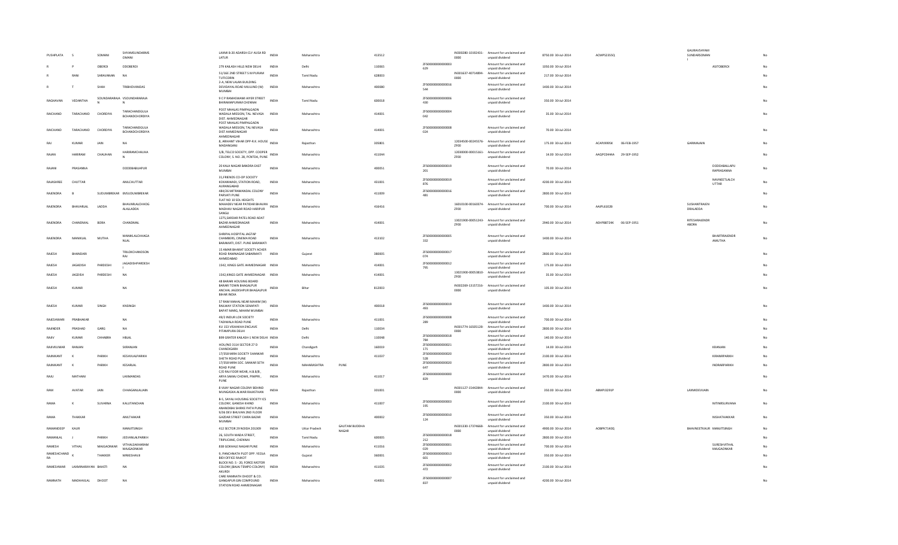| PUSHPLATA | S | SOMANI | SHYAMSUNDARMSOMANI | LAXMI B-20 ADARSH CLY AUSA RD LATUR | INDIA | Maharashtra | | 413512 | | IN300280-10192431-0000 | Amount for unclaimed and unpaid dividend | 8750.00 | 30-Jul-2014 | ACMPS2355Q | | GAURAVSHYAMSUNDARSOMANI | | No |
|---|---|---|---|---|---|---|---|---|---|---|---|---|---|---|---|---|---|---|
| R | P | OBEROI | DDOBEROI | 279 KAILASH HILLS NEW DELHI | INDIA | Delhi | | 110065 | ZF500000000000003629 | | Amount for unclaimed and unpaid dividend | 1050.00 | 30-Jul-2014 | | | | ASITOBEROI | No |
| R | RANI | SARAVANAN | NA | 51/16E 2ND STREET S M PURAM TUTICORIN | INDIA | Tamil Nadu | | 628003 | | IN301637-40714894-0000 | Amount for unclaimed and unpaid dividend | 217.00 | 30-Jul-2014 | | | | | No |
| R | T | SHAH | TRIBHOVANDAS | 2-A, NEW LALAN BUILDING DEVIDAYAL ROAD MULUND (W) MUMBAI | INDIA | Maharashtra | | 400080 | ZF500000000000016544 | | Amount for unclaimed and unpaid dividend | 1400.00 | 30-Jul-2014 | | | | | No |
| RAGHAVAN | VEDANTHA | SOUNDARARAJAN | VSOUNDARARAJAN | 8 C P RAMASWAMI AIYER STREET BHIRAMAPURAM CHENNAI | INDIA | Tamil Nadu | | 600018 | ZF500000000000006430 | | Amount for unclaimed and unpaid dividend | 350.00 | 30-Jul-2014 | | | | | No |
| RAICHAND | TARACHAND | CHORDIYA | TARACHANDGULABCHANDCHORDIYA | POST MHALAS PIMPALGAON WADALA MISSION, TAL NEVASA DIST. AHMEDNAGAR | INDIA | Maharashtra | | 414001 | ZF500000000000004042 | | Amount for unclaimed and unpaid dividend | 35.00 | 30-Jul-2014 | | | | | No |
| RAICHAND | TARACHAND | CHORDIYA | TARACHANDGULABCHANDCHORDIYA | POST MHALAS PIMPALGAON WADALA MISSION, TAL NEVASA DIST AHMEDNAGAR AHMEDNAGAR | INDIA | Maharashtra | | 414001 | ZF500000000000008026 | | Amount for unclaimed and unpaid dividend | 70.00 | 30-Jul-2014 | | | | | No |
| RAJ | KUMAR | JAIN | NA | 8, ARIHANT VIHAR OPP-R.K. HOUSE MADANGANJ | INDIA | Rajasthan | | 305801 | | 12034500-00245576-ZF00 | Amount for unclaimed and unpaid dividend | 175.00 | 30-Jul-2014 | ACAPJ9995K | 06-FEB-1957 | GARIMAJAIN | | No |
| RAJAN | HARIRAM | CHAUHAN | HARIRAMCHAUHAN | 5/B, TELCO SOCIETY, OPP. COOPER COLONY, S. NO. 28, PCNTDA, PUNE | INDIA | Maharashtra | | 411044 | | 12030000-00015161-ZF00 | Amount for unclaimed and unpaid dividend | 14.00 | 30-Jul-2014 | AAQPC0444A | 29-SEP-1952 | | | No |
| RAJANI | PRASANNA | | DODDABALLAPUR | 20 KALA NAGAR BANDRA EAST MUMBAI | INDIA | Maharashtra | | 400051 | ZF500000000000019201 | | Amount for unclaimed and unpaid dividend | 70.00 | 30-Jul-2014 | | | | DODDABALLAPURPRASANNA | No |
| RAJASHREE | CHUTTAR | | ANILCHUTTAR | 31,FRIENDS CO-OP SOCIETY KOKANWADI, STATION ROAD, AURANGABAD | INDIA | Maharashtra | | 431001 | ZF500000000000019876 | | Amount for unclaimed and unpaid dividend | 4200.00 | 30-Jul-2014 | | | | NAVNEETLALCHUTTAR | No |
| RAJENDRA | B | SUDUMBREKAR | BVSUDUMBREKAR | 484/26 MITRAMANDAL COLONY PARVATI PUNE | INDIA | Maharashtra | | 411009 | ZF500000000000016481 | | Amount for unclaimed and unpaid dividend | 2800.00 | 30-Jul-2014 | | | | | No |
| RAJENDRA | BHAVARLAL | LADDA | BHAVARLALCHHOGALALLADDA | FLAT NO 10 SDL HEIGHTS MAHADEV NEAR PATIDAR BHAVAN MADHAV NAGAR ROAD HARIPUR SANGLI | INDIA | Maharashtra | | 416416 | | 16010100-00160374-ZF00 | Amount for unclaimed and unpaid dividend | 700.00 | 30-Jul-2014 | AAIPL6102B | | SUSHANTRAJENDRALADDA | | No |
| RAJENDRA | CHANDMAL | BORA | CHANDMAL | 1275,SARDAR PATEL ROAD ADAT BAZAR AHMEDNAGAR AHMEDNAGAR | INDIA | Maharashtra | | 414001 | | 13021900-00051243-ZF00 | Amount for unclaimed and unpaid dividend | 2940.00 | 30-Jul-2014 | AEHPB8724K | 06-SEP-1951 | RITESHRAJENDRABORA | | No |
| RAJENDRA | MANIKLAL | MUTHA | MANIKLALCHHAGANLAL | SHRIPAL HOSPITAL JAGTAP CHAMBERS, CINEMA ROAD BARAMATI, DIST. PUNE BARAMATI | INDIA | Maharashtra | | 413102 | ZF500000000000005332 | | Amount for unclaimed and unpaid dividend | 1400.00 | 30-Jul-2014 | | | | BHARTIRAJENDRAMUTHA | No |
| RAJESH | BHANDARI | | TRILOKCHANDSONRAJ | 15 AMAR BHARAT SOCIETY ACHER ROAD RAMNAGAR SABARMATI AHMEDABAD | INDIA | Gujarat | | 380005 | ZF500000000000017074 | | Amount for unclaimed and unpaid dividend | 2800.00 | 30-Jul-2014 | | | | | No |
| RAJESH | JAGADISH | PARDESHI | JAGADISHPARDESHI | 1542, KINGS GATE AHMEDNAGAR | INDIA | Maharashtra | | 414001 | ZF500000000000012795 | | Amount for unclaimed and unpaid dividend | 175.00 | 30-Jul-2014 | | | | | No |
| RAJESH | JAGDISH | PARDESHI | NA | 1542,KINGS GATE AHMEDNAGAR | INDIA | Maharashtra | | 414001 | | 13021900-00053810-ZF00 | Amount for unclaimed and unpaid dividend | 35.00 | 30-Jul-2014 | | | | | No |
| RAJESH | KUMAR | | NA | 48 BARARI HOUSING BOARD BARARI TOWN BHAGALPUR ANCHAL JAGDISHPUR BHAGALPUR BIHAR INDIA | INDIA | Bihar | | 812003 | | IN302269-13157216-0000 | Amount for unclaimed and unpaid dividend | 105.00 | 30-Jul-2014 | | | | | No |
| RAJESH | KUMAR | SINGH | KNSINGH | 57 RAM MAHAL NEAR MAHIM (W) RAILWAY STATION SENAPATI BAPAT MARG, MAHIM MUMBAI | INDIA | Maharashtra | | 400018 | ZF500000000000019493 | | Amount for unclaimed and unpaid dividend | 1400.00 | 30-Jul-2014 | | | | | No |
| RAJESHWARI | PRABHAKAR | | NA | 49/2 INDUR LOK SOCIETY TADIWALA ROAD PUNE | INDIA | Maharashtra | | 411001 | ZF500000000000008289 | | Amount for unclaimed and unpaid dividend | 700.00 | 30-Jul-2014 | | | | | No |
| RAJINDER | PRASHAD | GARG | NA | KU 153 VISHAKHA ENCLAVE PITAMPURA DELHI | INDIA | Delhi | | 110034 | | IN301774-16505128-0000 | Amount for unclaimed and unpaid dividend | 2800.00 | 30-Jul-2014 | | | | | No |
| RAJIV | KUMAR | CHHABRA | HBLAL | B99 GRATER KAILASH-1 NEW DELHI | INDIA | Delhi | | 110048 | ZF500000000000018786 | | Amount for unclaimed and unpaid dividend | 140.00 | 30-Jul-2014 | | | | | No |
| RAJIVKUMAR | RANJAN | | SKRANJAN | HOU/NO 3114 SECTOR 27 D CHANDIGARH | INDIA | Chandigarh | | 160019 | ZF500000000000021171 | | Amount for unclaimed and unpaid dividend | 14.00 | 30-Jul-2014 | | | | KRANJAN | No |
| RAJNIKANT | K | PARIKH | KESHVLALPARIKH | 17/358 MIRA SOCIETY SHANKAR SHETH ROAD PUNE | INDIA | Maharashtra | | 411037 | ZF500000000000020528 | | Amount for unclaimed and unpaid dividend | 2100.00 | 30-Jul-2014 | | | | KIRANRPARIKH | No |
| RAJNIKANT | K | PARIKH | KESARLAL | 17/358 MIRA SOC. SANKAR SETH ROAD PUNE | INDIA | MAHARASHTRA | PUNE | | ZF500000000000020647 | | Amount for unclaimed and unpaid dividend | 2800.00 | 30-Jul-2014 | | | | INDIRARPARIKH | No |
| RAJU | MATHANI | | LAXMANDAS | C/O RAJ FOOR WEAR, H.B.B/8, ARYA SAMAJ CHOWK, PIMPRI, PUNE | INDIA | Maharashtra | | 411017 | ZF500000000000000829 | | Amount for unclaimed and unpaid dividend | 1470.00 | 30-Jul-2014 | | | | | No |
| RAM | AVATAR | JAIN | CHHAGANLALJAIN | 8 VIJAY NAGAR COLONY BEHIND MUNGASKA ALWAR RAJASTHAN | INDIA | Rajasthan | | 301001 | | IN301127-15442844-0000 | Amount for unclaimed and unpaid dividend | 350.00 | 30-Jul-2014 | ABMPJ3291P | | LAXMIDEVIJAIN | | No |
| RAMA | K | SURVANA | KALUTANCHAN | B-5, SAYALI HOUSING SOCIETY ICS COLONY, GANESH KHIND ANANDIBAI SHIRKE PATH PUNE | INDIA | Maharashtra | | 411007 | ZF500000000000003195 | | Amount for unclaimed and unpaid dividend | 2100.00 | 30-Jul-2014 | | | | NITINRSURVANA | No |
| RAMA | THAKKAR | | ANILTHAKAR | 9/36 DEV BHUVAN 2ND FLOOR GAZDAR STREET CHIRA BAZAR MUMBAI | INDIA | Maharashtra | | 400002 | ZF500000000000010124 | | Amount for unclaimed and unpaid dividend | 350.00 | 30-Jul-2014 | | | | NISHATHAKKAR | No |
| RAMANDEEP | KAUR | | MANJITSINGH | 412 SECTOR 29 NOIDA 201309 | INDIA | Uttar Pradesh | GAUTAM BUDDHA NAGAR | | | IN301330-17374668-0000 | Amount for unclaimed and unpaid dividend | 4900.00 | 30-Jul-2014 | AOBPK7140Q | | BHAVNEETKAUR | MANJITSINGH | No |
| RAMANLAL | J | PARIKH | JEEVANLALPARIKH | 26, SOUTH MADA STREET, TRIPLICANE, CHENNAI | INDIA | Tamil Nadu | | 600005 | ZF500000000000018212 | | Amount for unclaimed and unpaid dividend | 2800.00 | 30-Jul-2014 | | | | | No |
| RAMESH | VITHAL | MAJGAONKAR | VITHALSAKHARAMMAJGAONKAR | 838 GOKHALE NAGAR PUNE | INDIA | Maharashtra | | 411016 | ZF500000000000001029 | | Amount for unclaimed and unpaid dividend | 700.00 | 30-Jul-2014 | | | | SURESHVITHALMAJGAONKAR | No |
| RAMESHCHANDRA | K | THAKKER | MRKESHAVJI | 9, PANCHNATH PLOT OPP. YEOLA BIDI OFFICE RAJKOT | INDIA | Gujarat | | 360001 | ZF500000000000013601 | | Amount for unclaimed and unpaid dividend | 350.00 | 30-Jul-2014 | | | | | No |
| RAMESHWAR | LAXMINARAYAN | BAHETI | NA | BLOCK NO. 5 - 20, FORCE MOTOR COLONY,(BAJAJ TEMPO COLONY) AKURDI | INDIA | Maharashtra | | 411035 | ZF500000000000002472 | | Amount for unclaimed and unpaid dividend | 2100.00 | 30-Jul-2014 | | | | | No |
| RAMNATH | MADHAVLAL | DHOOT | NA | CARE RAMNATH DHOOT & CO. GANGAPUR GIN COMPOUND STATION ROAD AHMEDNAGAR | INDIA | Maharashtra | | 414001 | ZF500000000000007837 | | Amount for unclaimed and unpaid dividend | 4200.00 | 30-Jul-2014 | | | | | No |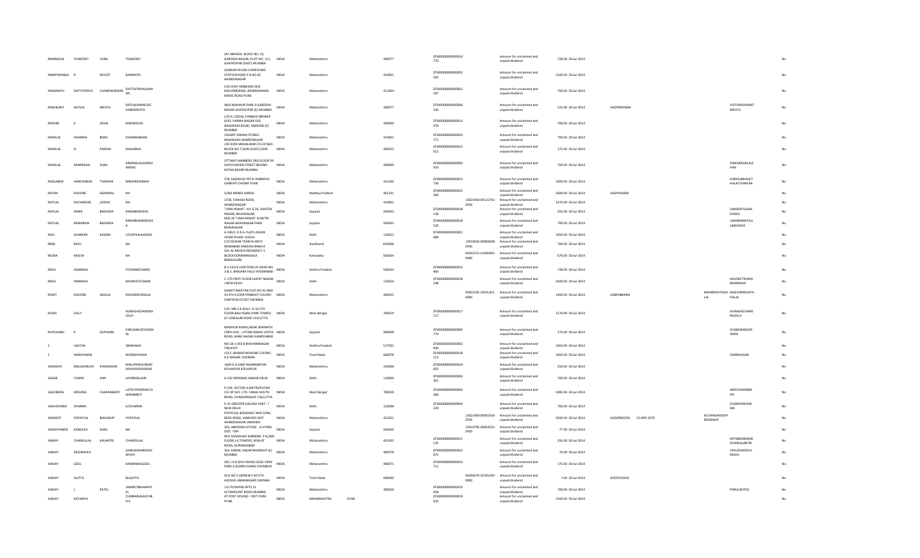| | | | | | | | | | | | | | | | | | | |
|---|---|---|---|---|---|---|---|---|---|---|---|---|---|---|---|---|---|---|
| RAMNIKLAL | THAKEREY | VORA | THAKEREY | JAY ABHISEK, BLOCK NO. 23, GARODIA NAGAR, PLOT NO. 111, GHATKOPAR (EAST) MUMBAI | INDIA | Maharashtra | | 400077 | ZF5000000000000010770 | | Amount for unclaimed and unpaid dividend | 728.00 | 30-Jul-2014 | | | | | No |
| RAMPYARABAI | R | DHOOT | RAMNATH | GANGAPUR GIN COMPOUND STATION ROAD P B NO 65 AHMEDNAGAR | INDIA | Maharashtra | | 414001 | ZF5000000000000002583 | | Amount for unclaimed and unpaid dividend | 2100.00 | 30-Jul-2014 | | | | | No |
| RANGNATH | DATTATRAYA | CHANDWADKAR | DATTATRAYALAXMAN | C/O VIJAY AMBEKAR 34/4 KACHAREWADI, ERANDAWANA KARVE ROAD PUNE | INDIA | Maharashtra | | 411004 | ZF5000000000000001187 | | Amount for unclaimed and unpaid dividend | 700.00 | 30-Jul-2014 | | | | | No |
| RASHIKANT | RATILAL | MEHTA | RATILALMANEKCHANDMEHTA | 98/4 MAHAVIR PARK A-GARODIA NAGAR GHATKOPAR (E) MUMBAI | INDIA | Maharashtra | | 400077 | ZF5000000000000006536 | | Amount for unclaimed and unpaid dividend | 525.00 | 30-Jul-2014 | AAZPM9296M | | | JYOTIRASHIKANTMEHTA | No |
| RASHMI | K | DESAI | KIRANDESAI | C/O.K.J.DESAI, FINANCE BROKER E/43, VARMA NAGAR OLD NAGARDAS ROAD, ANDHERI (E) MUMBAI | INDIA | Maharashtra | | 400069 | ZF5000000000000013476 | | Amount for unclaimed and unpaid dividend | 700.00 | 30-Jul-2014 | | | | | No |
| RASIKLAL | DHANRAJ | BORA | DHANRAJBORA | VASANT KIRANA STORES MALIWADA AHMEDNAGAR | INDIA | Maharashtra | | 414001 | ZF5000000000000003771 | | Amount for unclaimed and unpaid dividend | 700.00 | 30-Jul-2014 | | | | | No |
| RASIKLAL | N | PAREKH | NAGJIBHAI | 159 SION MAHALAXMI CO.OP.BLD. BLOCK NO.7,SION (EAST),SION MUMBAI | INDIA | Maharashtra | | 400022 | ZF5000000000000015012 | | Amount for unclaimed and unpaid dividend | 175.00 | 30-Jul-2014 | | | | | No |
| RASIKLAL | RAMNIKLAL | SHAH | RAMNIKLALGORDHANDAS | UTTAM CHAMBERS 2ND FLOOR 39 SAYED MUJERI STREET BEHIND KATHA BAZAR MUMBAI | INDIA | Maharashtra | | 400009 | ZF5000000000000000550 | | Amount for unclaimed and unpaid dividend | 700.00 | 30-Jul-2014 | | | | SAROJRASIKLALSHAH | No |
| RASILABEN | HARESHBHAI | THAKKAR | MRHARESHBHAI | 578, SADASHIV PETH UMBARYA GANPATI CHOWK PUNE | INDIA | Maharashtra | | 411030 | ZF5000000000000013726 | | Amount for unclaimed and unpaid dividend | 1400.00 | 30-Jul-2014 | | | | HARESHBHAIJETHALALTHAKKAR | No |
| RATAN | KISHORE | AGRAWAL | NA | SUBJI MANDI HARDA | INDIA | Madhya Pradesh | | 461331 | ZF5000000000000022506 | | Amount for unclaimed and unpaid dividend | 5600.00 | 30-Jul-2014 | AASPA4180H | | | | No |
| RATILAL | KACHARDAS | LODHA | NA | 3728, SHAHAJI ROAD, AHMEDNAGAR | INDIA | Maharashtra | | 414001 | | 13021900-00131791-ZF00 | Amount for unclaimed and unpaid dividend | 1470.00 | 30-Jul-2014 | | | | | No |
| RATILAL | RAMJI | BADHEKA | RAMJIBADHEKA | "UMA NIWAS", M I G 26, SHASTRI NAGAR, BHAVNAGAR | INDIA | Gujarat | | 364003 | ZF5000000000000018128 | | Amount for unclaimed and unpaid dividend | 350.00 | 30-Jul-2014 | | | | UMARATILALBADHEKA | No |
| RATILAL | RAMJIBHAI | BADHEKA | RAMJIBHAIBADHEKA | MIG 26 "UMA NIWAS" SHASTRI NAGAR BHAVNAGAR PARA BHAVNAGAR | INDIA | Gujarat | | 364003 | ZF5000000000000018526 | | Amount for unclaimed and unpaid dividend | 700.00 | 30-Jul-2014 | | | | UMABENRATILALBADHEKA | No |
| RAVI | SHANKAR | KASERA | LTGOPILALKASERA | A-240/1 D.D.A. FLATS ASHOK VIHAR PHASE-I DELHI | INDIA | Delhi | | 110052 | ZF5000000000000001089 | | Amount for unclaimed and unpaid dividend | 1050.00 | 30-Jul-2014 | | | | | No |
| REBA | BASU | | NA | C/O DESIGN TEAM N WEST MORABADI NANDAN RANCHI | INDIA | Jharkhand | | 834008 | | 12010926-00083608-ZF00 | Amount for unclaimed and unpaid dividend | 700.00 | 30-Jul-2014 | | | | | No |
| REENA | RAJESH | | NA | 501 AS RAHEJA RESIDENCY 3 BLOCK KORAMANGALA BANGALORE | INDIA | Karnataka | | 560034 | | IN301313-21600493-0000 | Amount for unclaimed and unpaid dividend | 679.00 | 30-Jul-2014 | | | | | No |
| RENU | AGARWAL | | POONAMCHAND | 8-2-335/4 JUNCTION OF ROAD NO 3 & 5, BANJARA HILLS HYDERABAD | INDIA | Andhra Pradesh | | 500034 | ZF5000000000000010966 | | Amount for unclaimed and unpaid dividend | 728.00 | 30-Jul-2014 | | | | | No |
| RENU | MARWAH | | NAVNEETKUMAR | C-170 FIRST FLOOR LAJPAT NAGAR-I NEW DELHI | INDIA | Delhi | | 110024 | ZF5000000000000018248 | | Amount for unclaimed and unpaid dividend | 4200.00 | 30-Jul-2014 | | | | NAVNEETKUMARMARWAH | No |
| ROHIT | KISHORE | ADALJA | KISHOREPADALJA | SHANTI NIKETAN FLAT NO 42 AND 43 4TH FLOOR PRABHAT COLONY SANTACRUZ EAST MUMBAI | INDIA | Maharashtra | | 400055 | | IN301330-19241301-0000 | Amount for unclaimed and unpaid dividend | 1400.00 | 30-Jul-2014 | AABPA8844M | | MIHIRROHITADALJA | RAJESHKISHOREADALJA | No |
| ROSHI | JOLLY | | AVINASHCHANDRAJOLLY | C/O. MR.S.K.JOLLY. A-10,5TH FLOOR,BALLYGANJ PARK TOWER, 67 CEREALAR ROAD CALCUTTA | INDIA | West Bengal | | 700019 | ZF5000000000000017117 | | Amount for unclaimed and unpaid dividend | 2170.00 | 30-Jul-2014 | | | | AVINASHCHANDRAJOLLY | No |
| RUPCHAND | P | GOPWANI | PARUMALDEVOOMAL | MADHUR NIWAS,NEAR SHRINATH CRIPA SOC., UTTAM NIWAS VATVA ROAD, MANI NAGAR AHMEDABAD | INDIA | Gujarat | | 380008 | ZF5000000000000000779 | | Amount for unclaimed and unpaid dividend | 175.00 | 30-Jul-2014 | | | | CHANDRARGOPWANI | No |
| S | LALITHA | | SRAMAIAH | NO 18-1-293 B BHAVANINAGAR TIRUPATI | INDIA | Andhra Pradesh | | 517501 | ZF5000000000000002849 | | Amount for unclaimed and unpaid dividend | 1050.00 | 30-Jul-2014 | | | | | No |
| S | NARAYANAN | | RKSRINIVASAN | L10 F, BHARATHIDASAN COLONY, K.K.NAGAR, CHENNAI | INDIA | Tamil Nadu | | 600078 | ZF5000000000000018213 | | Amount for unclaimed and unpaid dividend | 1050.00 | 30-Jul-2014 | | | | SSRINIVASAN | No |
| SADASHIV | MALLIKARJUN | KHERADKAR | MALLIKARJUNSADASHIVKHERADKAR | 1659 E-6 LANE RAJARAMPURI KOLHAPUR KOLHAPUR | INDIA | Maharashtra | | 416008 | ZF5000000000000019692 | | Amount for unclaimed and unpaid dividend | 350.00 | 30-Jul-2014 | | | | | No |
| SAGAR | CHAND | JAIN | LEHRIMALJAIN | A-142 DERAWAL NAGAR DELHI | INDIA | Delhi | | 110009 | ZF5000000000000000361 | | Amount for unclaimed and unpaid dividend | 700.00 | 30-Jul-2014 | | | | | No |
| SAILENDRA | KRISHNA | CHAKRABARTI | LATEUPENDRAKCHAKRABARTI | P-104, SECTOR-A METROPLITAN CO-OP SOC. LTD. CANAL SOUTH ROAD, CHINGHRIGHAT CALCUTTA | INDIA | West Bengal | | 700039 | ZF5000000000000004460 | | Amount for unclaimed and unpaid dividend | 1085.00 | 30-Jul-2014 | | | | AMIYCHAKRABARTI | No |
| SAKHICHAND | SHARMA | | GCSHARMA | E-41 GREATER KAILASH PART - I NEW DELHI | INDIA | Delhi | | 110048 | ZF5000000000000004230 | | Amount for unclaimed and unpaid dividend | 700.00 | 30-Jul-2014 | | | | CHANDERSHARMA | No |
| SANDEEP | POPATLAL | BOGAWAT | POPATLAL | POPATLAL BOGAWAT AND SONS, BEED ROAD, JAMKHED DIST AHMEDNAGAR JAMKHED | INDIA | Maharashtra | | 413201 | | 13021900-00093356-ZF00 | Amount for unclaimed and unpaid dividend | 3500.00 | 30-Jul-2014 | AGQPB6025N | 13-APR-1970 | NUTANSANDEEPBOGAWAT | | No |
| SANDHYABEN | KAMLESH | SHAH | NA | 303, ABHISHEK ESTASE - A VYARA DIST. TAPI | INDIA | Gujarat | | 394650 | | 12010705-00054531-ZF00 | Amount for unclaimed and unpaid dividend | 77.00 | 30-Jul-2014 | | | | | No |
| SANJAY | CHANDULAL | KALANTRI | CHANDULAL | M/S.SADASUKH SHRIRAM. 2-B,2ND FLOOR,J.K.TOWERS, ADALAT ROAD, AURANGABAD | INDIA | Maharashtra | | 431005 | ZF5000000000000011135 | | Amount for unclaimed and unpaid dividend | 350.00 | 30-Jul-2014 | | | | NITINBADRINARAYANKALANTRI | No |
| SANJAY | DESHMUKH | | GANGADHARDESHMUKH | 363, KAMAL SAGAR BHANDUP (E) MUMBAI | INDIA | Maharashtra | | 400078 | ZF5000000000000002972 | | Amount for unclaimed and unpaid dividend | 70.00 | 30-Jul-2014 | | | | VASUDHADESHMUKH | No |
| SANJAY | GOEL | | RAMNIWASGOEL | 505 / 6 B SHIV ASHISH GOLF VIEW PARK A SOARES MARG CHEMBUR | INDIA | Maharashtra | | 400071 | ZF5000000000000010711 | | Amount for unclaimed and unpaid dividend | 175.00 | 30-Jul-2014 | | | | | No |
| SANJAY | GUPTA | | BLGUPTA | OLD NO 5 18/NEW 5 90 5TH AVENUE ANNANAGAR CHENNAI | INDIA | Tamil Nadu | | 600040 | | IN302679-33105249-0000 | Amount for unclaimed and unpaid dividend | 7.00 | 30-Jul-2014 | AOSPS5593Q | | | | No |
| SANJAY | J | PATEL | JANANTIBHAIPATEL | 112 PUSHPAK APTS 31 ALTAMOUNT ROAD MUMBAI | INDIA | Maharashtra | | 400026 | ZF5000000000000019058 | | Amount for unclaimed and unpaid dividend | 700.00 | 30-Jul-2014 | | | | PARULSPATEL | No |
| SANJAY | KATARIYA | | ZUMBARLALKATARIYA | AT POST DOUND - DIST PUNE PUNE | INDIA | MAHARASHTRA | PUNE | | ZF5000000000000019932 | | Amount for unclaimed and unpaid dividend | 2100.00 | 30-Jul-2014 | | | | | No |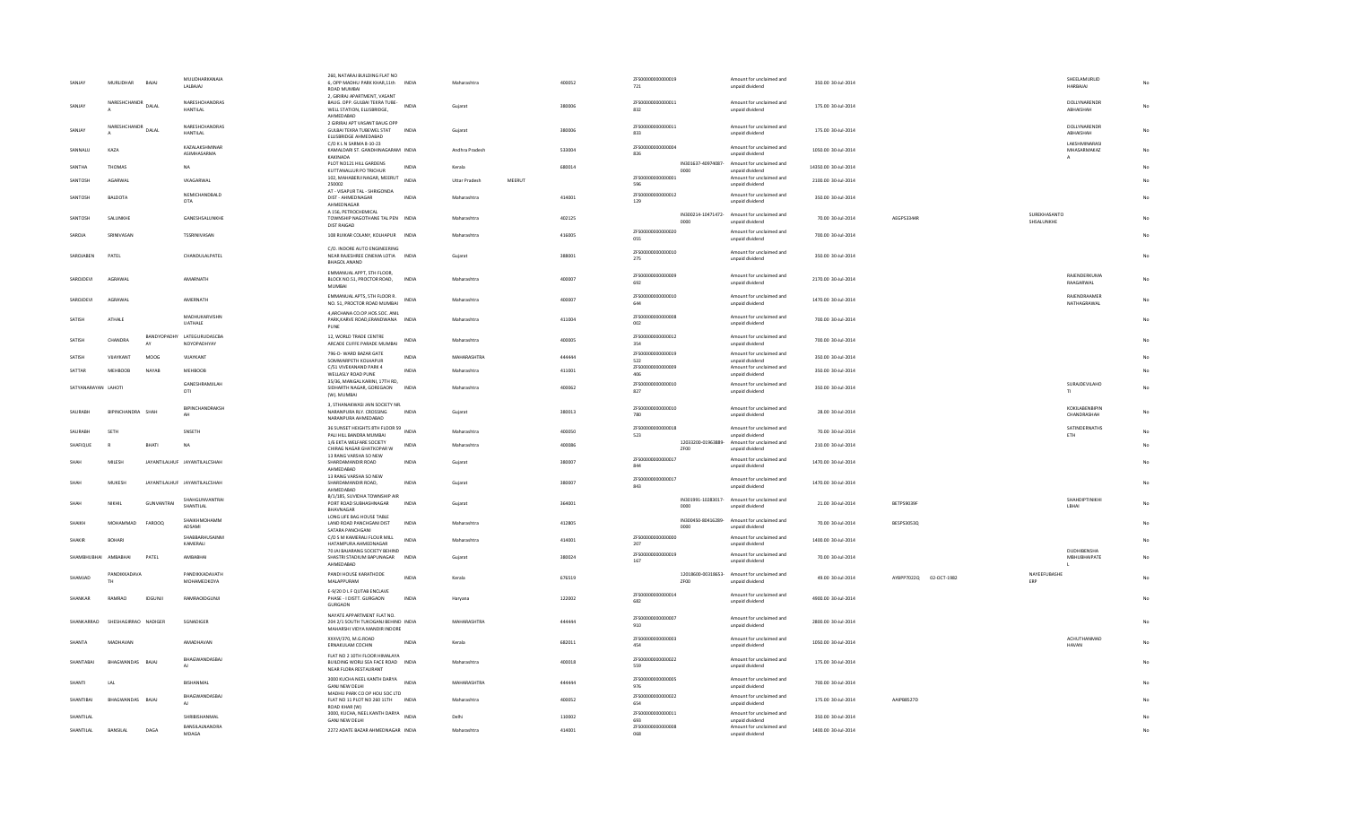| | | | | | | | | | | | | | | | | | | |
|---|---|---|---|---|---|---|---|---|---|---|---|---|---|---|---|---|---|---|
| SANJAY | MURLIDHAR | BAJAJ | MULIDHARKANAJA LALBAJAJ | 260, NATARAJ BUILDING FLAT NO 6, OPP MADHU PARK KHAR,11th ROAD MUMBAI | INDIA | Maharashtra | | 400052 | ZF000000000000019 721 | | Amount for unclaimed and unpaid dividend | 350.00 30-Jul-2014 | | | | SHEELAMURLID HARBAJAJ | No |
| SANJAY | NARESHCHANDR A | DALAL | NARESHCHANDRAS HANTILAL | 2, GIRIRAJ APARTMENT, VASANT BAUG. OPP. GULBAI TEKRA TUBE-WELL STATION, ELLISBRIDGE, AHMEDABAD | INDIA | Gujarat | | 380006 | ZF000000000000011 832 | | Amount for unclaimed and unpaid dividend | 175.00 30-Jul-2014 | | | | DOLLYNARENDR ABHAISHAH | No |
| SANJAY | NARESHCHANDR A | DALAL | NARESHCHANDRAS HANTILAL | 2 GIRIRAJ APT VASANT BAUG OPP GULBAI TEKRA TUBEWEL STAT ELLISBRIDGE AHMEDABAD | INDIA | Gujarat | | 380006 | ZF000000000000011 833 | | Amount for unclaimed and unpaid dividend | 175.00 30-Jul-2014 | | | | DOLLYNARENDR ABHAISHAH | No |
| SANNALU | KAZA | | KAZALAKSHMINAR ASIMHASARMA | C/O K L N SARMA 8-10-23 KAMALDAR ST. GANDHINAGARAM KAKINADA | INDIA | Andhra Pradesh | | 533004 | ZF000000000000004 826 | | Amount for unclaimed and unpaid dividend | 1050.00 30-Jul-2014 | | | | LAKSHMINARASI MHASARMAKAZ A | No |
| SANTHA | THOMAS | | NA | PLOT NO121 HILL GARDENS KUTTANALLUR PO TRICHUR | INDIA | Kerala | | 680014 | | IN301637-40974087-0000 | Amount for unclaimed and unpaid dividend | 14350.00 30-Jul-2014 | | | | | No |
| SANTOSH | AGARWAL | | VKAGARWAL | 102, MAHABERJI NAGAR, MEERUT 250002 | INDIA | Uttar Pradesh | MEERUT | | ZF000000000000001 596 | | Amount for unclaimed and unpaid dividend | 2100.00 30-Jul-2014 | | | | | No |
| SANTOSH | BALDOTA | | NEMICHANDBALD OTA | AT - VISAPUR TAL - SHRIGONDA DIST - AHMEDNAGAR AHMEDNAGAR | INDIA | Maharashtra | | 414001 | ZF000000000000012 129 | | Amount for unclaimed and unpaid dividend | 350.00 30-Jul-2014 | | | | | No |
| SANTOSH | SALUNKHE | | GANESHSALUNKHE | A 156, PETROCHEMICAL TOWNSHIP NAGOTHANE TAL PEN DIST RAIGAD | INDIA | Maharashtra | | 402125 | | IN300214-10471472-0000 | Amount for unclaimed and unpaid dividend | 70.00 30-Jul-2014 | AEGPS3344R | | SUREKHASANTO SHSALUNKHE | | No |
| SAROJA | SRINIVASAN | | TSSRINIVASAN | 108 RUIKAR COLANY, KOLHAPUR | INDIA | Maharashtra | | 416005 | ZF000000000000020 055 | | Amount for unclaimed and unpaid dividend | 700.00 30-Jul-2014 | | | | | No |
| SAROJABEN | PATEL | | CHANDULALPATEL | C/O. INDORE AUTO ENGINEERING NEAR RAJESHREE CINEMA LOTIA BHAGOL ANAND | INDIA | Gujarat | | 388001 | ZF000000000000010 275 | | Amount for unclaimed and unpaid dividend | 350.00 30-Jul-2014 | | | | | No |
| SAROJDEVI | AGRAWAL | | AMARNATH | EMMANUAL APPT, 5TH FLOOR, BLOCK NO.51, PROCTOR ROAD, MUMBAI | INDIA | Maharashtra | | 400007 | ZF000000000000009 692 | | Amount for unclaimed and unpaid dividend | 2170.00 30-Jul-2014 | | | | RAJENDERKUMA RAAGARWAL | No |
| SAROJDEVI | AGRAWAL | | AMERNATH | EMMANUAL APTS, 5TH FLOOR R. NO. 51, PROCTOR ROAD MUMBAI | INDIA | Maharashtra | | 400007 | ZF000000000000010 644 | | Amount for unclaimed and unpaid dividend | 1470.00 30-Jul-2014 | | | | RAJENDRAAMER NATHAGRAWAL | No |
| SATISH | ATHALE | | MADHUKARVISHN UATHALE | 4,ARCHANA CO.OP.HOS.SOC.,ANIL PARK,KARVE ROAD,ERANDWANA PUNE | INDIA | Maharashtra | | 411004 | ZF000000000000008 002 | | Amount for unclaimed and unpaid dividend | 700.00 30-Jul-2014 | | | | | No |
| SATISH | CHANDRA | BANDYOPADHY AY | LATEGURUDASCBA NDYOPADHYAY | 12, WORLD TRADE CENTRE ARCADE CUFFE PARADE MUMBAI | INDIA | Maharashtra | | 400005 | ZF000000000000012 354 | | Amount for unclaimed and unpaid dividend | 700.00 30-Jul-2014 | | | | | No |
| SATISH | VIJAYKANT | MOOG | VIJAYKANT | 796-D- WARD BAZAR GATE SOMWARPETH KOLHAPUR | INDIA | MAHARASHTRA | | 444444 | ZF000000000000019 522 | | Amount for unclaimed and unpaid dividend | 350.00 30-Jul-2014 | | | | | No |
| SATTAR | MEHBOOB | NAYAB | MEHBOOB | C/51 VIVEKANAND PARK 4 WELLASLY ROAD PUNE | INDIA | Maharashtra | | 411001 | ZF000000000000009 406 | | Amount for unclaimed and unpaid dividend | 350.00 30-Jul-2014 | | | | | No |
| SATYANARAYAN | LAHOTI | | GANESHRAMLAH OTI | 35/36, MANGAL KARINI, 17TH RD, SIDHARTH NAGAR, GOREGAON (W), MUMBAI | INDIA | Maharashtra | | 400062 | ZF000000000000010 827 | | Amount for unclaimed and unpaid dividend | 350.00 30-Jul-2014 | | | | SURAJDEVILAHO TI | No |
| SAURABH | BIPINCHANDRA | SHAH | BIPINCHANDRAKSH AH | 3, STHANAKWASI JAIN SOCIETY NR. NARANPURA RLY. CROSSING NARANPURA AHMEDABAD | INDIA | Gujarat | | 380013 | ZF000000000000010 780 | | Amount for unclaimed and unpaid dividend | 28.00 30-Jul-2014 | | | | KOKILABENBIPIN CHANDRASHAH | No |
| SAURABH | SETH | | SNSETH | 36 SUNSET HEIGHTS 8TH FLOOR 59 PALI HILL BANDRA MUMBAI | INDIA | Maharashtra | | 400050 | ZF000000000000018 523 | | Amount for unclaimed and unpaid dividend | 70.00 30-Jul-2014 | | | | SATINDERNATHS ETH | No |
| SHAFIQUE | R | BHATI | NA | 1/6 EKTA WELFARE SOCIETY CHIRAG NAGAR GHATKOPAR W | INDIA | Maharashtra | | 400086 | | 12033200-01963889-ZF00 | Amount for unclaimed and unpaid dividend | 210.00 30-Jul-2014 | | | | | No |
| SHAH | MILESH | JAYANTILALHUF | JAYANTILALCSHAH | 13 RANG VARSHA SO NEW SHARDAMANDIR ROAD AHMEDABAD | INDIA | Gujarat | | 380007 | ZF000000000000017 844 | | Amount for unclaimed and unpaid dividend | 1470.00 30-Jul-2014 | | | | | No |
| SHAH | MUKESH | JAYANTILALHUF | JAYANTILALCSHAH | 13 RANG VARSHA SO NEW SHARDAMANDIR ROAD, AHMEDABAD | INDIA | Gujarat | | 380007 | ZF000000000000017 843 | | Amount for unclaimed and unpaid dividend | 1470.00 30-Jul-2014 | | | | | No |
| SHAH | NIKHIL | GUNVANTRAI | SHAHGUNVANTRAI SHANTILAL | B/1/185, SUVIDHA TOWNSHIP AIR PORT ROAD SUBHASHNAGAR BHAVNAGAR | INDIA | Gujarat | | 364001 | | IN301991-10283017-0000 | Amount for unclaimed and unpaid dividend | 21.00 30-Jul-2014 | BETPS9039F | | | SHAHDIPTINIKHI LBHAI | No |
| SHAIKH | MOHAMMAD | FAROOQ | SHAIKHMOHAMM ADSAMI | LONG LIFE BAG HOUSE TABLE LAND ROAD PANCHGANI DIST SATARA PANCHGANI | INDIA | Maharashtra | | 412805 | | IN300450-80416289-0000 | Amount for unclaimed and unpaid dividend | 70.00 30-Jul-2014 | BESPS3053Q | | | | No |
| SHAKIR | BOHARI | | SHABBARHUSAINM KAMERALI | C/O S M KAMERALI FLOUR MILL HATAMPURA AHMEDNAGAR | INDIA | Maharashtra | | 414001 | ZF000000000000000 207 | | Amount for unclaimed and unpaid dividend | 1400.00 30-Jul-2014 | | | | | No |
| SHAMBHUBHAI | AMBABHAI | PATEL | AMBABHAI | 70 JAI BAJARANG SOCIETY BEHIND SHASTRI STADIUM BAPUNAGAR AHMEDABAD | INDIA | Gujarat | | 380024 | ZF000000000000019 167 | | Amount for unclaimed and unpaid dividend | 70.00 30-Jul-2014 | | | | DUDHIBENSHA MBHUBHAIPATE L | No |
| SHAMJAD | PANDIKKADAVA TH | | PANDIKKADAVATH MOHAMEDKOYA | PANDI HOUSE KARATHODE MALAPPURAM | INDIA | Kerala | | 676519 | | 12018600-00318653-ZF00 | Amount for unclaimed and unpaid dividend | 49.00 30-Jul-2014 | AYBPP7022Q | 02-OCT-1982 | NAYEEFUBASHE ERP | | No |
| SHANKAR | RAMRAO | IDGUNJI | RAMRAOIDGUNJI | E-9/20 D L F QUTAB ENCLAVE PHASE - I DISTT. GURGAON GURGAON | INDIA | Haryana | | 122002 | ZF000000000000014 682 | | Amount for unclaimed and unpaid dividend | 4900.00 30-Jul-2014 | | | | | No |
| SHANKARRAO | SHESHAGIRRAO | NADIGER | SGNADIGER | NAYATE APPARTMENT FLAT NO. 204 2/1 SOUTH TUKOGANJ BEHIND MAHARSHI VIDYA MANDIR INDORE | INDIA | MAHARASHTRA | | 444444 | ZF000000000000007 910 | | Amount for unclaimed and unpaid dividend | 2800.00 30-Jul-2014 | | | | | No |
| SHANTA | MADHAVAN | | AMADHAVAN | XXXVI/370, M.G.ROAD ERNAKULAM COCHIN | INDIA | Kerala | | 682011 | ZF000000000000003 454 | | Amount for unclaimed and unpaid dividend | 1050.00 30-Jul-2014 | | | | ACHUTHANMAD HAVAN | No |
| SHANTABAI | BHAGWANDAS | BAJAJ | BHAGWANDASBAJ AJ | FLAT NO 2 10TH FLOOR HIMALAYA BUILDING WORLI SEA FACE ROAD NEAR FLORA RESTAURANT | INDIA | Maharashtra | | 400018 | ZF000000000000022 559 | | Amount for unclaimed and unpaid dividend | 175.00 30-Jul-2014 | | | | | No |
| SHANTI | LAL | | BISHANMAL | 3000 KUCHA NEEL KANTH DARYA GANJ NEW DELHI | INDIA | MAHARASHTRA | | 444444 | ZF000000000000005 976 | | Amount for unclaimed and unpaid dividend | 700.00 30-Jul-2014 | | | | | No |
| SHANTIBAI | BHAGWANDAS | BAJAJ | BHAGWANDASBAJ AJ | MADHU PARK CO OP HOU SOC LTD FLAT NO 11 PLOT NO 260 11TH ROAD KHAR (W) | INDIA | Maharashtra | | 400052 | ZF000000000000022 654 | | Amount for unclaimed and unpaid dividend | 175.00 30-Jul-2014 | AAIPB8527D | | | | No |
| SHANTILAL | | | SHRIBISHANMAL | 3000, KUCHA, NEEL KANTH DARYA GANJ NEW DELHI | INDIA | Delhi | | 110002 | ZF000000000000011 693 | | Amount for unclaimed and unpaid dividend | 350.00 30-Jul-2014 | | | | | No |
| SHANTILAL | BANSILAL | DAGA | BANSILALNANDRA MDAGA | 2272 ADATE BAZAR AHMEDNAGAR | INDIA | Maharashtra | | 414001 | ZF000000000000008 068 | | Amount for unclaimed and unpaid dividend | 1400.00 30-Jul-2014 | | | | | No |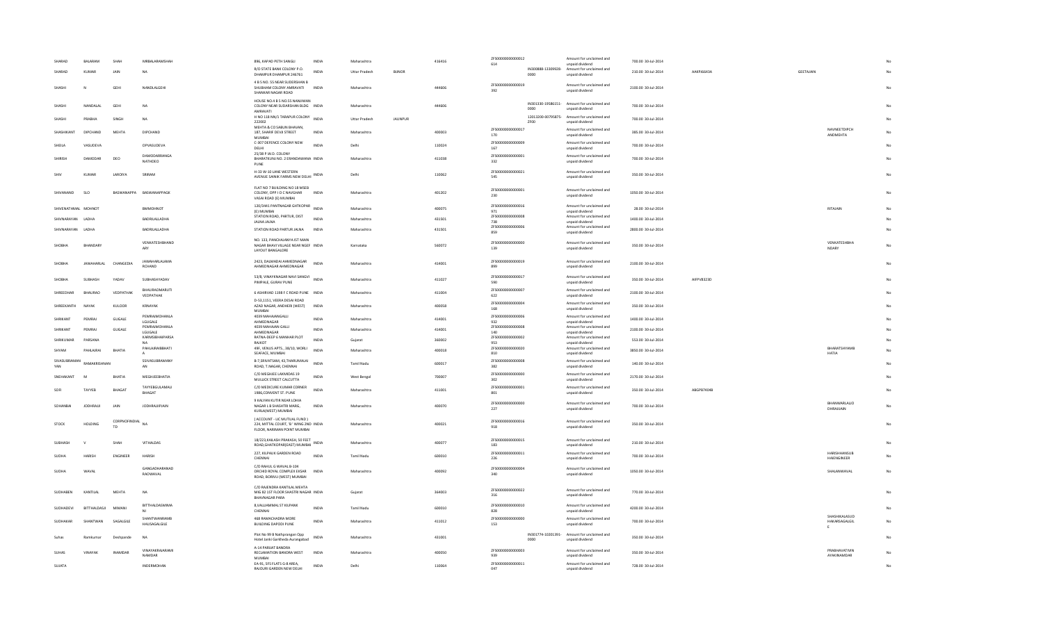| | | | | | | | | | | | | | | | | | | |
|---|---|---|---|---|---|---|---|---|---|---|---|---|---|---|---|---|---|---|
| SHARAD | BALARAM | SHAH | MRBALARAMSHAH | 896, KAPAD PETH SANGLI | INDIA | Maharashtra | | 416416 | ZF50000000000012614 | | Amount for unclaimed and unpaid dividend | 700.00 30-Jul-2014 | | | | | | No |
| SHARAD | KUMAR | JAIN | NA | B/O STATE BANK COLONY P.O. DHAMPUR DHAMPUR 246761 | INDIA | Uttar Pradesh | BIJNOR | | | IN300888-13309928-0000 | Amount for unclaimed and unpaid dividend | 210.00 30-Jul-2014 | AAKPJ6643A | | GEETAJAIN | | | No |
| SHASHI | N | GEHI | NANDLALGEHI | 4 B S NO. 55 NEAR SUDERSHAN B SHUBHAM COLONY AMRAVATI SHANKAR NAGAR ROAD | INDIA | Maharashtra | | 444606 | ZF50000000000019392 | | Amount for unclaimed and unpaid dividend | 2100.00 30-Jul-2014 | | | | | | No |
| SHASHI | NANDALAL | GEHI | NA | HOUSE NO.4 B S NO.55 NANJIWAN COLONY NEAR SUDARSHAN BLDG AMRAVATI | INDIA | Maharashtra | | 444606 | | IN301330-19586151-0000 | Amount for unclaimed and unpaid dividend | 700.00 30-Jul-2014 | | | | | | No |
| SHASHI | PRABHA | SINGH | NA | H NO 118 NN/1 TARAPUR COLONY 222002 | INDIA | Uttar Pradesh | JAUNPUR | | | 12013200-00795875-ZF00 | Amount for unclaimed and unpaid dividend | 700.00 30-Jul-2014 | | | | | | No |
| SHASHIKANT | DIPCHAND | MEHTA | DIPCHAND | MEHTA & CO SABUN BHAVAN, 187, SHARIF DEVJI STREET MUMBAI | INDIA | Maharashtra | | 400003 | ZF50000000000017170 | | Amount for unclaimed and unpaid dividend | 385.00 30-Jul-2014 | | | | NAVNEETDIPCH ANDMEHTA | | No |
| SHEILA | VASUDEVA | | OPVASUDEVA | C-307 DEFENCE COLONY NEW DELHI | INDIA | Delhi | | 110024 | ZF50000000000009167 | | Amount for unclaimed and unpaid dividend | 700.00 30-Jul-2014 | | | | | | No |
| SHIRISH | DAMODAR | DEO | DAMODARRANGA NATHDEO | 25/38 P.W.D. COLONY BHARATKUNJ NO. 2 ERANDAWANA PUNE | INDIA | Maharashtra | | 411038 | ZF50000000000001332 | | Amount for unclaimed and unpaid dividend | 700.00 30-Jul-2014 | | | | | | No |
| SHIV | KUMAR | LARORIYA | SRIRAM | H-33 W-10 LANE WESTERN AVENUE SAINIK FARMS NEW DELHI | INDIA | Delhi | | 110062 | ZF50000000000021545 | | Amount for unclaimed and unpaid dividend | 350.00 30-Jul-2014 | | | | | | No |
| SHIVANAND | SLO | BASWANAPPA | BASWANAPPAGK | FLAT NO 7 BUILDING NO 18 MSEB COLONY, OPP I D C NAVGHAR VASAI ROAD (E) MUMBAI | INDIA | Maharashtra | | 401202 | ZF50000000000001230 | | Amount for unclaimed and unpaid dividend | 1050.00 30-Jul-2014 | | | | | | No |
| SHIVENATHMAL | MOHNOT | | BMMOHNOT | 120/3441 PANTNAGAR GHTKOPAR (E) MUMBAI | INDIA | Maharashtra | | 400075 | ZF50000000000016971 | | Amount for unclaimed and unpaid dividend | 28.00 30-Jul-2014 | | | | RITAJAIN | | No |
| SHIVNARAYAN | LADHA | | BADRILALLADHA | STATION ROAD, PARTUR, DIST JALNA JALNA | INDIA | Maharashtra | | 431501 | ZF50000000000008738 | | Amount for unclaimed and unpaid dividend | 1400.00 30-Jul-2014 | | | | | | No |
| SHIVNARAYAN | LADHA | | BADRILALLADHA | STATION ROAD PARTUR JALNA | INDIA | Maharashtra | | 431501 | ZF50000000000006859 | | Amount for unclaimed and unpaid dividend | 2800.00 30-Jul-2014 | | | | | | No |
| SHOBHA | BHANDARY | | VENKATESHBHAND ARY | NO. 133, PANCHAJANYA IST MAIN NAGAR BHAVI VILLAGE NEAR NGEF LAYOUT BANGALORE | INDIA | Karnataka | | 560072 | ZF50000000000000139 | | Amount for unclaimed and unpaid dividend | 350.00 30-Jul-2014 | | | | VENKATESHBHA NDARY | | No |
| SHOBHA | JAWAHARLAL | CHANGEDIA | JAWAHARLALAMA RCHAND | 2423, DALMADAI AHMEDNAGAR AHMEDNAGAR AHMEDNAGAR | INDIA | Maharashtra | | 414001 | ZF50000000000019899 | | Amount for unclaimed and unpaid dividend | 2100.00 30-Jul-2014 | | | | | | No |
| SHOBHA | SUBHASH | YADAV | SUBHASHYADAV | 53/8, VINAYKNAGAR NAVI SANGVI PIMPALE, GURAV PUNE | INDIA | Maharashtra | | 411027 | ZF50000000000017590 | | Amount for unclaimed and unpaid dividend | 350.00 30-Jul-2014 | AIPPY8323D | | | | | No |
| SHREEDHAR | BHAURAO | VEDPATHAK | BHAURAOMARUTI VEDPATHAK | 6 ASHIRVAD 1198 F C ROAD PUNE | INDIA | Maharashtra | | 411004 | ZF50000000000007622 | | Amount for unclaimed and unpaid dividend | 2100.00 30-Jul-2014 | | | | | | No |
| SHREEKANTH | NAYAK | KULOOR | KRNAYAK | D-53,1151, VEERA DESAI ROAD AZAD NAGAR, ANDHERI (WEST) MUMBAI | INDIA | Maharashtra | | 400058 | ZF50000000000004168 | | Amount for unclaimed and unpaid dividend | 350.00 30-Jul-2014 | | | | | | No |
| SHRIKANT | PEMRAJ | GUGALE | PEMRAJMOHANLA LGUGALE | 4039 MAHAJANGALLI AHMEDNAGAR | INDIA | Maharashtra | | 414001 | ZF50000000000006932 | | Amount for unclaimed and unpaid dividend | 1400.00 30-Jul-2014 | | | | | | No |
| SHRIKANT | PEMRAJ | GUGALE | PEMRAJMOHANLA LGUGALE | 4039 MAHAJAN GALLI AHMEDNAGAR | INDIA | Maharashtra | | 414001 | ZF50000000000008140 | | Amount for unclaimed and unpaid dividend | 2100.00 30-Jul-2014 | | | | | | No |
| SHRIKUMAR | PARSANA | | KARMSIBHAIPARSA NA | RATNA-DEEP 6 MANHAR PLOT RAJKOT | INDIA | Gujarat | | 360002 | ZF50000000000002953 | | Amount for unclaimed and unpaid dividend | 553.00 30-Jul-2014 | | | | | | No |
| SHYAM | PAHLAJRAI | BHATIA | PAHLAJRAIBBHATI A | 49F, VENUS APTS., 38/10, WORLI SEAFACE, MUMBAI | INDIA | Maharashtra | | 400018 | ZF50000000000020810 | | Amount for unclaimed and unpaid dividend | 3850.00 30-Jul-2014 | | | | BHARATSHYAMB HATIA | | No |
| SIVASUBRAMANYAN | RAMAKRISHNAN | | SSIVASUBRAMANY AN | B-7,SRIVATSAM, 63,THARUMALAI ROAD, T.NAGAR, CHENNAI | INDIA | Tamil Nadu | | 600017 | ZF50000000000008382 | | Amount for unclaimed and unpaid dividend | 140.00 30-Jul-2014 | | | | | | No |
| SNEHAKANT | M | BHATIA | MEGHJEEBHATIA | C/O MEGHJEE LAKMIDAS 19 MULLICK STREET CALCUTTA | INDIA | West Bengal | | 700007 | ZF50000000000000302 | | Amount for unclaimed and unpaid dividend | 2170.00 30-Jul-2014 | | | | | | No |
| SOFI | TAYYEB | BHAGAT | TAYYEBGULAMALI BHAGAT | C/O MEDICURE KUMAR CORNER 1986,CONVENT ST. PUNE | INDIA | Maharashtra | | 411001 | ZF50000000000001801 | | Amount for unclaimed and unpaid dividend | 350.00 30-Jul-2014 | ABGPB7404B | | | | | No |
| SOHANBAI | JODHRAJJI | JAIN | JODHRAJJIPJAIN | 9 KALYAN KUTIR NEAR LOHIA NAGAR L B SHASHTRI MARG, KURLA(WEST) MUMBAI | INDIA | Maharashtra | | 400070 | ZF50000000000000227 | | Amount for unclaimed and unpaid dividend | 700.00 30-Jul-2014 | | | | BHANWARLALJO DHRAJJAIN | | No |
| STOCK | HOLDING | CORPNOFINDIAL TD | NA | ( ACCOUNT - LIC MUTUAL FUND ) 224, MITTAL COURT, 'B' WING 2ND FLOOR, NARIMAN POINT MUMBAI | INDIA | Maharashtra | | 400021 | ZF50000000000016918 | | Amount for unclaimed and unpaid dividend | 350.00 30-Jul-2014 | | | | | | No |
| SUBHASH | V | SHAH | VITHALDAS | 18/221,KAILASH PRAKASH, 90 FEET ROAD,GHATKOPAR(EAST) MUMBAI | INDIA | Maharashtra | | 400077 | ZF50000000000015183 | | Amount for unclaimed and unpaid dividend | 210.00 30-Jul-2014 | | | | | | No |
| SUDHA | HARISH | ENGINEER | HARISH | 227, KILPAUK GARDEN ROAD CHENNAI | INDIA | Tamil Nadu | | 600010 | ZF50000000000011226 | | Amount for unclaimed and unpaid dividend | 700.00 30-Jul-2014 | | | | HARISHHANSUB HAIENGINEER | | No |
| SUDHA | WAVAL | | GANGADHARANAD RAOWAVAL | C/O RAHUL G WAVAL B-104 ORCHID ROYAL COMPLEX EKSAR ROAD, BORIVLI (WEST) MUMBAI | INDIA | Maharashtra | | 400092 | ZF50000000000004340 | | Amount for unclaimed and unpaid dividend | 1050.00 30-Jul-2014 | | | | SHAILANWAVAL | | No |
| SUDHABEN | KANTILAL | MEHTA | NA | C/O RAJENDRA KANTILAL MEHTA MIG 82 1ST FLOOR SHASTRI NAGAR BHAVNAGAR PARA | INDIA | Gujarat | | 364003 | ZF50000000000022316 | | Amount for unclaimed and unpaid dividend | 770.00 30-Jul-2014 | | | | | | No |
| SUDHADEVI | BITTHALDASJI | MIMANI | BITTHALDASMIMA NI | 8,VALLIAMMAL ST KILPAUK CHENNAI | INDIA | Tamil Nadu | | 600010 | ZF50000000000010828 | | Amount for unclaimed and unpaid dividend | 4200.00 30-Jul-2014 | | | | | | No |
| SUDHAKAR | SHANTWAN | SAGALGILE | SHANTWANRAMB HAUSAGALGILE | 468 RAMACHADRA MORE BUILDING DAPODI PUNE | INDIA | Maharashtra | | 411012 | ZF50000000000000153 | | Amount for unclaimed and unpaid dividend | 700.00 30-Jul-2014 | | | | SHASHIKALASUD HAKARSAGALGIL E | | No |
| Suhas | Ramkumar | Deshpande | NA | Plot No 99 B Nathprangan Opp Hotel Janki Garkheda Aurangabad | INDIA | Maharashtra | | 431001 | | IN301774-10201391-0000 | Amount for unclaimed and unpaid dividend | 350.00 30-Jul-2014 | | | | | | No |
| SUHAS | VINAYAK | INAMDAR | VINAYAKRAJARAMI NAMDAR | A-14 PARIJAT BANDRA RECLAMATION BANDRA WEST MUMBAI | INDIA | Maharashtra | | 400050 | ZF50000000000003939 | | Amount for unclaimed and unpaid dividend | 350.00 30-Jul-2014 | | | | PRABHAVATIVIN AYAKINAMDAR | | No |
| SUJATA | | | INDERMOHAN | EA-91, SFS FLATS G-8 AREA, RAJOURI GARDEN NEW DELHI | INDIA | Delhi | | 110064 | ZF50000000000011047 | | Amount for unclaimed and unpaid dividend | 728.00 30-Jul-2014 | | | | | | No |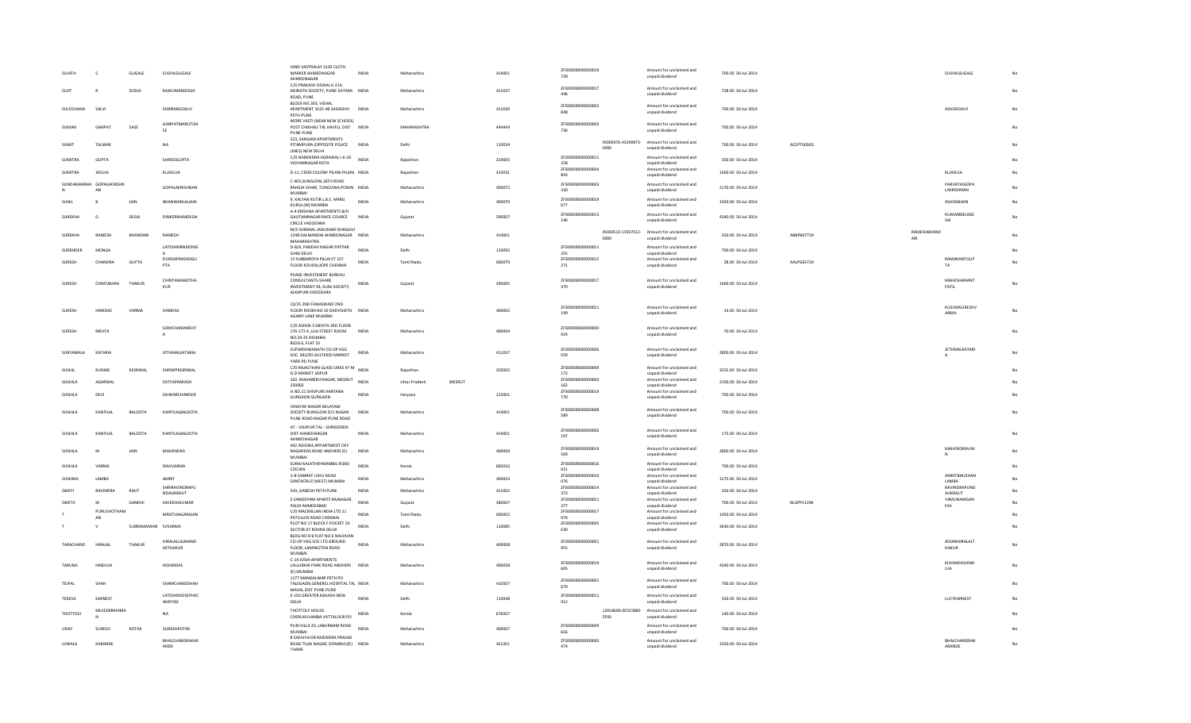| SUJATA | S | GUGALE | SUSHILGUGALE | HIND VASTRALAY 3130 CLOTH MARKER AHMEDNAGAR AHMEDNAGAR | INDIA | Maharashtra | | 414001 | ZF500000000000019 739 | | Amount for unclaimed and unpaid dividend | 700.00 30-Jul-2014 | | | SUSHILGUGALE | No |
|---|---|---|---|---|---|---|---|---|---|---|---|---|---|---|---|---|
| SUJIT | R | DOSHI | RAJKUMARDOSHI | C/O PRAKASH OSWAL K-214, ADINATH SOCIETY, PUNE-SATARA ROAD, PUNE | INDIA | Maharashtra | | 411037 | ZF500000000000017 446 | | Amount for unclaimed and unpaid dividend | 728.00 30-Jul-2014 | | | | No |
| SULOCHANA | SALVI | | SHRIRANGSALVI | BLOCK NO.303, VISHAL APARTMENT 1025 AB SADASHIV PETH PUNE | INDIA | Maharashtra | | 411030 | ZF500000000000003 848 | | Amount for unclaimed and unpaid dividend | 700.00 30-Jul-2014 | | | ASHOKSALVI | No |
| SUMAN | GANPAT | SASE | GANPATMARUTISA SE | MORE VASTI (NEAR NEW SCHOOL) POST CHIKHALI TAL HAVELI, DIST PUNE PUNE | INDIA | MAHARASHTRA | | 444444 | ZF500000000000003 736 | | Amount for unclaimed and unpaid dividend | 700.00 30-Jul-2014 | | | | No |
| SUMIT | TALWAR | | NA | 323, SANGAM APARTMENTS PITAMPURA (OPPOSITE POLICE LINES) NEW DELHI | INDIA | Delhi | | 110034 | | IN300476-43249873-0000 | Amount for unclaimed and unpaid dividend | 700.00 30-Jul-2014 | ACEPT0026D | | | No |
| SUMITRA | GUPTA | | SHRIDGUPTA | C/O NARENDRA AGRAWAL I-K-20 VIGYANNAGAR KOTA | INDIA | Rajasthan | | 324005 | ZF500000000000011 258 | | Amount for unclaimed and unpaid dividend | 350.00 30-Jul-2014 | | | | No |
| SUMITRA | JASUJA | | KLJASUJA | D-11, CEERI COLONY PILANI PILANI | INDIA | Rajasthan | | 333031 | ZF500000000000004 843 | | Amount for unclaimed and unpaid dividend | 1400.00 30-Jul-2014 | | | KLJASUJA | No |
| SUNDARARAMA N | GOPALAKRISHN AN | | GOPALAKRISHNAN | C-405,SUNGLOW,16TH ROAD RAHEJA VIHAR, TUNGUWA,POWAI MUMBAI | INDIA | Maharashtra | | 400072 | ZF500000000000003 330 | | Amount for unclaimed and unpaid dividend | 2170.00 30-Jul-2014 | | | PARVATHIGOPA LAKRISHNAN | No |
| SUNIL | B | JAIN | BHANWARLALJAIN | 9, KALYAN KUTIR L.B.S. MARG KURLA (W) MUMBAI | INDIA | Maharashtra | | 400070 | ZF500000000000019 677 | | Amount for unclaimed and unpaid dividend | 1050.00 30-Jul-2014 | | | ASHOKBJAIN | No |
| SUREKHA | D | DESAI | DINKERRAIMDESAI | A-4 KRISHNA APARTMENTS B/H GAUTAMNAGAR RACE COURCE CIRCLE VADODARA | INDIA | Gujarat | | 390007 | ZF500000000000013 196 | | Amount for unclaimed and unpaid dividend | 4340.00 30-Jul-2014 | | | KUMARBBELADE SAI | No |
| SUREKHA | RAMESH | BHANDARI | RAMESH | M/S SHRIMAL JAKUMAR SHINGAVI 1248 DALMANDAI AHMEDNAGAR MAHARASHTRA | INDIA | Maharashtra | | 414001 | | IN300513-15927012-0000 | Amount for unclaimed and unpaid dividend | 350.00 30-Jul-2014 | ABBPB6772A | RAMESHBHAND ARI | | No |
| SURENDER | MONGA | | LATESHRIRNMONG A | D-8/A, PANDAV NAGAR PATPAR GANJ DELHI | INDIA | Delhi | | 110092 | ZF500000000000011 255 | | Amount for unclaimed and unpaid dividend | 700.00 30-Jul-2014 | | | | No |
| SURESH | CHANDRA | GUPTA | DURGAPRASADGU PTA | 12 SUBBAROYA PILLAI ST 1ST FLOOR KOUDILLIOPE CHENNAI | INDIA | Tamil Nadu | | 600079 | ZF500000000000012 271 | | Amount for unclaimed and unpaid dividend | 28.00 30-Jul-2014 | AALPG8572A | | RAMAKANTGUP TA | No |
| SURESH | CHINTAMAN | THAKUR | CHINTAMANDTHA KUR | PHASE INVESTMENT BUREAU CONSULTANTS-SHARE INVESTMENT 03, KUNJ SOCIETY, ALKAPURI VADODARA | INDIA | Gujarat | | 390005 | ZF500000000000017 479 | | Amount for unclaimed and unpaid dividend | 1400.00 30-Jul-2014 | | | MAHESHANANT PATIL | No |
| SURESH | HARIDAS | VARMA | HARIDAS | 23/25 2ND FANASWADI 2ND FLOOR ROOM NO 10 DADYSHETH AGIARY LANE MUMBAI | INDIA | Maharashtra | | 400002 | ZF500000000000021 199 | | Amount for unclaimed and unpaid dividend | 14.00 30-Jul-2014 | | | KUSUMSURESHV ARMA | No |
| SURESH | MEHTA | | SOMCHANDMEHT A | C/O ASHOK S MEHTA 3RD FLOOR 170-172 A, JILA STREET ROOM NO.24-25 MUMBAI | INDIA | Maharashtra | | 400004 | ZF500000000000000 924 | | Amount for unclaimed and unpaid dividend | 70.00 30-Jul-2014 | | | | No |
| SURYAMALA | KATARIA | | JETHMALKATARIA | BLDG 6, FLAT 10 SUPARSHWANATH CO-OP HSG SOC. 682/93 GULTEKDI MARKET YARD RD PUNE | INDIA | Maharashtra | | 411037 | ZF500000000000006 929 | | Amount for unclaimed and unpaid dividend | 2800.00 30-Jul-2014 | | | JETHMALKATARI A | No |
| SUSHIL | KUMAR | KEJRIWAL | SHRIMPKEJRIWAL | C/O RAJASTHAN GLASS LINKS 47 M G D MARKET JAIPUR | INDIA | Rajasthan | | 302002 | ZF500000000000009 172 | | Amount for unclaimed and unpaid dividend | 3255.00 30-Jul-2014 | | | | No |
| SUSHILA | AGARWAL | | SATYAPRAKASH | 102, MAHABERJINAGAR, MEERUT 250002 | INDIA | Uttar Pradesh | MEERUT | | ZF500000000000000 162 | | Amount for unclaimed and unpaid dividend | 2100.00 30-Jul-2014 | | | | No |
| SUSHILA | DEVI | | ISHWARCHANDER | H.NO.21 SHIVPURI HARYANA GURGAON GURGAON | INDIA | Haryana | | 122001 | ZF500000000000019 770 | | Amount for unclaimed and unpaid dividend | 700.00 30-Jul-2014 | | | | No |
| SUSHILA | KANTILAL | BALDOTA | KANTILALBALDOTA | VINAYAK NAGAR NELAYAM SOCIETY BUNGLOW D/1 NAGAR PUNE ROAD NAGAR PUNE ROAD | INDIA | Maharashtra | | 414001 | ZF500000000000008 589 | | Amount for unclaimed and unpaid dividend | 700.00 30-Jul-2014 | | | | No |
| SUSHILA | KANTILAL | BALDOTA | KANTILALBALDOTA | AT - VISAPUR TAL - SHRIGONDA DIST AHMEDNAGAR AHMEDNAGAR | INDIA | Maharashtra | | 414001 | ZF500000000000006 197 | | Amount for unclaimed and unpaid dividend | 175.00 30-Jul-2014 | | | | No |
| SUSHILA | M | JAIN | MAHENDRA | 402 ASHOKA APPARTMENT OFF NAGARDAS ROAD ANDHERI (E) MUMBAI | INDIA | Maharashtra | | 400069 | ZF500000000000019 509 | | Amount for unclaimed and unpaid dividend | 2800.00 30-Jul-2014 | | | MAHENDRAVIAI N | No |
| SUSHILA | VARMA | | RAVIVARMA | SURAJ KALATHIPARAMBIL ROAD COCHIN | INDIA | Kerala | | 682016 | ZF500000000000016 921 | | Amount for unclaimed and unpaid dividend | 700.00 30-Jul-2014 | | | | No |
| SUSHMA | LAMBA | | AMRIT | 3-B SAMRAT JUHU ROAD SANTACRUZ (WEST) MUMBAI | INDIA | Maharashtra | | 400054 | ZF500000000000010 076 | | Amount for unclaimed and unpaid dividend | 1575.00 30-Jul-2014 | | | AMRITBHUSHAN LAMBA | No |
| SWATI | RAVINDRA | RAUT | SHRIRAVINDRAPU NDALIKRAUT | 543, GANESH PETH PUNE | INDIA | Maharashtra | | 411002 | ZF500000000000014 373 | | Amount for unclaimed and unpaid dividend | 350.00 30-Jul-2014 | | | RAVINDRAPUND ALIKRAUT | No |
| SWETA | M | GANDHI | MUKESHKUMAR | 5 SAMEEPAM APARTS RAJNAGAR PALDI AHMEDABAD | INDIA | Gujarat | | 380007 | ZF500000000000021 377 | | Amount for unclaimed and unpaid dividend | 700.00 30-Jul-2014 | BLGPPS139K | | YAMUNAMGAN DHI | No |
| T | PURUSHOTHAM AN | | MRGTHIAGARAJAN | C/O MACMILLAN INDIA LTD 21 PATULLOS ROAD CHENNAI | INDIA | Tamil Nadu | | 600002 | ZF500000000000017 974 | | Amount for unclaimed and unpaid dividend | 1050.00 30-Jul-2014 | | | | No |
| T | V | SUBRAMANIAN | SVSARMA | PLOT NO 17 BLOCK F POCKET 24 SECTOR-07 ROHINI DELHI | INDIA | Delhi | | 110085 | ZF500000000000005 630 | | Amount for unclaimed and unpaid dividend | 3640.00 30-Jul-2014 | | | | No |
| TARACHAND | HIRALAL | THAKUR | HIRALALLALMAND ASTHAKUR | BLDG NO 8 B FLAT NO 6 NAVJIVAN CO-OP HSG SOC LTD GROUND FLOOR, LAMINGTON ROAD MUMBAI | INDIA | Maharashtra | | 400008 | ZF500000000000001 955 | | Amount for unclaimed and unpaid dividend | 2870.00 30-Jul-2014 | | | ASSANHIRALALT HAKUR | No |
| TARUNA | HINDUJA | | KISHINDAS | C-14 JOSHI APARTMENTS LALUBHAI PARK ROAD ANDHERI (E) MUMBAI | INDIA | Maharashtra | | 400058 | ZF500000000000019 605 | | Amount for unclaimed and unpaid dividend | 4340.00 30-Jul-2014 | | | KISHINDASHIND UJA | No |
| TEJPAL | SHAH | | SHAMCHANDSHAH | 1177 MANGALWAR PETH PO TALEGAON,GENEREL HOSPITAL TAL MAVAL DIST PUNE PUNE | INDIA | Maharashtra | | 410507 | ZF500000000000001 679 | | Amount for unclaimed and unpaid dividend | 700.00 30-Jul-2014 | | | | No |
| TERESA | EARNEST | | LATESHRIJOSEPHEC AMPOSE | E-192 GREATER KAILASH NEW DELHI | INDIA | Delhi | | 110048 | ZF500000000000011 912 | | Amount for unclaimed and unpaid dividend | 350.00 30-Jul-2014 | | | LUCYEARNEST | No |
| THOTTOLY | MUJEEBRAHIMA N | | NA | THOTTOLY HOUSE CHERUKULAMBA VATTALOOR PO | INDIA | Kerala | | 676507 | | 12018600-00315880-ZF00 | Amount for unclaimed and unpaid dividend | 140.00 30-Jul-2014 | | | | No |
| UDAY | SURESH | KOTAK | SURESHKOTAK | PURI VILLA 20, LABURNAM ROAD MUMBAI | INDIA | Maharashtra | | 400007 | ZF500000000000009 656 | | Amount for unclaimed and unpaid dividend | 700.00 30-Jul-2014 | | | | No |
| UJWALA | KARANDE | | BHALCHANDRAKAR ANDE | 8 SAFALYA DR RAJENDRA PRASAD ROAD TILAK NAGAR, DOMBIVLI(E) THANE | INDIA | Maharashtra | | 421201 | ZF500000000000000 474 | | Amount for unclaimed and unpaid dividend | 1050.00 30-Jul-2014 | | | BHALCHANDRAK ARANDE | No |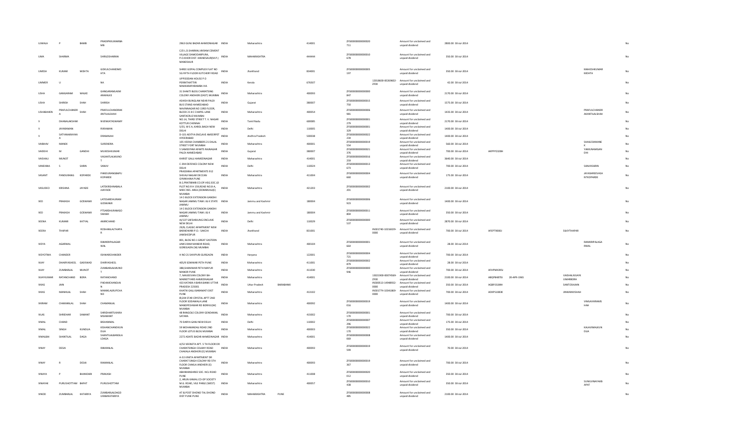| | | | | | | | | | | | | | | | | | |
|---|---|---|---|---|---|---|---|---|---|---|---|---|---|---|---|---|---|
| UJWALA | P | BAMB | PRADIPKUMARBAMB | 2963 GUNJ BAZAR AHMEDNAGAR | INDIA | Maharashtra | | 414001 | ZF500000000000020711 | | Amount for unclaimed and unpaid dividend | 2800.00 30-Jul-2014 | | | | | No |
| UMA | | SHARMA | SHRILDSHARMA | C/O L.D.SHARMA,VIKRAM CEMENT VILLAGE DAMODARPURA, P.O.KHOR DIST. MANDSAUR(M.P.) MANDSAUR | INDIA | MAHARASHTRA | | 444444 | ZF500000000000010678 | | Amount for unclaimed and unpaid dividend | 350.00 30-Jul-2014 | | | | | No |
| UMESH | KUMAR | MOHTA | GOKULCHANDMOHTA | SHREE GOPAL COMPLEX FLAT NO 5G FIFTH FLOOR KUTCHERY ROAD | INDIA | Jharkhand | | 834001 | ZF500000000000005197 | | Amount for unclaimed and unpaid dividend | 350.00 30-Jul-2014 | | | | MAHESHKUMARMOHTA | No |
| UMMER | U | | NA | UPPOODAN HOUSE P O PERINTHATTIRI MAKKARAPARAMBA VIA | INDIA | Kerala | | 676507 | | 12018600-00269602-ZF00 | Amount for unclaimed and unpaid dividend | 42.00 30-Jul-2014 | | | | | No |
| USHA | GANGARAM | WALKE | GANGARAMLAXMANWALKE | 31 SHAKTI BLDG CHARATSING COLONY ANDHERI (EAST) MUMBAI | INDIA | Maharashtra | | 400093 | ZF500000000000000847 | | Amount for unclaimed and unpaid dividend | 2170.00 30-Jul-2014 | | | | | No |
| USHA | SHIRISH | SHAH | SHIRISH | ASHISH BUNGLAW NEAR PALDI BUS STAND AHMEDABAD | INDIA | Gujarat | | 380007 | ZF500000000000015750 | | Amount for unclaimed and unpaid dividend | 1575.00 30-Jul-2014 | | | | | No |
| USHABAHEN | PRAFULCHANDRA | SHAH | PRAFULCHANDRAKANTILALSHAH | NAVINNAGAR NO 13RD FLOOR, BLOCK 21 B C CHAPEL LANE SANTACRUZ MUMBAI | INDIA | Maharashtra | | 400054 | ZF500000000000006981 | | Amount for unclaimed and unpaid dividend | 1435.00 30-Jul-2014 | | | | PRAFULCHANDRAKANTILALSHAH | No |
| V | | DHANALAKSHMI | NVENKATASWAMY | NO.14, THIRD STREET T. V. NAGAR KOTTUR CHENNAI | INDIA | Tamil Nadu | | 600085 | ZF500000000000001279 | | Amount for unclaimed and unpaid dividend | 2170.00 30-Jul-2014 | | | | | No |
| V | | JAYARAMAN | RVRAMAN | 5/55, W E A, KAROL BAGH NEW DELHI | INDIA | Delhi | | 110005 | ZF500000000000001329 | | Amount for unclaimed and unpaid dividend | 1400.00 30-Jul-2014 | | | | | No |
| V | | SATYANARAYANA | DRAMAIAH | D-101 ADITYA ENCLAVE AMEERPET HYDERABAD | INDIA | Andhra Pradesh | | 500038 | ZF500000000000022234 | | Amount for unclaimed and unpaid dividend | 1400.00 30-Jul-2014 | | | | | No |
| VAIBHAV | | MANEK | SURENDRA | 105 VEENA CHAMBERS 21 DALAL STREET FORT MUMBAI | INDIA | Maharashtra | | 400001 | ZF500000000000019554 | | Amount for unclaimed and unpaid dividend | 560.00 30-Jul-2014 | | | SHAILESHMANEK | | No |
| VAIDEHI | M | GANDHI | MUKESHKUMAR | 5 SAMEEPAM APARTS RAJNAGAR PALDI AHMEDABAD | INDIA | Gujarat | | 380007 | ZF500000000000021376 | | Amount for unclaimed and unpaid dividend | 700.00 30-Jul-2014 | AKPPP2328H | | YAMUNAMGANDHI | | No |
| VAISHALI | | MUNOT | VASANTLALMUNOT | KHRIST GALLI AHMEDNAGAR | INDIA | Maharashtra | | 414001 | ZF500000000000016259 | | Amount for unclaimed and unpaid dividend | 3640.00 30-Jul-2014 | | | | | No |
| VANDANA | S | SARIN | SANJIV | C-394 DEFENCE COLONY NEW DELHI | INDIA | Delhi | | 110024 | ZF500000000000013673 | | Amount for unclaimed and unpaid dividend | 700.00 30-Jul-2014 | | | | SANJIVSARIN | No |
| VASANT | PANDURANG | KOPARDE | PANDURANGBAPUKOPARDE | PRASSNNA APARTMENTS 312 SHIVAJI NAGAR DECCAN GYMKHANA PUNE | INDIA | Maharashtra | | 411004 | ZF500000000000004660 | | Amount for unclaimed and unpaid dividend | 175.00 30-Jul-2014 | | | | JAYASHREEVASANTKOPARDE | No |
| VASUDEO | KRISHNA | JAYADE | LATEKRISHNABALAJIJAYADE | B-2,PRATIBIMB CO.OP.HSG.SOC.LD PLOT NO.R H 158,ROAD NO.8-A, MIDC RES. AREA (DOMBIVALI(E) MUMBAI | INDIA | Maharashtra | | 421203 | ZF500000000000002201 | | Amount for unclaimed and unpaid dividend | 2100.00 30-Jul-2014 | | | | | No |
| VED | PRAKASH | GOSWAMI | LATESARDHURAMGOSWAMI | 14 C-BLOCK EXTENSION GANDHI NAGAR JAMMU TAWI J & K STATE JAMMU | INDIA | Jammu and Kashmir | | 180004 | ZF500000000000006923 | | Amount for unclaimed and unpaid dividend | 1400.00 30-Jul-2014 | | | | | No |
| VED | PRAKASH | GOSWAMI | PTSARDHURAMGOSWAMI | 14 C-BLOCK EXTENSION GANDHI NAGAR JAMMU TAWI J & K JAMMU | INDIA | Jammu and Kashmir | | 180004 | ZF500000000000011804 | | Amount for unclaimed and unpaid dividend | 350.00 30-Jul-2014 | | | | | No |
| VEENA | KUMARI | KATYAL | AMIRCHAND | AI/137 SAFDARJUNG ENCLAVE NEW DELHI | INDIA | Delhi | | 110029 | ZF500000000000000537 | | Amount for unclaimed and unpaid dividend | 2870.00 30-Jul-2014 | | | | | No |
| VEERA | THAPAR | | ROSHANLALTHAPAR | 29/B, CLASSIC APARTMENT NEW BARADWARI P.O.- SAKCHI JAMSHEDPUR | INDIA | Jharkhand | | 831001 | | IN301740-10236029-0000 | Amount for unclaimed and unpaid dividend | 700.00 30-Jul-2014 | AFEPT9000J | | SILKYTHAPAR | | No |
| VIDYA | AGARWAL | | RAMKRIPALAGARWAL | 801, BLDG NO.1 GREAT EASTERN LINKS RAM MANDIR ROAD, GOREGAON (W) MUMBAI | INDIA | Maharashtra | | 400104 | ZF500000000000001664 | | Amount for unclaimed and unpaid dividend | 28.00 30-Jul-2014 | | | | RAMKRIPALAGARWAL | No |
| VIDYOTMA | CHANDER | | ISHWARCHANDER | H NO 21 SHIVPURI GURGAON | INDIA | Haryana | | 122001 | ZF500000000000004721 | | Amount for unclaimed and unpaid dividend | 700.00 30-Jul-2014 | | | | | No |
| VIJAY | DHAIRYASHEEL | GAEKWAD | DHIRYASHEEL | 405/9 SOMWAR PETH PUNE | INDIA | Maharashtra | | 411001 | ZF500000000000002879 | | Amount for unclaimed and unpaid dividend | 28.00 30-Jul-2014 | | | | | No |
| VIJAY | ZUMBARLAL | MUNOT | ZUMBARLALMUNOT | 388,SHANIWAR PETH MAYUR MANOR PUNE | INDIA | Maharashtra | | 411030 | ZF500000000000000946 | | Amount for unclaimed and unpaid dividend | 700.00 30-Jul-2014 | AFHPM4395J | | | | No |
| VIJAYKUMAR | RATANCHAND | BORA | RATANCHAND | 7, NAVJEEVAN COLONY BH-MARKETYARD AHMEDNAGAR | INDIA | Maharashtra | | 414001 | | 13021900-00074569-ZF00 | Amount for unclaimed and unpaid dividend | 2100.00 30-Jul-2014 | ABQPB4870J | 20-APR-1965 | VAISHALIVIJAYKUMARBORA | | No |
| VIKAS | JAIN | | PADAMCHANDJAIN | 433 KATARA 4 BARA BANKI UTTAR PRADESH 225001 | INDIA | Uttar Pradesh | BARABANKI | | | IN300513-14948932-0000 | Amount for unclaimed and unpaid dividend | 350.00 30-Jul-2014 | AGBPJ3184H | | SANTOSHJAIN | | No |
| VIKAS | MANIKLAL | SHAH | MANIKLALRUPCHAND | KHATIK GALLI BARAMATI DIST PUNE | INDIA | Maharashtra | | 413102 | | IN301774-10341869-0000 | Amount for unclaimed and unpaid dividend | 700.00 30-Jul-2014 | AOXPS1083K | | JINWANVSHAH | | No |
| VIKRAM | CHAMANLAL | SHAH | CHAMANLAL | B\204 STAR CRYSTAL APTT 2ND FLOOR SODAWALA LANE MANDPESHWAR RD BORIVLI(W) MUMBAI | INDIA | Maharashtra | | 400092 | ZF500000000000019016 | | Amount for unclaimed and unpaid dividend | 1400.00 30-Jul-2014 | | | | VIMLAVIKRAMSHAH | No |
| VILAS | SHRIDHAR | SAMANT | SHRIDHARTUKARAMSAMANT | 48 RANGOLE COLONY GENDAMAL SATARA | INDIA | Maharashtra | | 415002 | ZF500000000000001170 | | Amount for unclaimed and unpaid dividend | 700.00 30-Jul-2014 | | | | | No |
| VIMAL | CHAND | | BISHANMAL | 70 DARYA GANJ NEW DELHI | INDIA | Delhi | | 110002 | ZF500000000000007296 | | Amount for unclaimed and unpaid dividend | 175.00 30-Jul-2014 | | | | | No |
| VIMAL | SINGH | KUNDLIA | KISHANCHANDKUNDLIA | 59 MOHAMADALI ROAD 2ND FLOOR LOTUS BLDG MUMBAI | INDIA | Maharashtra | | 400003 | ZF500000000000022170 | | Amount for unclaimed and unpaid dividend | 350.00 30-Jul-2014 | | | | KALAVIMALKUNDLIA | No |
| VIMALBAI | SHANTILAL | DAGA | SHANTILALBANSILALDAGA | 2272 ADATE BAZAR AHMEDNAGAR | INDIA | Maharashtra | | 414001 | ZF500000000000008069 | | Amount for unclaimed and unpaid dividend | 1400.00 30-Jul-2014 | | | | | No |
| VINAY | DESAI | | RAMANLAL | A/53 VEENETA APT. 5 TH FLOOR DR CHARATSINGH COLANY ROAD CHAKALA ANDHERI(E) MUMBAI | INDIA | Maharashtra | | 400093 | ZF500000000000019599 | | Amount for unclaimed and unpaid dividend | 70.00 30-Jul-2014 | | | | | No |
| VINAY | R | DESAI | RAMANLAL | A-53 VINITA APARTMENT DR CHARAT SINGH COLONY RD 5TH FLOOR CHAKLA ANDHERI (E) MUMBAI | INDIA | Maharashtra | | 400093 | ZF500000000000019367 | | Amount for unclaimed and unpaid dividend | 700.00 30-Jul-2014 | | | | | No |
| VINAYA | P | BHANDARI | PRAKASH | ABHIMANSHREE SOC. NCL ROAD PUNE | INDIA | Maharashtra | | 411008 | ZF500000000000020012 | | Amount for unclaimed and unpaid dividend | 350.00 30-Jul-2014 | | | | | No |
| VINAYAK | PURUSHOTTAM | BAPAT | PURUSHOTTAM | 2, ARUN KAMAL CO-OP SOCIETY M.G. ROAD, VILE PARLE (WEST) MUMBAI | INDIA | Maharashtra | | 400057 | ZF500000000000010438 | | Amount for unclaimed and unpaid dividend | 350.00 30-Jul-2014 | | | | SUNILVINAYAKBAPAT | No |
| VINOD | ZUMBARLAL | KATARIYA | ZUMBARLALDAGDURAMKATARIYA | AT & POST DHOND TAL DHOND DIST PUNE PUNE | INDIA | MAHARASHTRA | PUNE | | ZF500000000000008485 | | Amount for unclaimed and unpaid dividend | 2100.00 30-Jul-2014 | | | | | No |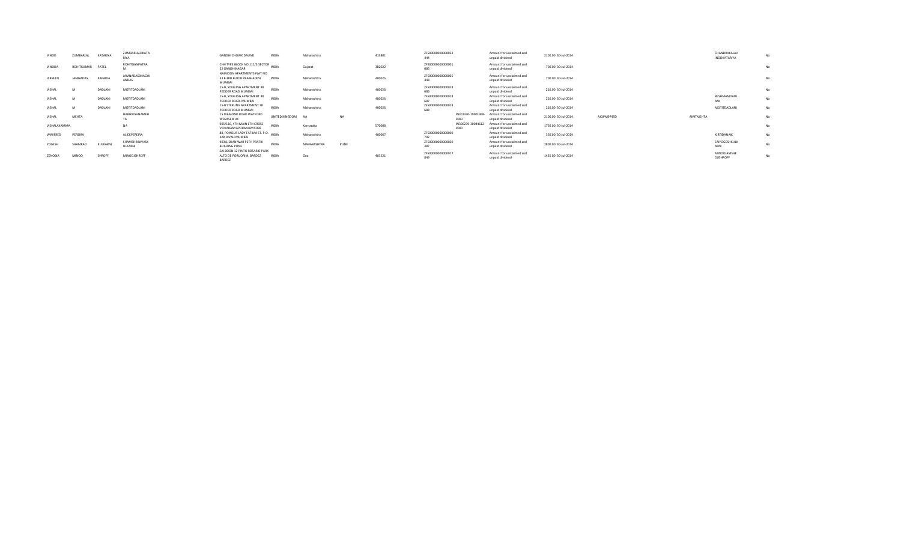| | | | | | | | | | | | | | | | | | |
|---|---|---|---|---|---|---|---|---|---|---|---|---|---|---|---|---|---|
| VINOD | ZUMBARLAL | KATARIYA | ZUMBARLALDKATARIYA | GANDHI CHOWK DAUND | INDIA | Maharashtra | | 413801 | ZFS000000000000022444 | | Amount for unclaimed and unpaid dividend | 2100.00 | 30-Jul-2014 | | | CHANDRAKALAVINODKATARIYA | No |
| VINODA | ROHITKUMAR | PATEL | ROHITGANPATRAM | CHH TYPE BLOCK NO 111/3 SECTOR 22 GANDHINAGAR | INDIA | Gujarat | | 382022 | ZFS000000000000001086 | | Amount for unclaimed and unpaid dividend | 700.00 | 30-Jul-2014 | | | | No |
| VIRMATI | JAMNADAS | KAPADIA | JAMNADASBHAGWANDAS | NAIMOON APARTMENTS FLAT NO 33 B 3RD FLOOR PRABHADEVI MUMBAI | INDIA | Maharashtra | | 400025 | ZFS000000000000005448 | | Amount for unclaimed and unpaid dividend | 700.00 | 30-Jul-2014 | | | | No |
| VISHAL | M | DADLANI | MOTITDADLANI | 15-B, STERLING APARTMENT 38 PEDDER ROAD MUMBAI | INDIA | Maharashtra | | 400026 | ZFS000000000000018686 | | Amount for unclaimed and unpaid dividend | 210.00 | 30-Jul-2014 | | | | No |
| VISHAL | M | DADLANI | MOTITDADLANI | 15-B, STERLING APARTMENT 38 PEDDER ROAD, MUMBAI | INDIA | Maharashtra | | 400026 | ZFS000000000000018687 | | Amount for unclaimed and unpaid dividend | 210.00 | 30-Jul-2014 | | | RESHMAMDADLANI | No |
| VISHAL | M | DADLANI | MOTITDADLANI | 15-B STERLING APARTMENT 38 PEDDER ROAD MUMBAI | INDIA | Maharashtra | | 400026 | ZFS000000000000018688 | | Amount for unclaimed and unpaid dividend | 210.00 | 30-Jul-2014 | | | MOTITDADLANI | No |
| VISHAL | MEHTA | | HARIKRISHNAMEHTA | 15 DIAMOND ROAD WATFORD WD245EN UK | UNITED KINGDOM | NA | NA | | | IN301330-19901368-0000 | Amount for unclaimed and unpaid dividend | 2100.00 | 30-Jul-2014 | AJQPM8745D | AMITMEHTA | | No |
| VISHALAXAMMA | | | NA | 905/116, 4TH MAIN 6TH CROSS VIDYARANYAPURAM MYSORE | INDIA | Karnataka | | 570008 | | IN300239-30044612-0000 | Amount for unclaimed and unpaid dividend | 1750.00 | 30-Jul-2014 | | | | No |
| WINIFRED | PEREIRA | | ALICKPEREIRA | 88, PONSUR LADY FATIMA ST. P.O. KANDIVALI MUMBAI | INDIA | Maharashtra | | 400067 | ZFS000000000000000702 | | Amount for unclaimed and unpaid dividend | 350.00 | 30-Jul-2014 | | | KIRTIDANAK | No |
| YOGESH | SHAMRAO | KULKARNI | SHAMSHRINIVASKULKARNI | 402\1 SHANIWAR PETH PRATIK BUILDING PUNE | INDIA | MAHARASHTRA | PUNE | | ZFS000000000000020387 | | Amount for unclaimed and unpaid dividend | 2800.00 | 30-Jul-2014 | | | SAIYOGESHKULKARNI | No |
| ZENOBIA | MINOO | SHROFF | MINOOJSHROFF | SAI BOON 12 PINTO ROSARIO PARK ALTO DE PORVORIM, BARDEZ BARDEZ | INDIA | Goa | | 403521 | ZFS000000000000017849 | | Amount for unclaimed and unpaid dividend | 1435.00 | 30-Jul-2014 | | | MINOOJAMSHEDJSHROFF | No |